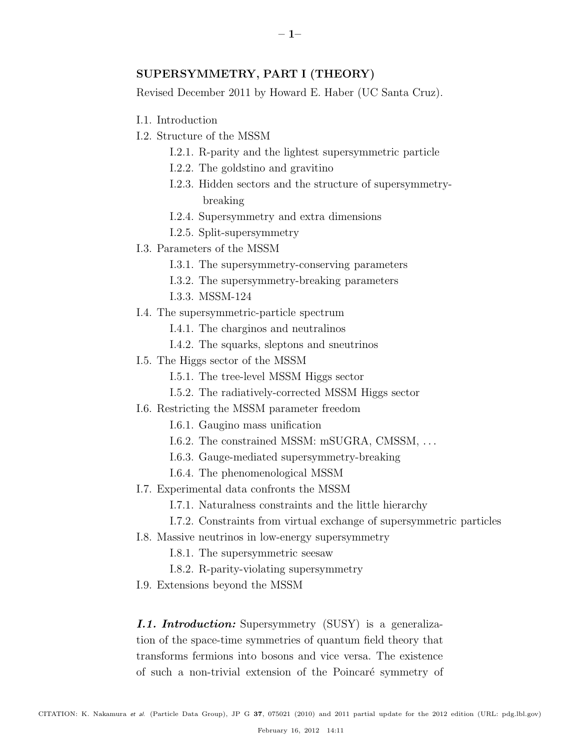# SUPERSYMMETRY, PART I (THEORY)

Revised December 2011 by Howard E. Haber (UC Santa Cruz).

- I.1. Introduction
- I.2. Structure of the MSSM
  - I.2.1. R-parity and the lightest supersymmetric particle
  - I.2.2. The goldstino and gravitino
  - I.2.3. Hidden sectors and the structure of supersymmetry-breaking
  - I.2.4. Supersymmetry and extra dimensions
  - I.2.5. Split-supersymmetry
- I.3. Parameters of the MSSM
  - I.3.1. The supersymmetry-conserving parameters
  - I.3.2. The supersymmetry-breaking parameters
  - I.3.3. MSSM-124
- I.4. The supersymmetric-particle spectrum
  - I.4.1. The charginos and neutralinos
  - I.4.2. The squarks, sleptons and sneutrinos
- I.5. The Higgs sector of the MSSM
  - I.5.1. The tree-level MSSM Higgs sector
  - I.5.2. The radiatively-corrected MSSM Higgs sector
- I.6. Restricting the MSSM parameter freedom
  - I.6.1. Gaugino mass unification
  - I.6.2. The constrained MSSM: mSUGRA, CMSSM, . . .
  - I.6.3. Gauge-mediated supersymmetry-breaking
  - I.6.4. The phenomenological MSSM
- I.7. Experimental data confronts the MSSM
  - I.7.1. Naturalness constraints and the little hierarchy
  - I.7.2. Constraints from virtual exchange of supersymmetric particles
- I.8. Massive neutrinos in low-energy supersymmetry
  - I.8.1. The supersymmetric seesaw
  - I.8.2. R-parity-violating supersymmetry
- I.9. Extensions beyond the MSSM

***I.1. Introduction:*** Supersymmetry (SUSY) is a generalization of the space-time symmetries of quantum field theory that transforms fermions into bosons and vice versa. The existence of such a non-trivial extension of the Poincaré symmetry of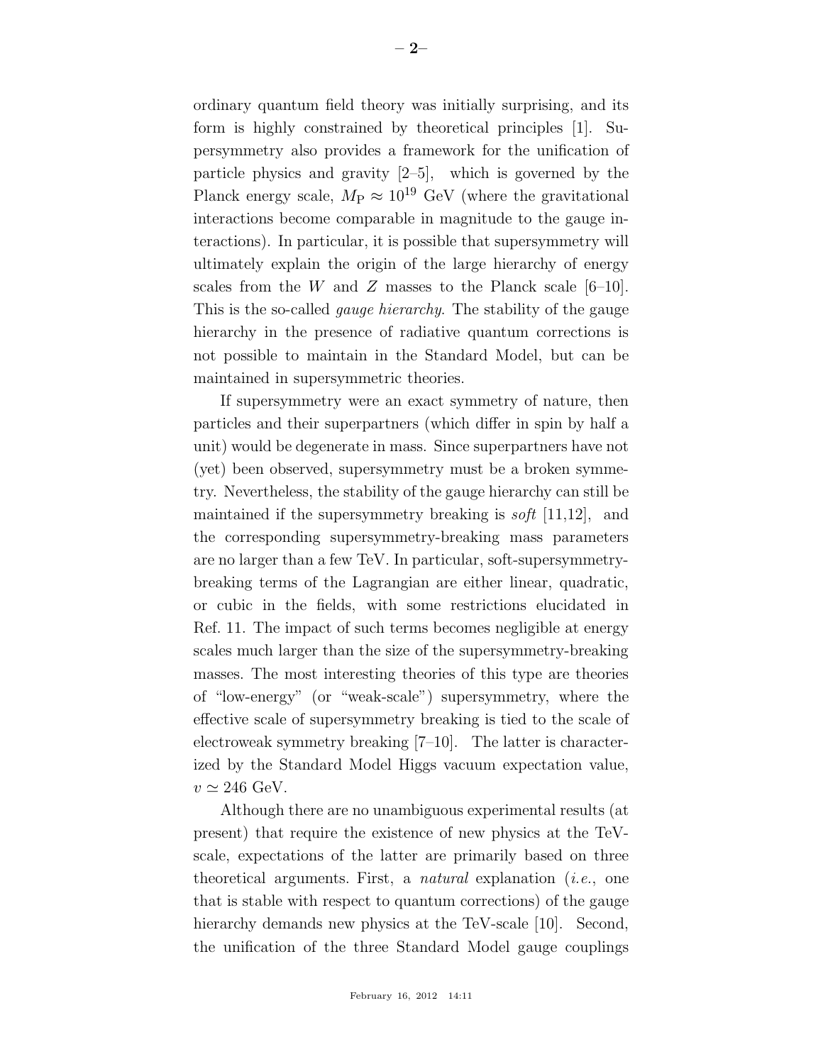ordinary quantum field theory was initially surprising, and its form is highly constrained by theoretical principles [1]. Supersymmetry also provides a framework for the unification of particle physics and gravity [2–5], which is governed by the Planck energy scale, $M_{\rm P} \approx 10^{19}$ GeV (where the gravitational interactions become comparable in magnitude to the gauge interactions). In particular, it is possible that supersymmetry will ultimately explain the origin of the large hierarchy of energy scales from the $W$ and $Z$ masses to the Planck scale [6–10]. This is the so-called *gauge hierarchy*. The stability of the gauge hierarchy in the presence of radiative quantum corrections is not possible to maintain in the Standard Model, but can be maintained in supersymmetric theories.

If supersymmetry were an exact symmetry of nature, then particles and their superpartners (which differ in spin by half a unit) would be degenerate in mass. Since superpartners have not (yet) been observed, supersymmetry must be a broken symmetry. Nevertheless, the stability of the gauge hierarchy can still be maintained if the supersymmetry breaking is *soft* [11,12], and the corresponding supersymmetry-breaking mass parameters are no larger than a few TeV. In particular, soft-supersymmetry-breaking terms of the Lagrangian are either linear, quadratic, or cubic in the fields, with some restrictions elucidated in Ref. 11. The impact of such terms becomes negligible at energy scales much larger than the size of the supersymmetry-breaking masses. The most interesting theories of this type are theories of "low-energy" (or "weak-scale") supersymmetry, where the effective scale of supersymmetry breaking is tied to the scale of electroweak symmetry breaking [7–10]. The latter is characterized by the Standard Model Higgs vacuum expectation value, $v \simeq 246$ GeV.

Although there are no unambiguous experimental results (at present) that require the existence of new physics at the TeV-scale, expectations of the latter are primarily based on three theoretical arguments. First, a *natural* explanation (*i.e.*, one that is stable with respect to quantum corrections) of the gauge hierarchy demands new physics at the TeV-scale [10]. Second, the unification of the three Standard Model gauge couplings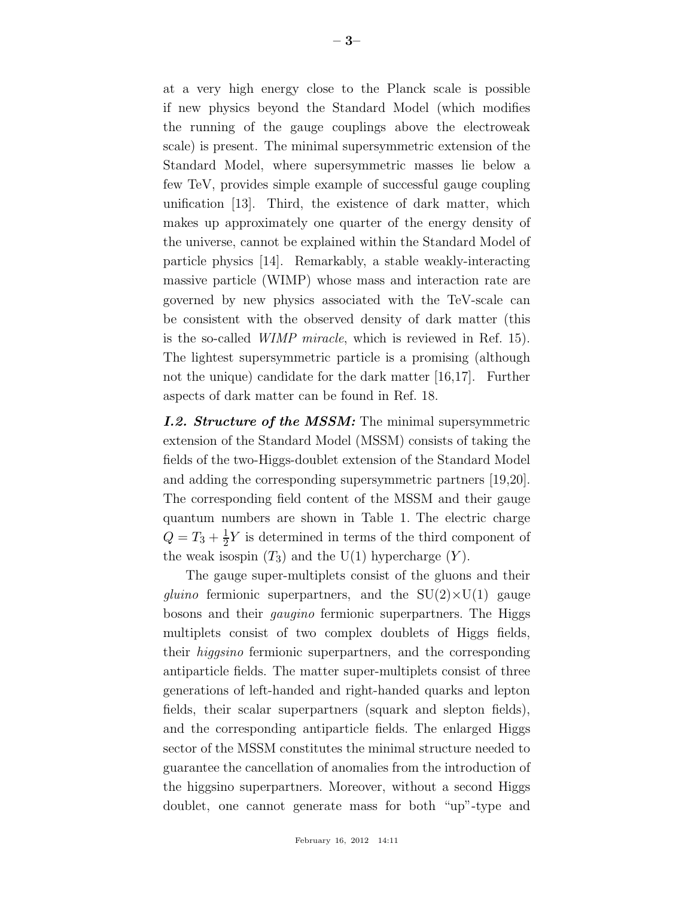at a very high energy close to the Planck scale is possible if new physics beyond the Standard Model (which modifies the running of the gauge couplings above the electroweak scale) is present. The minimal supersymmetric extension of the Standard Model, where supersymmetric masses lie below a few TeV, provides simple example of successful gauge coupling unification [13]. Third, the existence of dark matter, which makes up approximately one quarter of the energy density of the universe, cannot be explained within the Standard Model of particle physics [14]. Remarkably, a stable weakly-interacting massive particle (WIMP) whose mass and interaction rate are governed by new physics associated with the TeV-scale can be consistent with the observed density of dark matter (this is the so-called *WIMP miracle*, which is reviewed in Ref. 15). The lightest supersymmetric particle is a promising (although not the unique) candidate for the dark matter [16,17]. Further aspects of dark matter can be found in Ref. 18.

***I.2. Structure of the MSSM:*** The minimal supersymmetric extension of the Standard Model (MSSM) consists of taking the fields of the two-Higgs-doublet extension of the Standard Model and adding the corresponding supersymmetric partners [19,20]. The corresponding field content of the MSSM and their gauge quantum numbers are shown in Table 1. The electric charge $Q = T_3 + \frac{1}{2}Y$ is determined in terms of the third component of the weak isospin ($T_3$) and the U(1) hypercharge ($Y$).

The gauge super-multiplets consist of the gluons and their *gluino* fermionic superpartners, and the SU(2)×U(1) gauge bosons and their *gaugino* fermionic superpartners. The Higgs multiplets consist of two complex doublets of Higgs fields, their *higgsino* fermionic superpartners, and the corresponding antiparticle fields. The matter super-multiplets consist of three generations of left-handed and right-handed quarks and lepton fields, their scalar superpartners (squark and slepton fields), and the corresponding antiparticle fields. The enlarged Higgs sector of the MSSM constitutes the minimal structure needed to guarantee the cancellation of anomalies from the introduction of the higgsino superpartners. Moreover, without a second Higgs doublet, one cannot generate mass for both "up"-type and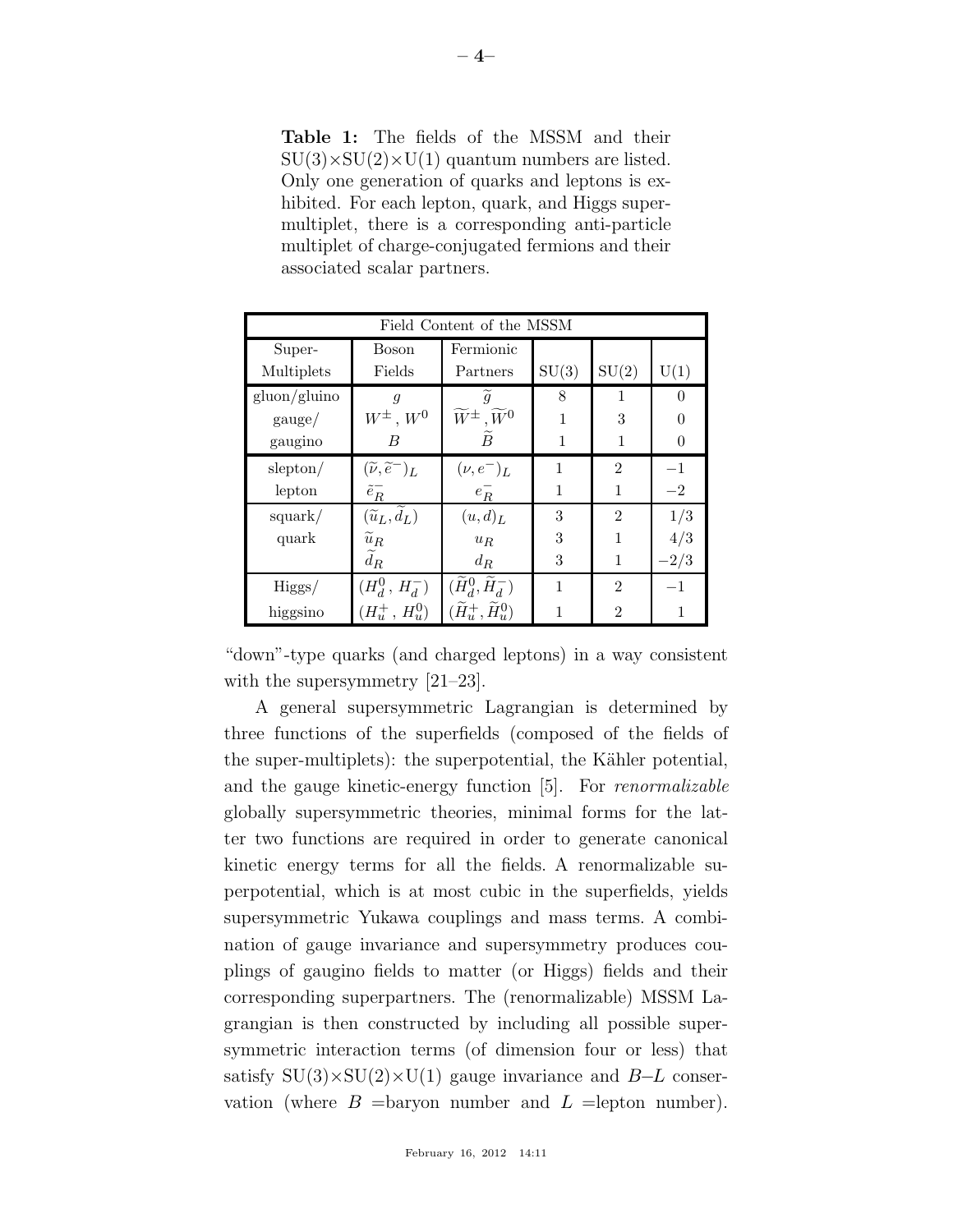**Table 1:** The fields of the MSSM and their SU(3)×SU(2)×U(1) quantum numbers are listed. Only one generation of quarks and leptons is exhibited. For each lepton, quark, and Higgs supermultiplet, there is a corresponding anti-particle multiplet of charge-conjugated fermions and their associated scalar partners.

| Field Content of the MSSM | | | | | |
|---|---|---|---|---|---|
| Super-Multiplets | Boson Fields | Fermionic Partners | SU(3) | SU(2) | U(1) |
| gluon/gluino | $g$ | $\widetilde{g}$ | 8 | 1 | 0 |
| gauge/ | $W^{\pm}$, $W^0$ | $\widetilde{W}^{\pm}$, $\widetilde{W}^0$ | 1 | 3 | 0 |
| gaugino | $B$ | $\widetilde{B}$ | 1 | 1 | 0 |
| slepton/ | $(\widetilde{\nu}, \widetilde{e}^-)_L$ | $(\nu, e^-)_L$ | 1 | 2 | $-1$ |
| lepton | $\tilde{e}^-_R$ | $e^-_R$ | 1 | 1 | $-2$ |
| squark/ | $(\widetilde{u}_L, \widetilde{d}_L)$ | $(u, d)_L$ | 3 | 2 | $1/3$ |
| quark | $\widetilde{u}_R$ | $u_R$ | 3 | 1 | $4/3$ |
| | $\widetilde{d}_R$ | $d_R$ | 3 | 1 | $-2/3$ |
| Higgs/ | $(H_d^0, H_d^-)$ | $(\widetilde{H}_d^0, \widetilde{H}_d^-)$ | 1 | 2 | $-1$ |
| higgsino | $(H_u^+, H_u^0)$ | $(\widetilde{H}_u^+, \widetilde{H}_u^0)$ | 1 | 2 | 1 |

"down"-type quarks (and charged leptons) in a way consistent with the supersymmetry [21–23].

A general supersymmetric Lagrangian is determined by three functions of the superfields (composed of the fields of the super-multiplets): the superpotential, the Kähler potential, and the gauge kinetic-energy function [5]. For *renormalizable* globally supersymmetric theories, minimal forms for the latter two functions are required in order to generate canonical kinetic energy terms for all the fields. A renormalizable superpotential, which is at most cubic in the superfields, yields supersymmetric Yukawa couplings and mass terms. A combination of gauge invariance and supersymmetry produces couplings of gaugino fields to matter (or Higgs) fields and their corresponding superpartners. The (renormalizable) MSSM Lagrangian is then constructed by including all possible supersymmetric interaction terms (of dimension four or less) that satisfy SU(3)×SU(2)×U(1) gauge invariance and $B$–$L$ conservation (where $B$ =baryon number and $L$ =lepton number).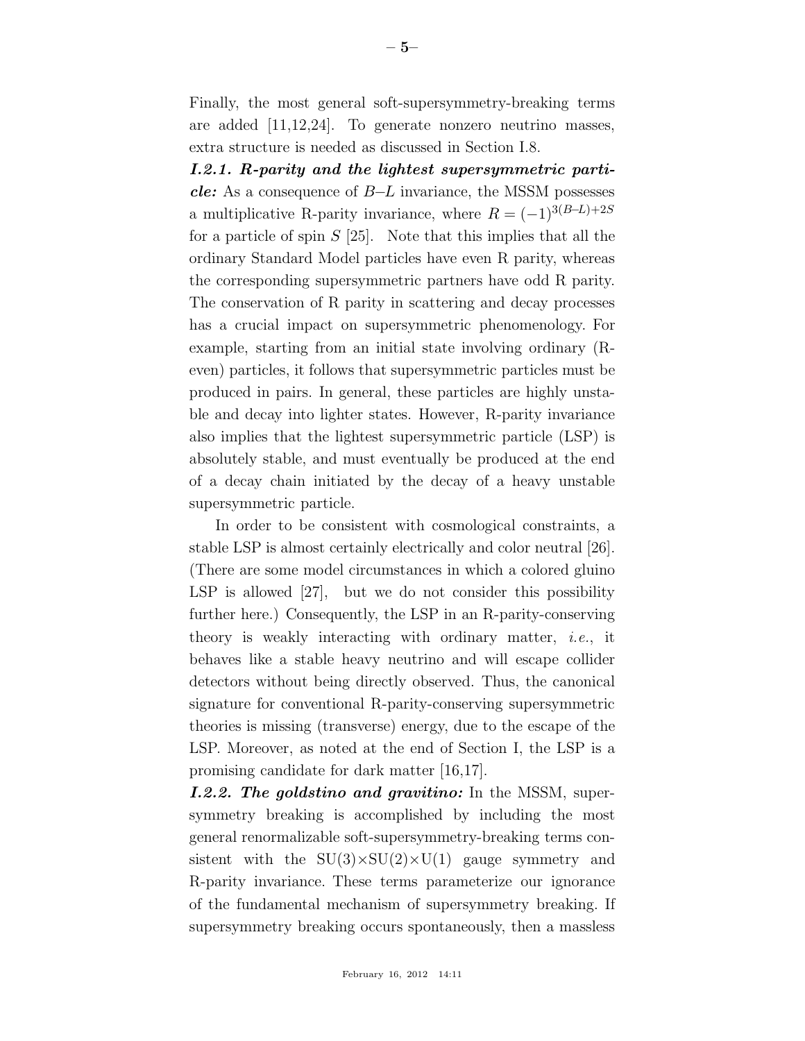Finally, the most general soft-supersymmetry-breaking terms are added [11,12,24]. To generate nonzero neutrino masses, extra structure is needed as discussed in Section I.8.

***I.2.1. R-parity and the lightest supersymmetric particle:*** As a consequence of $B$–$L$ invariance, the MSSM possesses a multiplicative R-parity invariance, where $R = (-1)^{3(B-L)+2S}$ for a particle of spin $S$ [25]. Note that this implies that all the ordinary Standard Model particles have even R parity, whereas the corresponding supersymmetric partners have odd R parity. The conservation of R parity in scattering and decay processes has a crucial impact on supersymmetric phenomenology. For example, starting from an initial state involving ordinary (R-even) particles, it follows that supersymmetric particles must be produced in pairs. In general, these particles are highly unstable and decay into lighter states. However, R-parity invariance also implies that the lightest supersymmetric particle (LSP) is absolutely stable, and must eventually be produced at the end of a decay chain initiated by the decay of a heavy unstable supersymmetric particle.

In order to be consistent with cosmological constraints, a stable LSP is almost certainly electrically and color neutral [26]. (There are some model circumstances in which a colored gluino LSP is allowed [27], but we do not consider this possibility further here.) Consequently, the LSP in an R-parity-conserving theory is weakly interacting with ordinary matter, *i.e.*, it behaves like a stable heavy neutrino and will escape collider detectors without being directly observed. Thus, the canonical signature for conventional R-parity-conserving supersymmetric theories is missing (transverse) energy, due to the escape of the LSP. Moreover, as noted at the end of Section I, the LSP is a promising candidate for dark matter [16,17].

***I.2.2. The goldstino and gravitino:*** In the MSSM, supersymmetry breaking is accomplished by including the most general renormalizable soft-supersymmetry-breaking terms consistent with the SU(3)×SU(2)×U(1) gauge symmetry and R-parity invariance. These terms parameterize our ignorance of the fundamental mechanism of supersymmetry breaking. If supersymmetry breaking occurs spontaneously, then a massless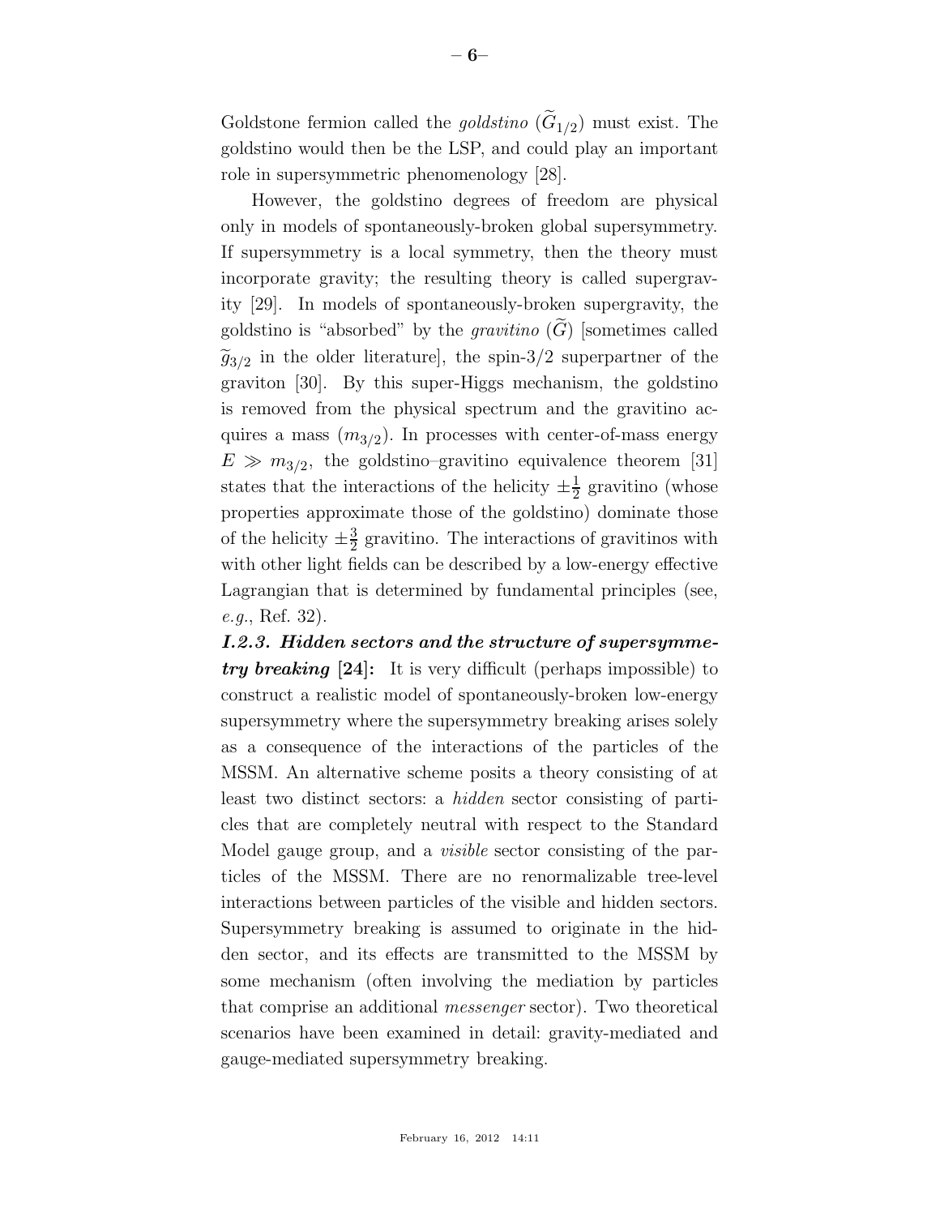Goldstone fermion called the *goldstino* ($\widetilde{G}_{1/2}$) must exist. The goldstino would then be the LSP, and could play an important role in supersymmetric phenomenology [28].

However, the goldstino degrees of freedom are physical only in models of spontaneously-broken global supersymmetry. If supersymmetry is a local symmetry, then the theory must incorporate gravity; the resulting theory is called supergravity [29]. In models of spontaneously-broken supergravity, the goldstino is "absorbed" by the *gravitino* ($\widetilde{G}$) [sometimes called $\widetilde{g}_{3/2}$ in the older literature], the spin-3/2 superpartner of the graviton [30]. By this super-Higgs mechanism, the goldstino is removed from the physical spectrum and the gravitino acquires a mass ($m_{3/2}$). In processes with center-of-mass energy $E \gg m_{3/2}$, the goldstino–gravitino equivalence theorem [31] states that the interactions of the helicity $\pm\frac{1}{2}$ gravitino (whose properties approximate those of the goldstino) dominate those of the helicity $\pm\frac{3}{2}$ gravitino. The interactions of gravitinos with with other light fields can be described by a low-energy effective Lagrangian that is determined by fundamental principles (see, *e.g.*, Ref. 32).

***I.2.3. Hidden sectors and the structure of supersymmetry breaking* [24]:** It is very difficult (perhaps impossible) to construct a realistic model of spontaneously-broken low-energy supersymmetry where the supersymmetry breaking arises solely as a consequence of the interactions of the particles of the MSSM. An alternative scheme posits a theory consisting of at least two distinct sectors: a *hidden* sector consisting of particles that are completely neutral with respect to the Standard Model gauge group, and a *visible* sector consisting of the particles of the MSSM. There are no renormalizable tree-level interactions between particles of the visible and hidden sectors. Supersymmetry breaking is assumed to originate in the hidden sector, and its effects are transmitted to the MSSM by some mechanism (often involving the mediation by particles that comprise an additional *messenger* sector). Two theoretical scenarios have been examined in detail: gravity-mediated and gauge-mediated supersymmetry breaking.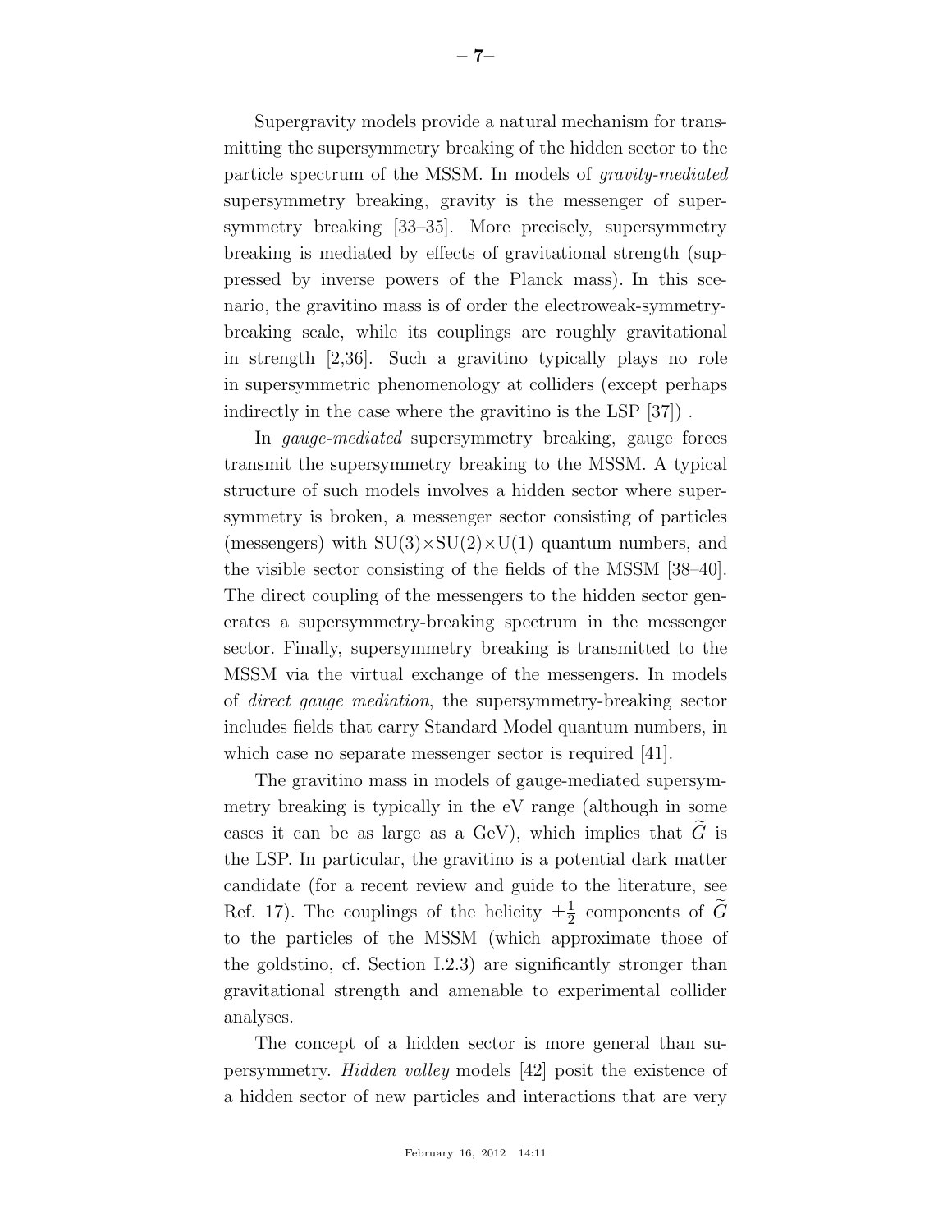Supergravity models provide a natural mechanism for transmitting the supersymmetry breaking of the hidden sector to the particle spectrum of the MSSM. In models of *gravity-mediated* supersymmetry breaking, gravity is the messenger of supersymmetry breaking [33–35]. More precisely, supersymmetry breaking is mediated by effects of gravitational strength (suppressed by inverse powers of the Planck mass). In this scenario, the gravitino mass is of order the electroweak-symmetry-breaking scale, while its couplings are roughly gravitational in strength [2,36]. Such a gravitino typically plays no role in supersymmetric phenomenology at colliders (except perhaps indirectly in the case where the gravitino is the LSP [37]) .

In *gauge-mediated* supersymmetry breaking, gauge forces transmit the supersymmetry breaking to the MSSM. A typical structure of such models involves a hidden sector where supersymmetry is broken, a messenger sector consisting of particles (messengers) with $\mathrm{SU}(3)\times\mathrm{SU}(2)\times\mathrm{U}(1)$ quantum numbers, and the visible sector consisting of the fields of the MSSM [38–40]. The direct coupling of the messengers to the hidden sector generates a supersymmetry-breaking spectrum in the messenger sector. Finally, supersymmetry breaking is transmitted to the MSSM via the virtual exchange of the messengers. In models of *direct gauge mediation*, the supersymmetry-breaking sector includes fields that carry Standard Model quantum numbers, in which case no separate messenger sector is required [41].

The gravitino mass in models of gauge-mediated supersymmetry breaking is typically in the eV range (although in some cases it can be as large as a GeV), which implies that $\widetilde{G}$ is the LSP. In particular, the gravitino is a potential dark matter candidate (for a recent review and guide to the literature, see Ref. 17). The couplings of the helicity $\pm\frac{1}{2}$ components of $\widetilde{G}$ to the particles of the MSSM (which approximate those of the goldstino, cf. Section I.2.3) are significantly stronger than gravitational strength and amenable to experimental collider analyses.

The concept of a hidden sector is more general than supersymmetry. *Hidden valley* models [42] posit the existence of a hidden sector of new particles and interactions that are very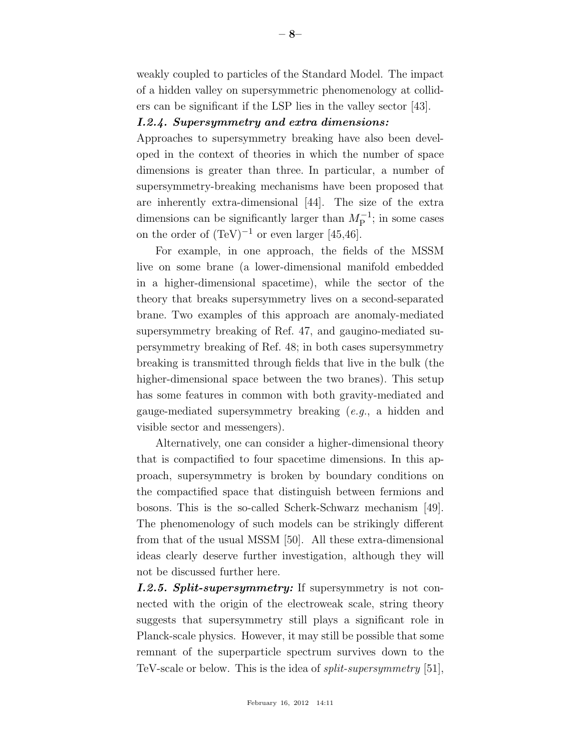weakly coupled to particles of the Standard Model. The impact of a hidden valley on supersymmetric phenomenology at colliders can be significant if the LSP lies in the valley sector [43].

***I.2.4. Supersymmetry and extra dimensions:***

Approaches to supersymmetry breaking have also been developed in the context of theories in which the number of space dimensions is greater than three. In particular, a number of supersymmetry-breaking mechanisms have been proposed that are inherently extra-dimensional [44]. The size of the extra dimensions can be significantly larger than $M_{\mathrm{P}}^{-1}$; in some cases on the order of $(\mathrm{TeV})^{-1}$ or even larger [45,46].

For example, in one approach, the fields of the MSSM live on some brane (a lower-dimensional manifold embedded in a higher-dimensional spacetime), while the sector of the theory that breaks supersymmetry lives on a second-separated brane. Two examples of this approach are anomaly-mediated supersymmetry breaking of Ref. 47, and gaugino-mediated supersymmetry breaking of Ref. 48; in both cases supersymmetry breaking is transmitted through fields that live in the bulk (the higher-dimensional space between the two branes). This setup has some features in common with both gravity-mediated and gauge-mediated supersymmetry breaking (*e.g.*, a hidden and visible sector and messengers).

Alternatively, one can consider a higher-dimensional theory that is compactified to four spacetime dimensions. In this approach, supersymmetry is broken by boundary conditions on the compactified space that distinguish between fermions and bosons. This is the so-called Scherk-Schwarz mechanism [49]. The phenomenology of such models can be strikingly different from that of the usual MSSM [50]. All these extra-dimensional ideas clearly deserve further investigation, although they will not be discussed further here.

***I.2.5. Split-supersymmetry:*** If supersymmetry is not connected with the origin of the electroweak scale, string theory suggests that supersymmetry still plays a significant role in Planck-scale physics. However, it may still be possible that some remnant of the superparticle spectrum survives down to the TeV-scale or below. This is the idea of *split-supersymmetry* [51],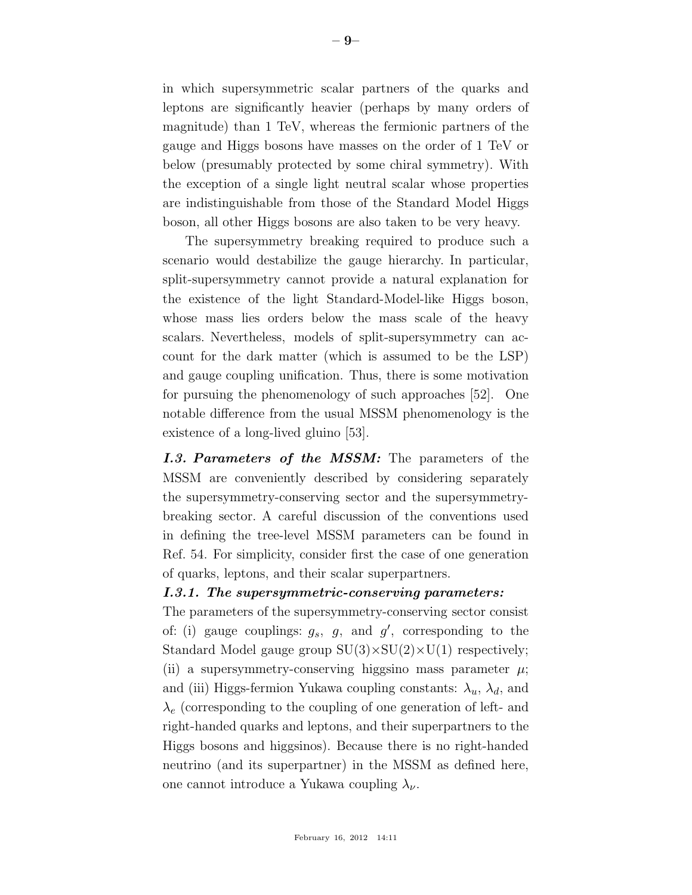in which supersymmetric scalar partners of the quarks and leptons are significantly heavier (perhaps by many orders of magnitude) than 1 TeV, whereas the fermionic partners of the gauge and Higgs bosons have masses on the order of 1 TeV or below (presumably protected by some chiral symmetry). With the exception of a single light neutral scalar whose properties are indistinguishable from those of the Standard Model Higgs boson, all other Higgs bosons are also taken to be very heavy.

The supersymmetry breaking required to produce such a scenario would destabilize the gauge hierarchy. In particular, split-supersymmetry cannot provide a natural explanation for the existence of the light Standard-Model-like Higgs boson, whose mass lies orders below the mass scale of the heavy scalars. Nevertheless, models of split-supersymmetry can account for the dark matter (which is assumed to be the LSP) and gauge coupling unification. Thus, there is some motivation for pursuing the phenomenology of such approaches [52]. One notable difference from the usual MSSM phenomenology is the existence of a long-lived gluino [53].

***I.3. Parameters of the MSSM:*** The parameters of the MSSM are conveniently described by considering separately the supersymmetry-conserving sector and the supersymmetry-breaking sector. A careful discussion of the conventions used in defining the tree-level MSSM parameters can be found in Ref. 54. For simplicity, consider first the case of one generation of quarks, leptons, and their scalar superpartners.

***I.3.1. The supersymmetric-conserving parameters:***

The parameters of the supersymmetry-conserving sector consist of: (i) gauge couplings: $g_s$, $g$, and $g'$, corresponding to the Standard Model gauge group SU(3)×SU(2)×U(1) respectively; (ii) a supersymmetry-conserving higgsino mass parameter $\mu$; and (iii) Higgs-fermion Yukawa coupling constants: $\lambda_u$, $\lambda_d$, and $\lambda_e$ (corresponding to the coupling of one generation of left- and right-handed quarks and leptons, and their superpartners to the Higgs bosons and higgsinos). Because there is no right-handed neutrino (and its superpartner) in the MSSM as defined here, one cannot introduce a Yukawa coupling $\lambda_\nu$.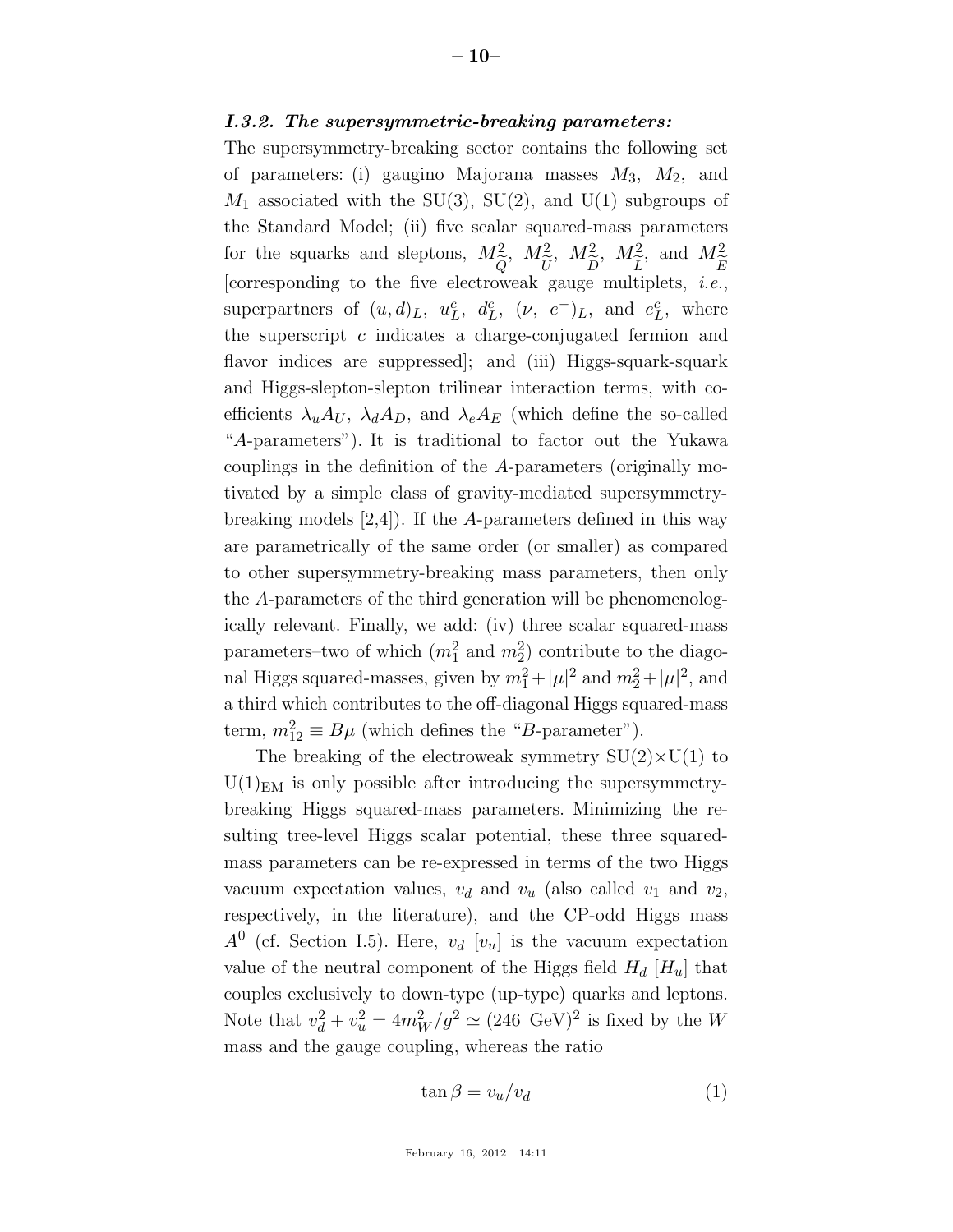***I.3.2. The supersymmetric-breaking parameters:***

The supersymmetry-breaking sector contains the following set of parameters: (i) gaugino Majorana masses $M_3$, $M_2$, and $M_1$ associated with the SU(3), SU(2), and U(1) subgroups of the Standard Model; (ii) five scalar squared-mass parameters for the squarks and sleptons, $M^2_{\widetilde{Q}}$, $M^2_{\widetilde{U}}$, $M^2_{\widetilde{D}}$, $M^2_{\widetilde{L}}$, and $M^2_{\widetilde{E}}$ [corresponding to the five electroweak gauge multiplets, *i.e.*, superpartners of $(u,d)_L$, $u^c_L$, $d^c_L$, $(\nu,\ e^-)_L$, and $e^c_L$, where the superscript $c$ indicates a charge-conjugated fermion and flavor indices are suppressed]; and (iii) Higgs-squark-squark and Higgs-slepton-slepton trilinear interaction terms, with coefficients $\lambda_u A_U$, $\lambda_d A_D$, and $\lambda_e A_E$ (which define the so-called "$A$-parameters"). It is traditional to factor out the Yukawa couplings in the definition of the $A$-parameters (originally motivated by a simple class of gravity-mediated supersymmetry-breaking models [2,4]). If the $A$-parameters defined in this way are parametrically of the same order (or smaller) as compared to other supersymmetry-breaking mass parameters, then only the $A$-parameters of the third generation will be phenomenologically relevant. Finally, we add: (iv) three scalar squared-mass parameters–two of which ($m_1^2$ and $m_2^2$) contribute to the diagonal Higgs squared-masses, given by $m_1^2+|\mu|^2$ and $m_2^2+|\mu|^2$, and a third which contributes to the off-diagonal Higgs squared-mass term, $m_{12}^2 \equiv B\mu$ (which defines the "$B$-parameter").

The breaking of the electroweak symmetry SU(2)×U(1) to $\text{U(1)}_{\text{EM}}$ is only possible after introducing the supersymmetry-breaking Higgs squared-mass parameters. Minimizing the resulting tree-level Higgs scalar potential, these three squared-mass parameters can be re-expressed in terms of the two Higgs vacuum expectation values, $v_d$ and $v_u$ (also called $v_1$ and $v_2$, respectively, in the literature), and the CP-odd Higgs mass $A^0$ (cf. Section I.5). Here, $v_d$ [$v_u$] is the vacuum expectation value of the neutral component of the Higgs field $H_d$ [$H_u$] that couples exclusively to down-type (up-type) quarks and leptons. Note that $v_d^2 + v_u^2 = 4m_W^2/g^2 \simeq (246\ \text{GeV})^2$ is fixed by the $W$ mass and the gauge coupling, whereas the ratio

$$\tan\beta = v_u/v_d \tag{1}$$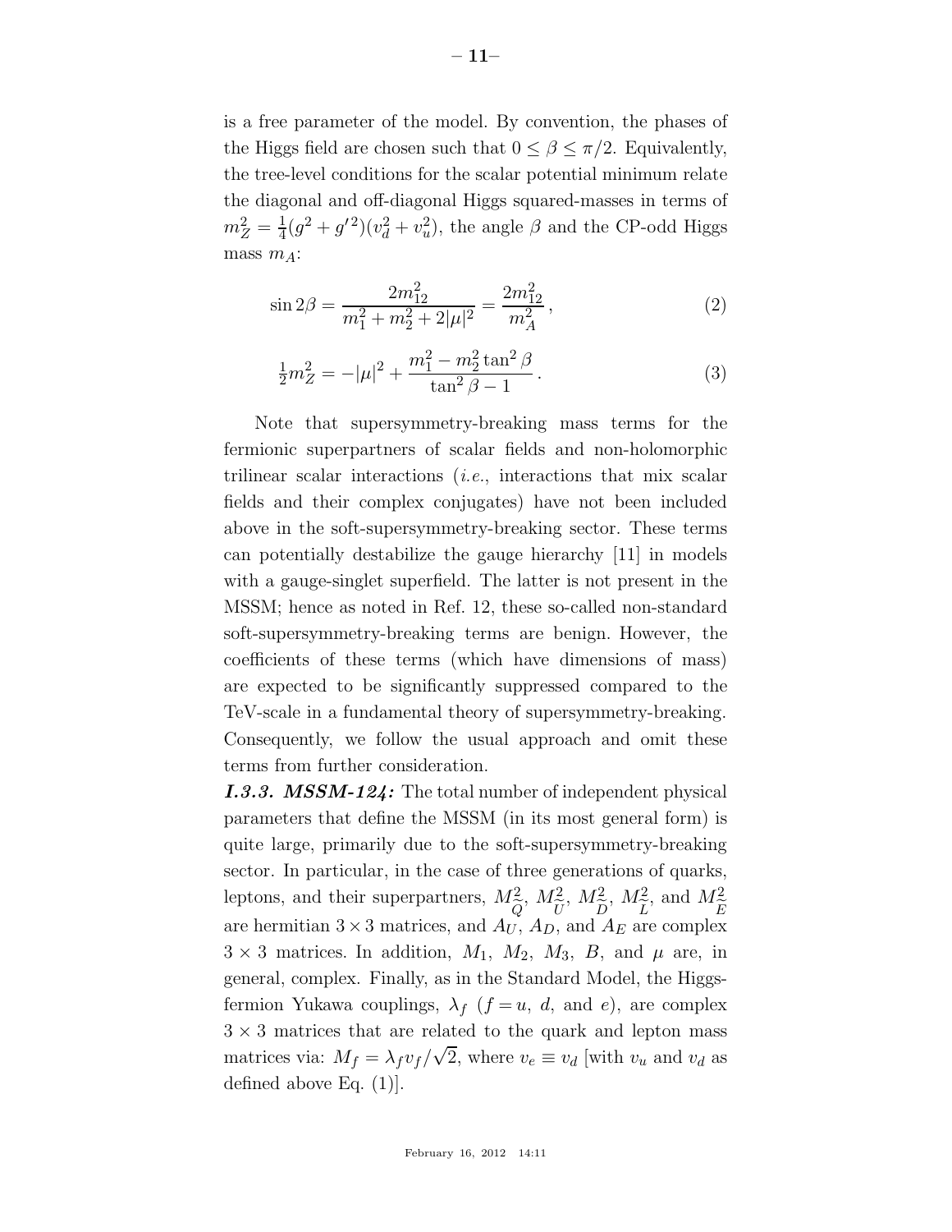is a free parameter of the model. By convention, the phases of the Higgs field are chosen such that $0 \leq \beta \leq \pi/2$. Equivalently, the tree-level conditions for the scalar potential minimum relate the diagonal and off-diagonal Higgs squared-masses in terms of $m_Z^2 = \frac{1}{4}(g^2 + g'^2)(v_d^2 + v_u^2)$, the angle $\beta$ and the CP-odd Higgs mass $m_A$:

$$\sin 2\beta = \frac{2m_{12}^2}{m_1^2 + m_2^2 + 2|\mu|^2} = \frac{2m_{12}^2}{m_A^2}\,, \tag{2}$$

$$\tfrac{1}{2}m_Z^2 = -|\mu|^2 + \frac{m_1^2 - m_2^2 \tan^2\beta}{\tan^2\beta - 1}\,. \tag{3}$$

Note that supersymmetry-breaking mass terms for the fermionic superpartners of scalar fields and non-holomorphic trilinear scalar interactions (*i.e.*, interactions that mix scalar fields and their complex conjugates) have not been included above in the soft-supersymmetry-breaking sector. These terms can potentially destabilize the gauge hierarchy [11] in models with a gauge-singlet superfield. The latter is not present in the MSSM; hence as noted in Ref. 12, these so-called non-standard soft-supersymmetry-breaking terms are benign. However, the coefficients of these terms (which have dimensions of mass) are expected to be significantly suppressed compared to the TeV-scale in a fundamental theory of supersymmetry-breaking. Consequently, we follow the usual approach and omit these terms from further consideration.

***I.3.3. MSSM-124:*** The total number of independent physical parameters that define the MSSM (in its most general form) is quite large, primarily due to the soft-supersymmetry-breaking sector. In particular, in the case of three generations of quarks, leptons, and their superpartners, $M^2_{\widetilde{Q}}$, $M^2_{\widetilde{U}}$, $M^2_{\widetilde{D}}$, $M^2_{\widetilde{L}}$, and $M^2_{\widetilde{E}}$ are hermitian $3 \times 3$ matrices, and $A_U$, $A_D$, and $A_E$ are complex $3 \times 3$ matrices. In addition, $M_1$, $M_2$, $M_3$, $B$, and $\mu$ are, in general, complex. Finally, as in the Standard Model, the Higgs-fermion Yukawa couplings, $\lambda_f$ ($f = u$, $d$, and $e$), are complex $3 \times 3$ matrices that are related to the quark and lepton mass matrices via: $M_f = \lambda_f v_f/\sqrt{2}$, where $v_e \equiv v_d$ [with $v_u$ and $v_d$ as defined above Eq. (1)].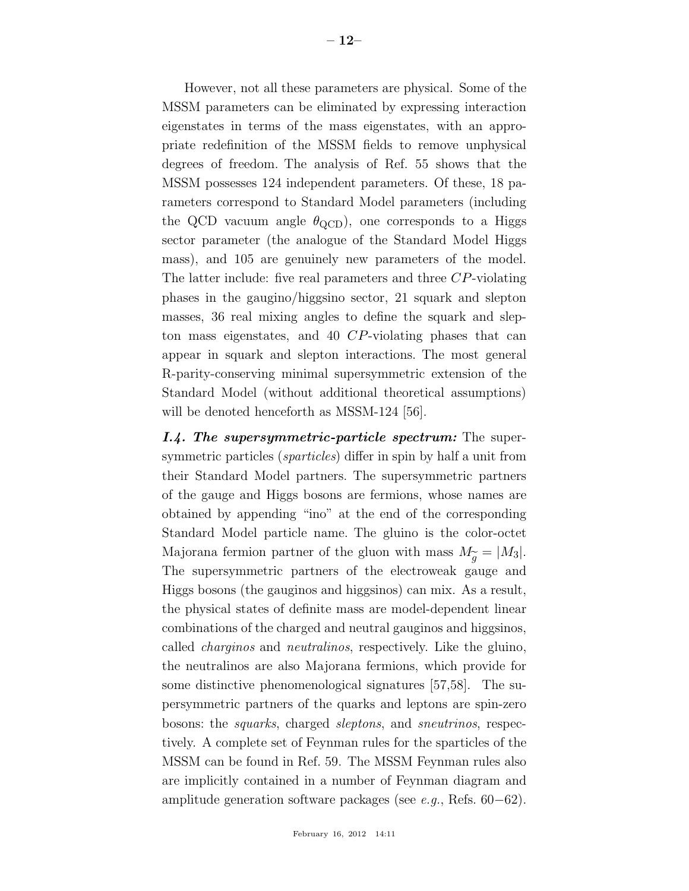However, not all these parameters are physical. Some of the MSSM parameters can be eliminated by expressing interaction eigenstates in terms of the mass eigenstates, with an appropriate redefinition of the MSSM fields to remove unphysical degrees of freedom. The analysis of Ref. 55 shows that the MSSM possesses 124 independent parameters. Of these, 18 parameters correspond to Standard Model parameters (including the QCD vacuum angle $\theta_{\mathrm{QCD}}$), one corresponds to a Higgs sector parameter (the analogue of the Standard Model Higgs mass), and 105 are genuinely new parameters of the model. The latter include: five real parameters and three $CP$-violating phases in the gaugino/higgsino sector, 21 squark and slepton masses, 36 real mixing angles to define the squark and slepton mass eigenstates, and 40 $CP$-violating phases that can appear in squark and slepton interactions. The most general R-parity-conserving minimal supersymmetric extension of the Standard Model (without additional theoretical assumptions) will be denoted henceforth as MSSM-124 [56].

***I.4. The supersymmetric-particle spectrum:*** The supersymmetric particles (*sparticles*) differ in spin by half a unit from their Standard Model partners. The supersymmetric partners of the gauge and Higgs bosons are fermions, whose names are obtained by appending "ino" at the end of the corresponding Standard Model particle name. The gluino is the color-octet Majorana fermion partner of the gluon with mass $M_{\widetilde{g}} = |M_3|$. The supersymmetric partners of the electroweak gauge and Higgs bosons (the gauginos and higgsinos) can mix. As a result, the physical states of definite mass are model-dependent linear combinations of the charged and neutral gauginos and higgsinos, called *charginos* and *neutralinos*, respectively. Like the gluino, the neutralinos are also Majorana fermions, which provide for some distinctive phenomenological signatures [57,58]. The supersymmetric partners of the quarks and leptons are spin-zero bosons: the *squarks*, charged *sleptons*, and *sneutrinos*, respectively. A complete set of Feynman rules for the sparticles of the MSSM can be found in Ref. 59. The MSSM Feynman rules also are implicitly contained in a number of Feynman diagram and amplitude generation software packages (see *e.g.*, Refs. 60−62).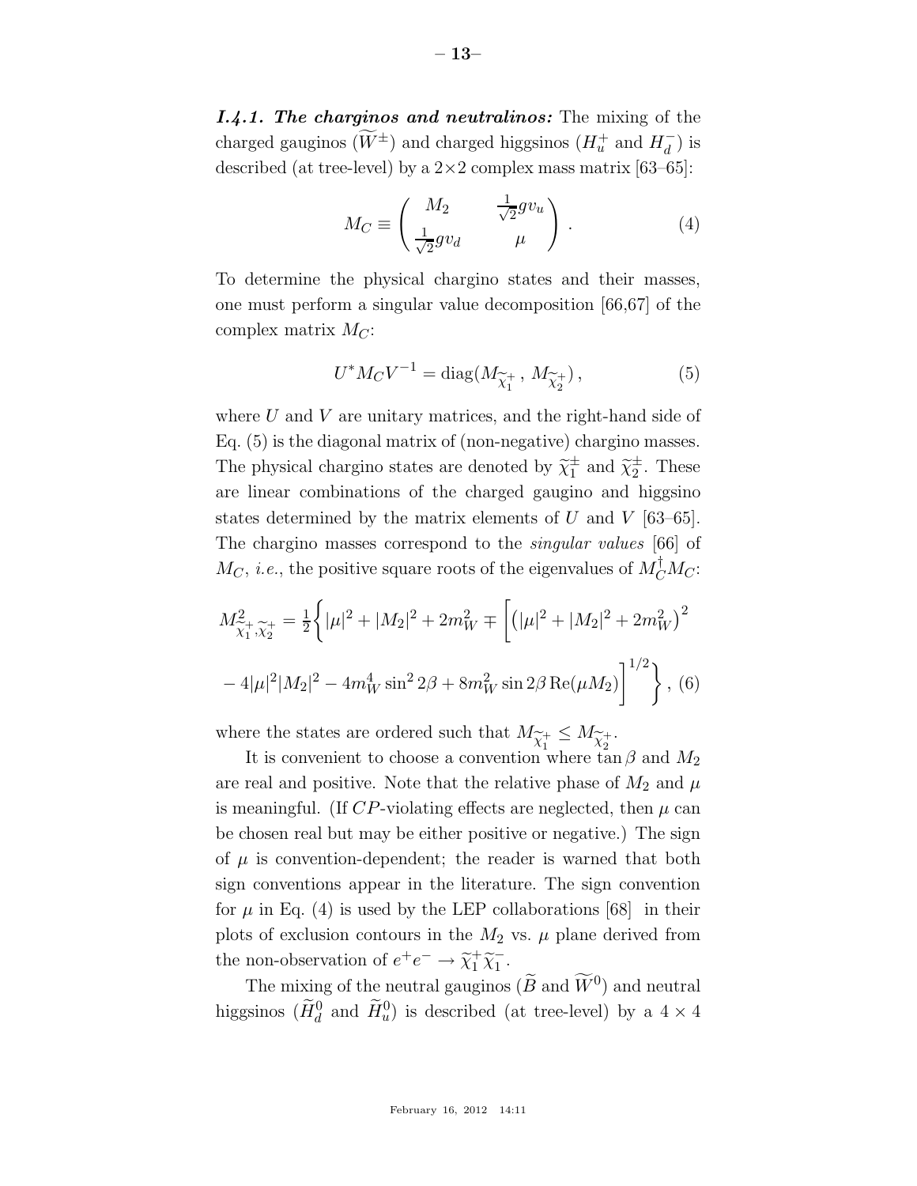*I.4.1. The charginos and neutralinos:* The mixing of the charged gauginos ($\widetilde{W}^{\pm}$) and charged higgsinos ($H_u^+$ and $H_d^-$) is described (at tree-level) by a $2\times 2$ complex mass matrix [63–65]:

$$M_C \equiv \begin{pmatrix} M_2 & \frac{1}{\sqrt{2}} g v_u \\ \frac{1}{\sqrt{2}} g v_d & \mu \end{pmatrix} . \tag{4}$$

To determine the physical chargino states and their masses, one must perform a singular value decomposition [66,67] of the complex matrix $M_C$:

$$U^* M_C V^{-1} = \text{diag}(M_{\widetilde{\chi}_1^+}\,,\, M_{\widetilde{\chi}_2^+})\,, \tag{5}$$

where $U$ and $V$ are unitary matrices, and the right-hand side of Eq. (5) is the diagonal matrix of (non-negative) chargino masses. The physical chargino states are denoted by $\widetilde{\chi}_1^{\pm}$ and $\widetilde{\chi}_2^{\pm}$. These are linear combinations of the charged gaugino and higgsino states determined by the matrix elements of $U$ and $V$ [63–65]. The chargino masses correspond to the *singular values* [66] of $M_C$, *i.e.*, the positive square roots of the eigenvalues of $M_C^{\dagger} M_C$:

$$M^2_{\widetilde{\chi}_1^+,\widetilde{\chi}_2^+} = \tfrac{1}{2}\Bigg\{ |\mu|^2 + |M_2|^2 + 2m_W^2 \mp \Bigg[ \left(|\mu|^2 + |M_2|^2 + 2m_W^2\right)^2 - 4|\mu|^2|M_2|^2 - 4m_W^4 \sin^2 2\beta + 8m_W^2 \sin 2\beta \, \text{Re}(\mu M_2) \Bigg]^{1/2} \Bigg\}, \tag{6}$$

where the states are ordered such that $M_{\widetilde{\chi}_1^+} \leq M_{\widetilde{\chi}_2^+}$.

It is convenient to choose a convention where $\tan\beta$ and $M_2$ are real and positive. Note that the relative phase of $M_2$ and $\mu$ is meaningful. (If $CP$-violating effects are neglected, then $\mu$ can be chosen real but may be either positive or negative.) The sign of $\mu$ is convention-dependent; the reader is warned that both sign conventions appear in the literature. The sign convention for $\mu$ in Eq. (4) is used by the LEP collaborations [68] in their plots of exclusion contours in the $M_2$ vs. $\mu$ plane derived from the non-observation of $e^+e^- \to \widetilde{\chi}_1^+ \widetilde{\chi}_1^-$.

The mixing of the neutral gauginos ($\widetilde{B}$ and $\widetilde{W}^0$) and neutral higgsinos ($\widetilde{H}_d^0$ and $\widetilde{H}_u^0$) is described (at tree-level) by a $4 \times 4$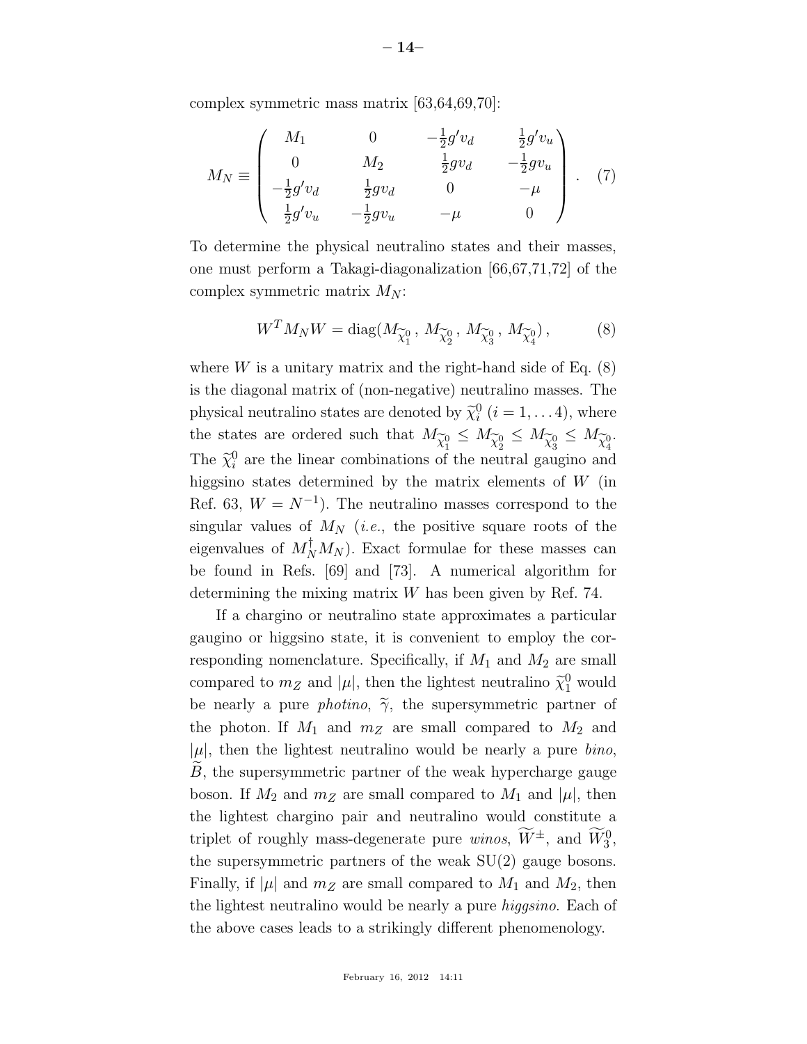complex symmetric mass matrix [63,64,69,70]:

$$
M_N \equiv \begin{pmatrix} M_1 & 0 & -\frac{1}{2}g'v_d & \frac{1}{2}g'v_u \\ 0 & M_2 & \frac{1}{2}gv_d & -\frac{1}{2}gv_u \\ -\frac{1}{2}g'v_d & \frac{1}{2}gv_d & 0 & -\mu \\ \frac{1}{2}g'v_u & -\frac{1}{2}gv_u & -\mu & 0 \end{pmatrix} . \quad (7)
$$

To determine the physical neutralino states and their masses, one must perform a Takagi-diagonalization [66,67,71,72] of the complex symmetric matrix $M_N$:

$$
W^T M_N W = \mathrm{diag}(M_{\widetilde{\chi}_1^0}\,,\, M_{\widetilde{\chi}_2^0}\,,\, M_{\widetilde{\chi}_3^0}\,,\, M_{\widetilde{\chi}_4^0})\,, \quad (8)
$$

where $W$ is a unitary matrix and the right-hand side of Eq. (8) is the diagonal matrix of (non-negative) neutralino masses. The physical neutralino states are denoted by $\widetilde{\chi}_i^0$ ($i = 1, \ldots 4$), where the states are ordered such that $M_{\widetilde{\chi}_1^0} \leq M_{\widetilde{\chi}_2^0} \leq M_{\widetilde{\chi}_3^0} \leq M_{\widetilde{\chi}_4^0}$. The $\widetilde{\chi}_i^0$ are the linear combinations of the neutral gaugino and higgsino states determined by the matrix elements of $W$ (in Ref. 63, $W = N^{-1}$). The neutralino masses correspond to the singular values of $M_N$ (*i.e.*, the positive square roots of the eigenvalues of $M_N^\dagger M_N$). Exact formulae for these masses can be found in Refs. [69] and [73]. A numerical algorithm for determining the mixing matrix $W$ has been given by Ref. 74.

If a chargino or neutralino state approximates a particular gaugino or higgsino state, it is convenient to employ the corresponding nomenclature. Specifically, if $M_1$ and $M_2$ are small compared to $m_Z$ and $|\mu|$, then the lightest neutralino $\widetilde{\chi}_1^0$ would be nearly a pure *photino*, $\widetilde{\gamma}$, the supersymmetric partner of the photon. If $M_1$ and $m_Z$ are small compared to $M_2$ and $|\mu|$, then the lightest neutralino would be nearly a pure *bino*, $\widetilde{B}$, the supersymmetric partner of the weak hypercharge gauge boson. If $M_2$ and $m_Z$ are small compared to $M_1$ and $|\mu|$, then the lightest chargino pair and neutralino would constitute a triplet of roughly mass-degenerate pure *winos*, $\widetilde{W}^{\pm}$, and $\widetilde{W}_3^0$, the supersymmetric partners of the weak SU(2) gauge bosons. Finally, if $|\mu|$ and $m_Z$ are small compared to $M_1$ and $M_2$, then the lightest neutralino would be nearly a pure *higgsino*. Each of the above cases leads to a strikingly different phenomenology.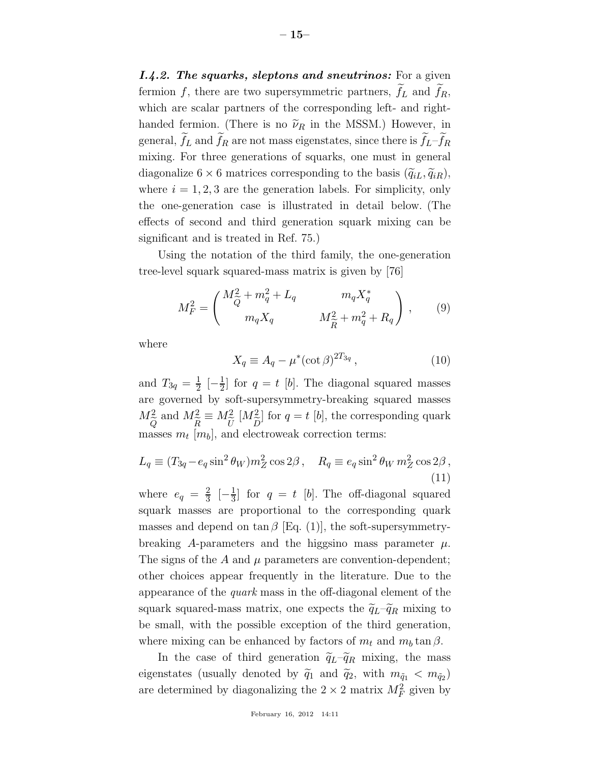***I.4.2. The squarks, sleptons and sneutrinos:*** For a given fermion $f$, there are two supersymmetric partners, $\widetilde{f}_L$ and $\widetilde{f}_R$, which are scalar partners of the corresponding left- and right-handed fermion. (There is no $\widetilde{\nu}_R$ in the MSSM.) However, in general, $\widetilde{f}_L$ and $\widetilde{f}_R$ are not mass eigenstates, since there is $\widetilde{f}_L$–$\widetilde{f}_R$ mixing. For three generations of squarks, one must in general diagonalize $6 \times 6$ matrices corresponding to the basis $(\widetilde{q}_{iL}, \widetilde{q}_{iR})$, where $i = 1, 2, 3$ are the generation labels. For simplicity, only the one-generation case is illustrated in detail below. (The effects of second and third generation squark mixing can be significant and is treated in Ref. 75.)

Using the notation of the third family, the one-generation tree-level squark squared-mass matrix is given by [76]

$$M_F^2 = \begin{pmatrix} M_{\widetilde{Q}}^2 + m_q^2 + L_q & m_q X_q^* \\ m_q X_q & M_{\widetilde{R}}^2 + m_q^2 + R_q \end{pmatrix}, \tag{9}$$

where

$$X_q \equiv A_q - \mu^* (\cot\beta)^{2T_{3q}}, \tag{10}$$

and $T_{3q} = \frac{1}{2}$ $[-\frac{1}{2}]$ for $q = t$ $[b]$. The diagonal squared masses are governed by soft-supersymmetry-breaking squared masses $M_{\widetilde{Q}}^2$ and $M_{\widetilde{R}}^2 \equiv M_{\widetilde{U}}^2$ $[M_{\widetilde{D}}^2]$ for $q = t$ $[b]$, the corresponding quark masses $m_t$ $[m_b]$, and electroweak correction terms:

$$L_q \equiv (T_{3q} - e_q \sin^2\theta_W) m_Z^2 \cos 2\beta, \quad R_q \equiv e_q \sin^2\theta_W \, m_Z^2 \cos 2\beta, \tag{11}$$

where $e_q = \frac{2}{3}$ $[-\frac{1}{3}]$ for $q = t$ $[b]$. The off-diagonal squared squark masses are proportional to the corresponding quark masses and depend on $\tan\beta$ [Eq. (1)], the soft-supersymmetry-breaking $A$-parameters and the higgsino mass parameter $\mu$. The signs of the $A$ and $\mu$ parameters are convention-dependent; other choices appear frequently in the literature. Due to the appearance of the *quark* mass in the off-diagonal element of the squark squared-mass matrix, one expects the $\widetilde{q}_L$–$\widetilde{q}_R$ mixing to be small, with the possible exception of the third generation, where mixing can be enhanced by factors of $m_t$ and $m_b \tan\beta$.

In the case of third generation $\widetilde{q}_L$–$\widetilde{q}_R$ mixing, the mass eigenstates (usually denoted by $\widetilde{q}_1$ and $\widetilde{q}_2$, with $m_{\tilde{q}_1} < m_{\tilde{q}_2}$) are determined by diagonalizing the $2 \times 2$ matrix $M_F^2$ given by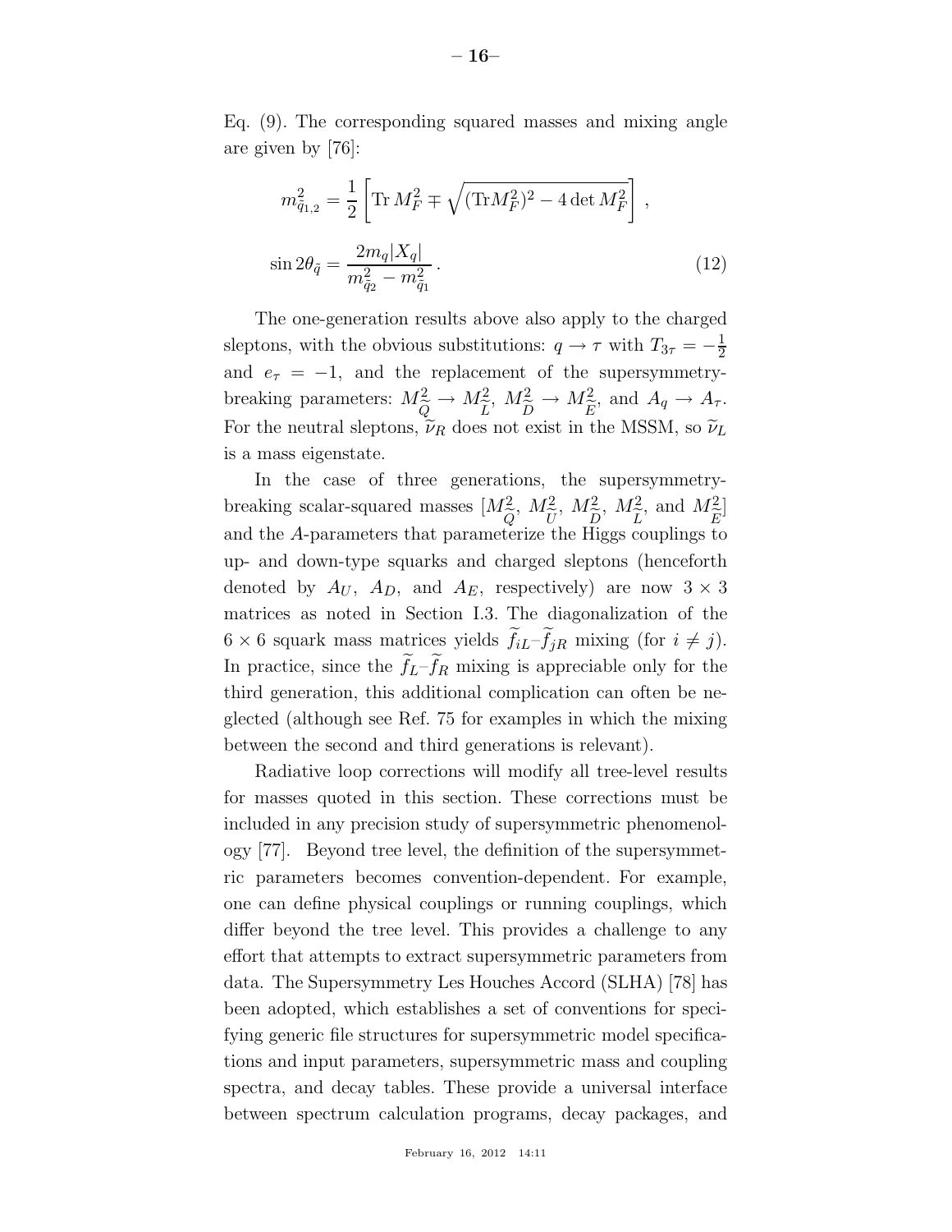Eq. (9). The corresponding squared masses and mixing angle are given by [76]:

$$
m^2_{\tilde{q}_{1,2}} = \frac{1}{2}\left[\mathrm{Tr}\, M_F^2 \mp \sqrt{(\mathrm{Tr} M_F^2)^2 - 4 \det M_F^2}\right] \,,
$$

$$
\sin 2\theta_{\tilde{q}} = \frac{2 m_q |X_q|}{m^2_{\tilde{q}_2} - m^2_{\tilde{q}_1}} \,. \tag{12}
$$

The one-generation results above also apply to the charged sleptons, with the obvious substitutions: $q \to \tau$ with $T_{3\tau} = -\frac{1}{2}$ and $e_\tau = -1$, and the replacement of the supersymmetry-breaking parameters: $M^2_{\widetilde{Q}} \to M^2_{\widetilde{L}}$, $M^2_{\widetilde{D}} \to M^2_{\widetilde{E}}$, and $A_q \to A_\tau$. For the neutral sleptons, $\widetilde{\nu}_R$ does not exist in the MSSM, so $\widetilde{\nu}_L$ is a mass eigenstate.

In the case of three generations, the supersymmetry-breaking scalar-squared masses [$M^2_{\widetilde{Q}}$, $M^2_{\widetilde{U}}$, $M^2_{\widetilde{D}}$, $M^2_{\widetilde{L}}$, and $M^2_{\widetilde{E}}$] and the $A$-parameters that parameterize the Higgs couplings to up- and down-type squarks and charged sleptons (henceforth denoted by $A_U$, $A_D$, and $A_E$, respectively) are now $3 \times 3$ matrices as noted in Section I.3. The diagonalization of the $6 \times 6$ squark mass matrices yields $\widetilde{f}_{iL}$–$\widetilde{f}_{jR}$ mixing (for $i \neq j$). In practice, since the $\widetilde{f}_L$–$\widetilde{f}_R$ mixing is appreciable only for the third generation, this additional complication can often be neglected (although see Ref. 75 for examples in which the mixing between the second and third generations is relevant).

Radiative loop corrections will modify all tree-level results for masses quoted in this section. These corrections must be included in any precision study of supersymmetric phenomenology [77]. Beyond tree level, the definition of the supersymmetric parameters becomes convention-dependent. For example, one can define physical couplings or running couplings, which differ beyond the tree level. This provides a challenge to any effort that attempts to extract supersymmetric parameters from data. The Supersymmetry Les Houches Accord (SLHA) [78] has been adopted, which establishes a set of conventions for specifying generic file structures for supersymmetric model specifications and input parameters, supersymmetric mass and coupling spectra, and decay tables. These provide a universal interface between spectrum calculation programs, decay packages, and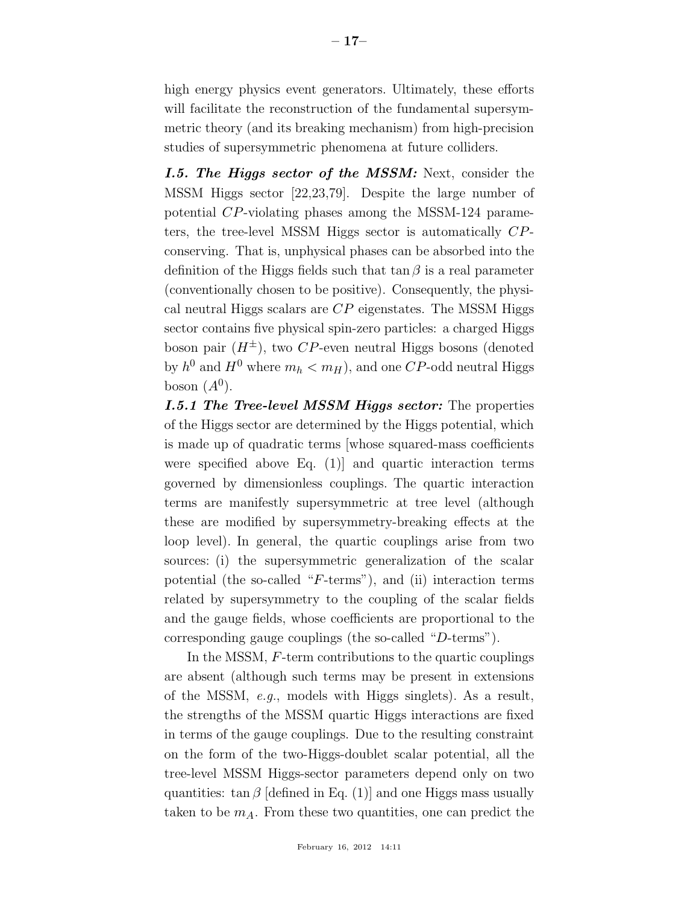high energy physics event generators. Ultimately, these efforts will facilitate the reconstruction of the fundamental supersymmetric theory (and its breaking mechanism) from high-precision studies of supersymmetric phenomena at future colliders.

***I.5. The Higgs sector of the MSSM:*** Next, consider the MSSM Higgs sector [22,23,79]. Despite the large number of potential $CP$-violating phases among the MSSM-124 parameters, the tree-level MSSM Higgs sector is automatically $CP$-conserving. That is, unphysical phases can be absorbed into the definition of the Higgs fields such that $\tan\beta$ is a real parameter (conventionally chosen to be positive). Consequently, the physical neutral Higgs scalars are $CP$ eigenstates. The MSSM Higgs sector contains five physical spin-zero particles: a charged Higgs boson pair ($H^{\pm}$), two $CP$-even neutral Higgs bosons (denoted by $h^0$ and $H^0$ where $m_h < m_H$), and one $CP$-odd neutral Higgs boson ($A^0$).

***I.5.1 The Tree-level MSSM Higgs sector:*** The properties of the Higgs sector are determined by the Higgs potential, which is made up of quadratic terms [whose squared-mass coefficients were specified above Eq. (1)] and quartic interaction terms governed by dimensionless couplings. The quartic interaction terms are manifestly supersymmetric at tree level (although these are modified by supersymmetry-breaking effects at the loop level). In general, the quartic couplings arise from two sources: (i) the supersymmetric generalization of the scalar potential (the so-called "$F$-terms"), and (ii) interaction terms related by supersymmetry to the coupling of the scalar fields and the gauge fields, whose coefficients are proportional to the corresponding gauge couplings (the so-called "$D$-terms").

In the MSSM, $F$-term contributions to the quartic couplings are absent (although such terms may be present in extensions of the MSSM, *e.g.*, models with Higgs singlets). As a result, the strengths of the MSSM quartic Higgs interactions are fixed in terms of the gauge couplings. Due to the resulting constraint on the form of the two-Higgs-doublet scalar potential, all the tree-level MSSM Higgs-sector parameters depend only on two quantities: $\tan\beta$ [defined in Eq. (1)] and one Higgs mass usually taken to be $m_A$. From these two quantities, one can predict the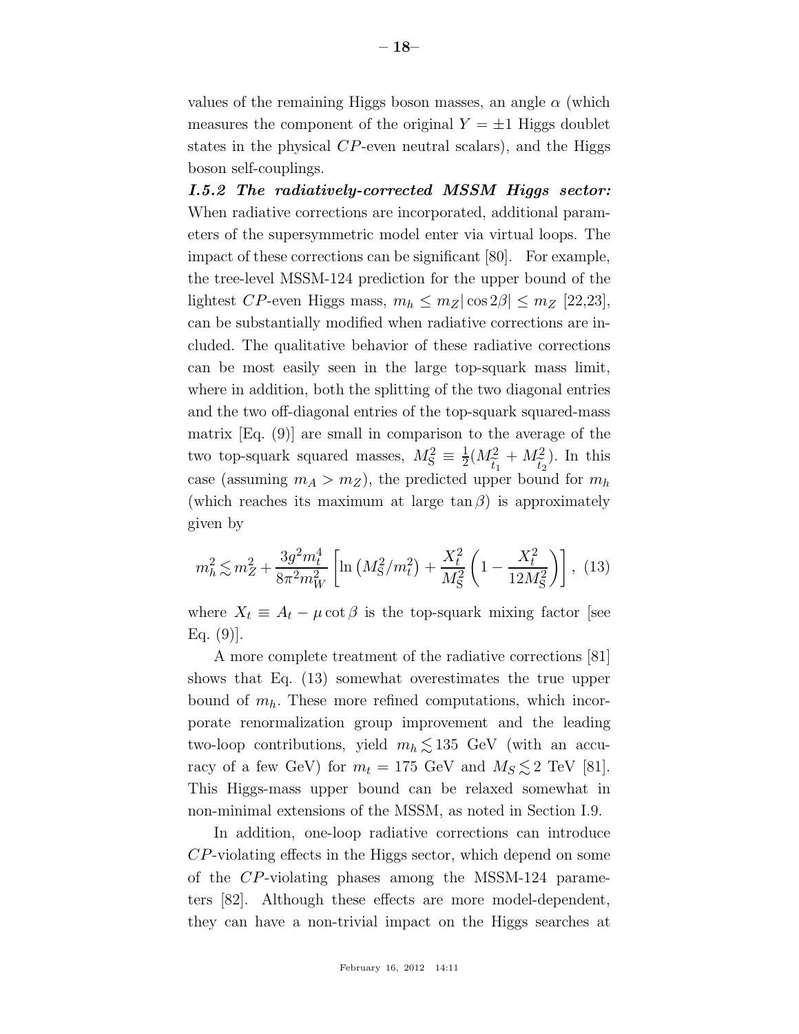values of the remaining Higgs boson masses, an angle $\alpha$ (which measures the component of the original $Y = \pm 1$ Higgs doublet states in the physical $CP$-even neutral scalars), and the Higgs boson self-couplings.

***I.5.2 The radiatively-corrected MSSM Higgs sector:*** When radiative corrections are incorporated, additional parameters of the supersymmetric model enter via virtual loops. The impact of these corrections can be significant [80]. For example, the tree-level MSSM-124 prediction for the upper bound of the lightest $CP$-even Higgs mass, $m_h \leq m_Z |\cos 2\beta| \leq m_Z$ [22,23], can be substantially modified when radiative corrections are included. The qualitative behavior of these radiative corrections can be most easily seen in the large top-squark mass limit, where in addition, both the splitting of the two diagonal entries and the two off-diagonal entries of the top-squark squared-mass matrix [Eq. (9)] are small in comparison to the average of the two top-squark squared masses, $M_{\rm S}^2 \equiv \frac{1}{2}(M_{\tilde{t}_1}^2 + M_{\tilde{t}_2}^2)$. In this case (assuming $m_A > m_Z$), the predicted upper bound for $m_h$ (which reaches its maximum at large $\tan\beta$) is approximately given by

$$m_h^2 \lesssim m_Z^2 + \frac{3g^2 m_t^4}{8\pi^2 m_W^2}\left[\ln\left(M_{\rm S}^2/m_t^2\right) + \frac{X_t^2}{M_{\rm S}^2}\left(1 - \frac{X_t^2}{12M_{\rm S}^2}\right)\right], \quad (13)$$

where $X_t \equiv A_t - \mu\cot\beta$ is the top-squark mixing factor [see Eq. (9)].

A more complete treatment of the radiative corrections [81] shows that Eq. (13) somewhat overestimates the true upper bound of $m_h$. These more refined computations, which incorporate renormalization group improvement and the leading two-loop contributions, yield $m_h \lesssim 135$ GeV (with an accuracy of a few GeV) for $m_t = 175$ GeV and $M_S \lesssim 2$ TeV [81]. This Higgs-mass upper bound can be relaxed somewhat in non-minimal extensions of the MSSM, as noted in Section I.9.

In addition, one-loop radiative corrections can introduce $CP$-violating effects in the Higgs sector, which depend on some of the $CP$-violating phases among the MSSM-124 parameters [82]. Although these effects are more model-dependent, they can have a non-trivial impact on the Higgs searches at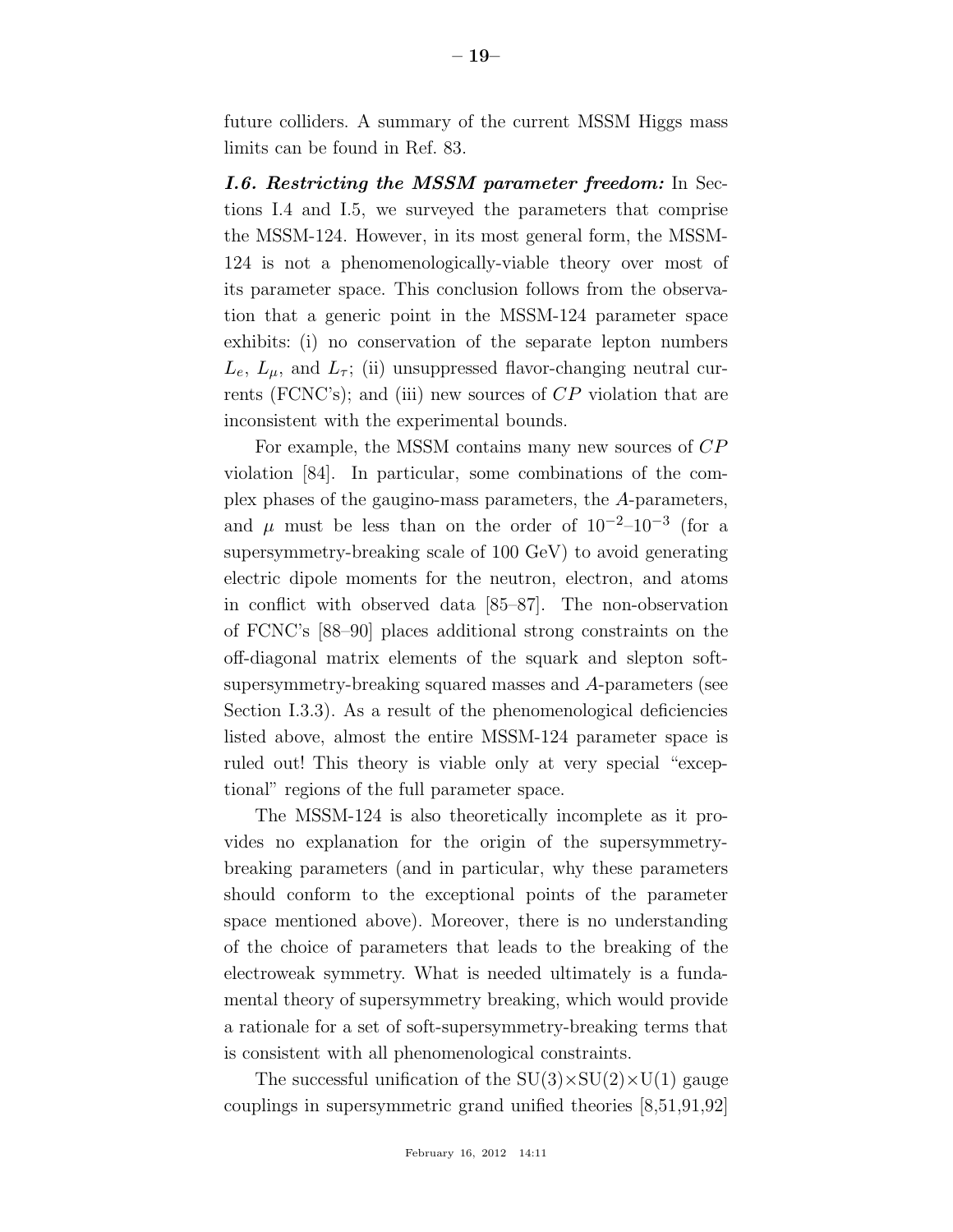future colliders. A summary of the current MSSM Higgs mass limits can be found in Ref. 83.

***I.6. Restricting the MSSM parameter freedom:*** In Sections I.4 and I.5, we surveyed the parameters that comprise the MSSM-124. However, in its most general form, the MSSM-124 is not a phenomenologically-viable theory over most of its parameter space. This conclusion follows from the observation that a generic point in the MSSM-124 parameter space exhibits: (i) no conservation of the separate lepton numbers $L_e$, $L_\mu$, and $L_\tau$; (ii) unsuppressed flavor-changing neutral currents (FCNC's); and (iii) new sources of $CP$ violation that are inconsistent with the experimental bounds.

For example, the MSSM contains many new sources of $CP$ violation [84]. In particular, some combinations of the complex phases of the gaugino-mass parameters, the $A$-parameters, and $\mu$ must be less than on the order of $10^{-2}$–$10^{-3}$ (for a supersymmetry-breaking scale of 100 GeV) to avoid generating electric dipole moments for the neutron, electron, and atoms in conflict with observed data [85–87]. The non-observation of FCNC's [88–90] places additional strong constraints on the off-diagonal matrix elements of the squark and slepton soft-supersymmetry-breaking squared masses and $A$-parameters (see Section I.3.3). As a result of the phenomenological deficiencies listed above, almost the entire MSSM-124 parameter space is ruled out! This theory is viable only at very special "exceptional" regions of the full parameter space.

The MSSM-124 is also theoretically incomplete as it provides no explanation for the origin of the supersymmetry-breaking parameters (and in particular, why these parameters should conform to the exceptional points of the parameter space mentioned above). Moreover, there is no understanding of the choice of parameters that leads to the breaking of the electroweak symmetry. What is needed ultimately is a fundamental theory of supersymmetry breaking, which would provide a rationale for a set of soft-supersymmetry-breaking terms that is consistent with all phenomenological constraints.

The successful unification of the SU(3)×SU(2)×U(1) gauge couplings in supersymmetric grand unified theories [8,51,91,92]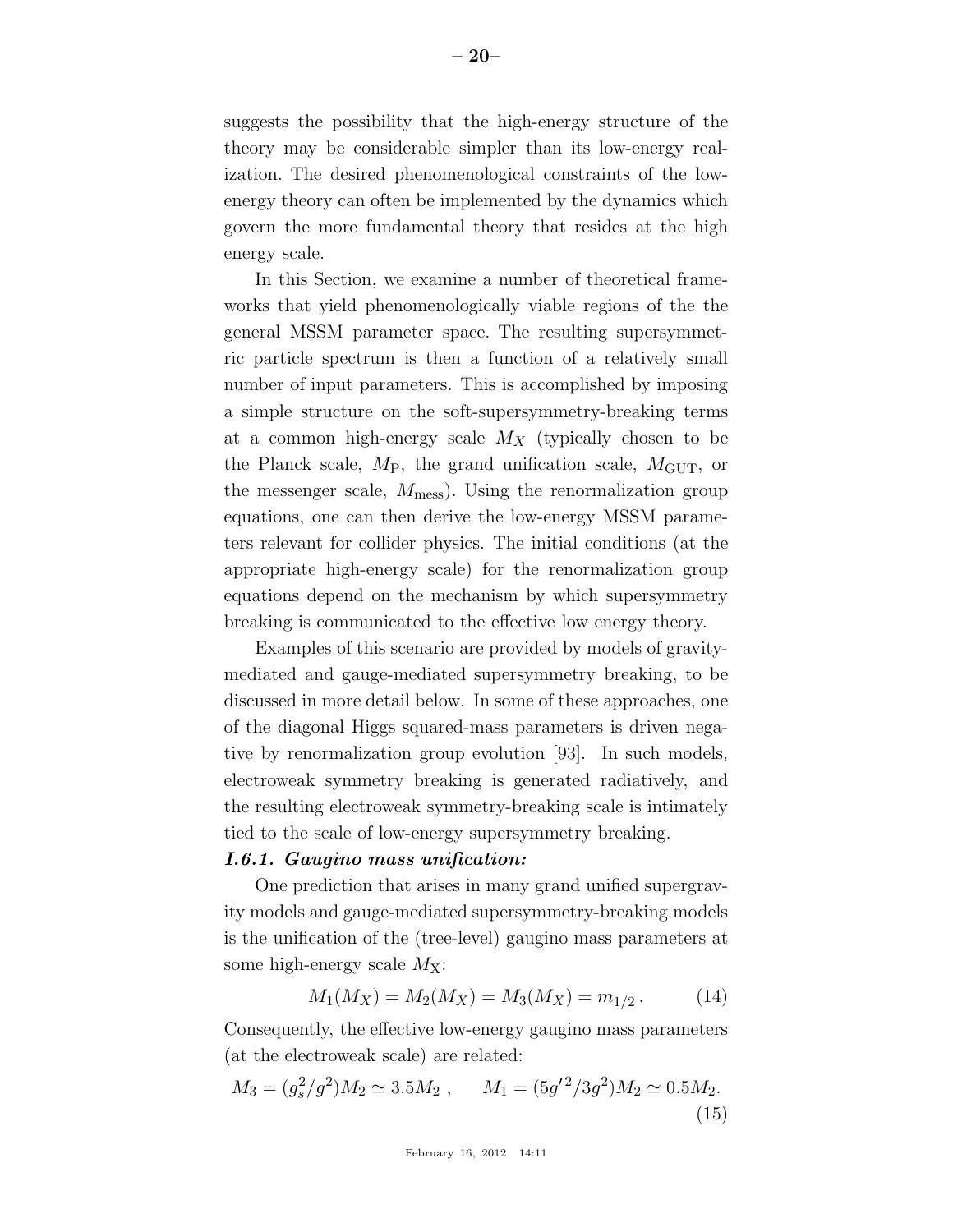suggests the possibility that the high-energy structure of the theory may be considerable simpler than its low-energy realization. The desired phenomenological constraints of the low-energy theory can often be implemented by the dynamics which govern the more fundamental theory that resides at the high energy scale.

In this Section, we examine a number of theoretical frameworks that yield phenomenologically viable regions of the the general MSSM parameter space. The resulting supersymmetric particle spectrum is then a function of a relatively small number of input parameters. This is accomplished by imposing a simple structure on the soft-supersymmetry-breaking terms at a common high-energy scale $M_X$ (typically chosen to be the Planck scale, $M_\mathrm{P}$, the grand unification scale, $M_\mathrm{GUT}$, or the messenger scale, $M_\mathrm{mess}$). Using the renormalization group equations, one can then derive the low-energy MSSM parameters relevant for collider physics. The initial conditions (at the appropriate high-energy scale) for the renormalization group equations depend on the mechanism by which supersymmetry breaking is communicated to the effective low energy theory.

Examples of this scenario are provided by models of gravity-mediated and gauge-mediated supersymmetry breaking, to be discussed in more detail below. In some of these approaches, one of the diagonal Higgs squared-mass parameters is driven negative by renormalization group evolution [93]. In such models, electroweak symmetry breaking is generated radiatively, and the resulting electroweak symmetry-breaking scale is intimately tied to the scale of low-energy supersymmetry breaking.

#### *I.6.1. Gaugino mass unification:*

One prediction that arises in many grand unified supergravity models and gauge-mediated supersymmetry-breaking models is the unification of the (tree-level) gaugino mass parameters at some high-energy scale $M_\mathrm{X}$:

$$M_1(M_X) = M_2(M_X) = M_3(M_X) = m_{1/2}\,. \qquad (14)$$

Consequently, the effective low-energy gaugino mass parameters (at the electroweak scale) are related:

$$M_3 = (g_s^2/g^2)M_2 \simeq 3.5M_2\,, \qquad M_1 = (5g'^2/3g^2)M_2 \simeq 0.5M_2. \qquad (15)$$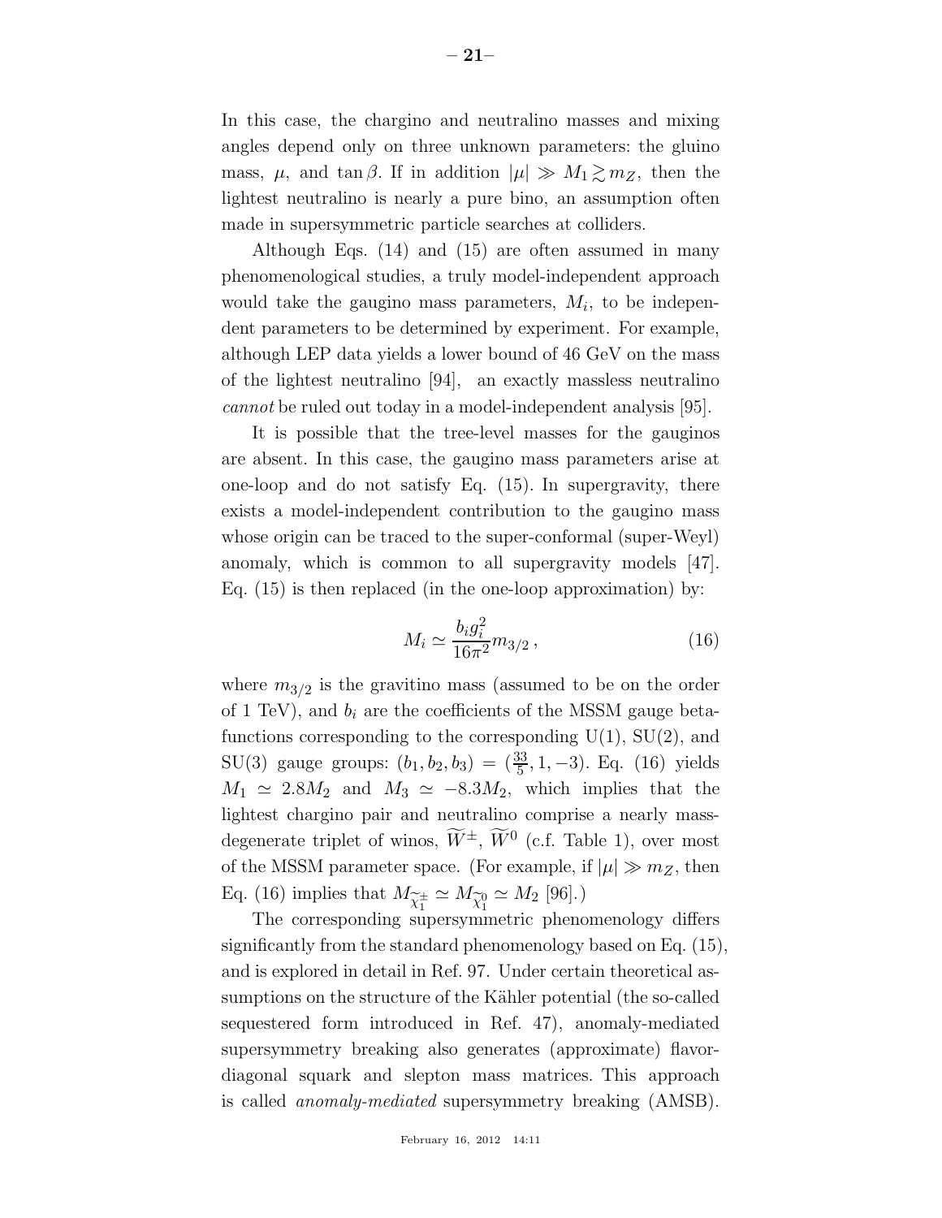In this case, the chargino and neutralino masses and mixing angles depend only on three unknown parameters: the gluino mass, $\mu$, and $\tan\beta$. If in addition $|\mu| \gg M_1 \gtrsim m_Z$, then the lightest neutralino is nearly a pure bino, an assumption often made in supersymmetric particle searches at colliders.

Although Eqs. (14) and (15) are often assumed in many phenomenological studies, a truly model-independent approach would take the gaugino mass parameters, $M_i$, to be independent parameters to be determined by experiment. For example, although LEP data yields a lower bound of 46 GeV on the mass of the lightest neutralino [94], an exactly massless neutralino *cannot* be ruled out today in a model-independent analysis [95].

It is possible that the tree-level masses for the gauginos are absent. In this case, the gaugino mass parameters arise at one-loop and do not satisfy Eq. (15). In supergravity, there exists a model-independent contribution to the gaugino mass whose origin can be traced to the super-conformal (super-Weyl) anomaly, which is common to all supergravity models [47]. Eq. (15) is then replaced (in the one-loop approximation) by:

$$M_i \simeq \frac{b_i g_i^2}{16\pi^2} m_{3/2} \,, \tag{16}$$

where $m_{3/2}$ is the gravitino mass (assumed to be on the order of 1 TeV), and $b_i$ are the coefficients of the MSSM gauge beta-functions corresponding to the corresponding U(1), SU(2), and SU(3) gauge groups: $(b_1, b_2, b_3) = (\frac{33}{5}, 1, -3)$. Eq. (16) yields $M_1 \simeq 2.8 M_2$ and $M_3 \simeq -8.3 M_2$, which implies that the lightest chargino pair and neutralino comprise a nearly mass-degenerate triplet of winos, $\widetilde{W}^\pm$, $\widetilde{W}^0$ (c.f. Table 1), over most of the MSSM parameter space. (For example, if $|\mu| \gg m_Z$, then Eq. (16) implies that $M_{\widetilde{\chi}_1^\pm} \simeq M_{\widetilde{\chi}_1^0} \simeq M_2$ [96].)

The corresponding supersymmetric phenomenology differs significantly from the standard phenomenology based on Eq. (15), and is explored in detail in Ref. 97. Under certain theoretical assumptions on the structure of the Kähler potential (the so-called sequestered form introduced in Ref. 47), anomaly-mediated supersymmetry breaking also generates (approximate) flavor-diagonal squark and slepton mass matrices. This approach is called *anomaly-mediated* supersymmetry breaking (AMSB).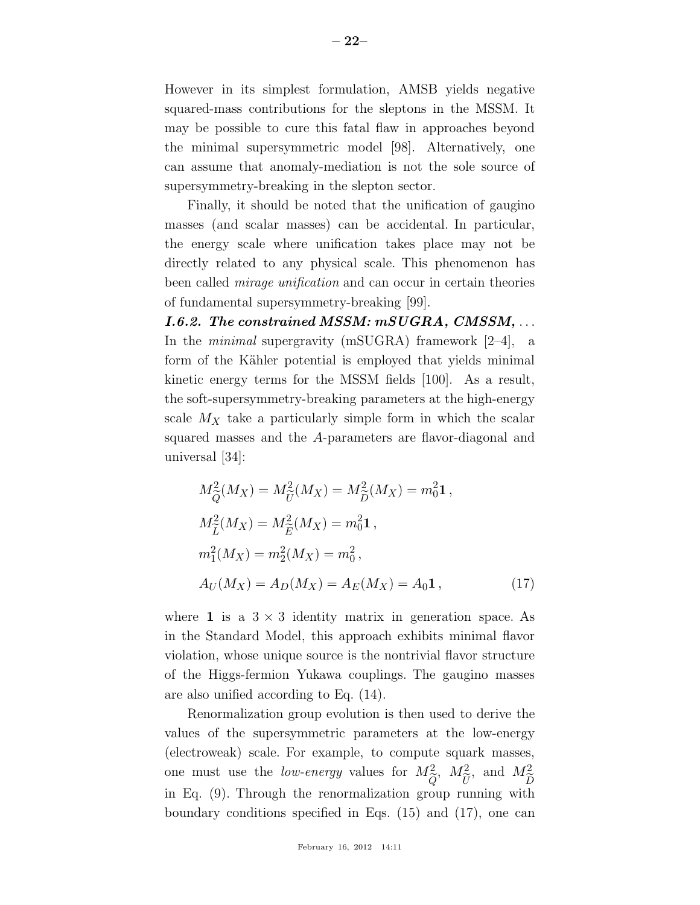However in its simplest formulation, AMSB yields negative squared-mass contributions for the sleptons in the MSSM. It may be possible to cure this fatal flaw in approaches beyond the minimal supersymmetric model [98]. Alternatively, one can assume that anomaly-mediation is not the sole source of supersymmetry-breaking in the slepton sector.

Finally, it should be noted that the unification of gaugino masses (and scalar masses) can be accidental. In particular, the energy scale where unification takes place may not be directly related to any physical scale. This phenomenon has been called *mirage unification* and can occur in certain theories of fundamental supersymmetry-breaking [99].

***I.6.2. The constrained MSSM: mSUGRA, CMSSM, ...*** In the *minimal* supergravity (mSUGRA) framework [2–4], a form of the Kähler potential is employed that yields minimal kinetic energy terms for the MSSM fields [100]. As a result, the soft-supersymmetry-breaking parameters at the high-energy scale $M_X$ take a particularly simple form in which the scalar squared masses and the $A$-parameters are flavor-diagonal and universal [34]:

$$
\begin{aligned}
&M^2_{\widetilde{Q}}(M_X) = M^2_{\widetilde{U}}(M_X) = M^2_{\widetilde{D}}(M_X) = m_0^2\mathbf{1}\,, \\
&M^2_{\widetilde{L}}(M_X) = M^2_{\widetilde{E}}(M_X) = m_0^2\mathbf{1}\,, \\
&m_1^2(M_X) = m_2^2(M_X) = m_0^2\,, \\
&A_U(M_X) = A_D(M_X) = A_E(M_X) = A_0\mathbf{1}\,,
\end{aligned}
\tag{17}
$$

where $\mathbf{1}$ is a $3 \times 3$ identity matrix in generation space. As in the Standard Model, this approach exhibits minimal flavor violation, whose unique source is the nontrivial flavor structure of the Higgs-fermion Yukawa couplings. The gaugino masses are also unified according to Eq. (14).

Renormalization group evolution is then used to derive the values of the supersymmetric parameters at the low-energy (electroweak) scale. For example, to compute squark masses, one must use the *low-energy* values for $M^2_{\widetilde{Q}}$, $M^2_{\widetilde{U}}$, and $M^2_{\widetilde{D}}$ in Eq. (9). Through the renormalization group running with boundary conditions specified in Eqs. (15) and (17), one can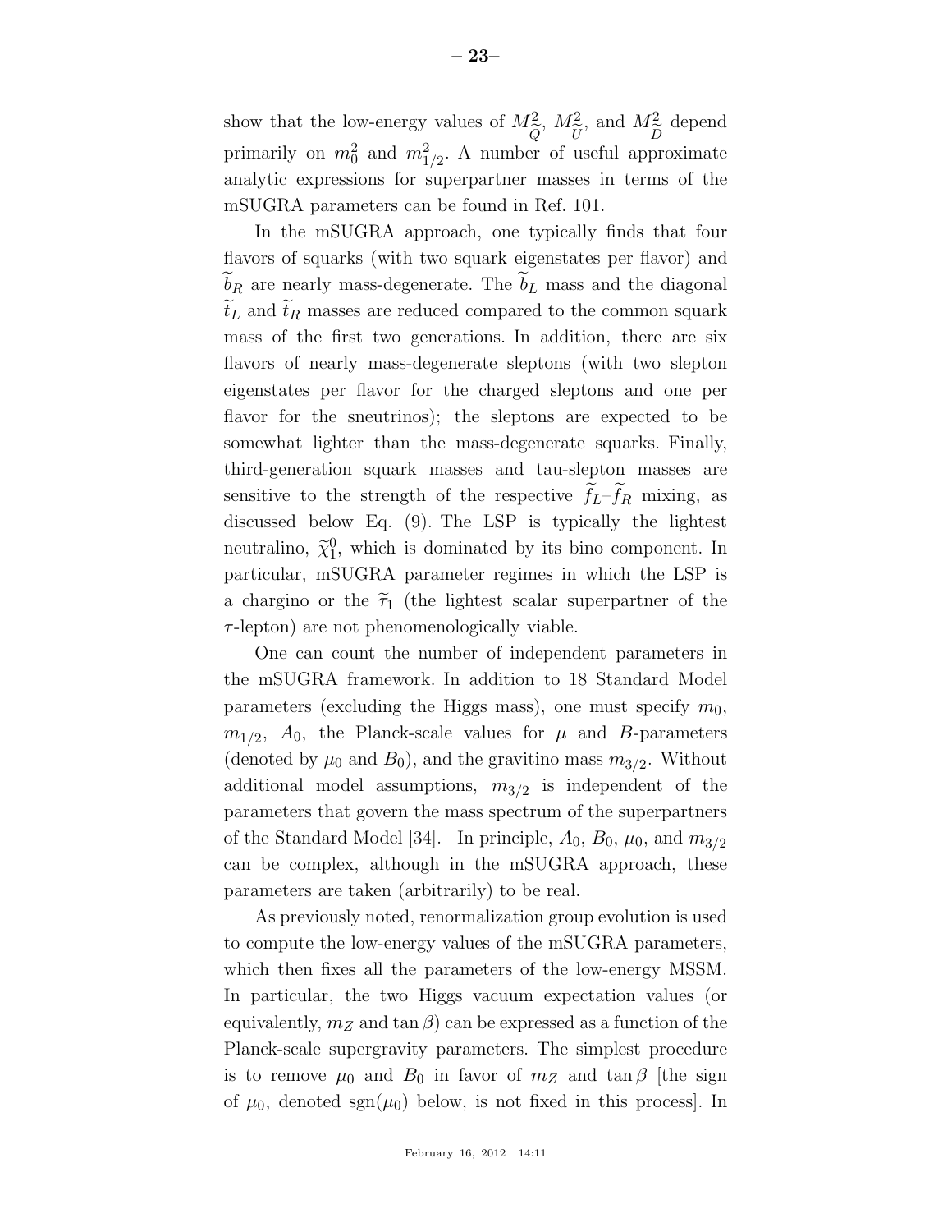show that the low-energy values of $M^2_{\widetilde{Q}}$, $M^2_{\widetilde{U}}$, and $M^2_{\widetilde{D}}$ depend primarily on $m_0^2$ and $m_{1/2}^2$. A number of useful approximate analytic expressions for superpartner masses in terms of the mSUGRA parameters can be found in Ref. 101.

In the mSUGRA approach, one typically finds that four flavors of squarks (with two squark eigenstates per flavor) and $\widetilde{b}_R$ are nearly mass-degenerate. The $\widetilde{b}_L$ mass and the diagonal $\widetilde{t}_L$ and $\widetilde{t}_R$ masses are reduced compared to the common squark mass of the first two generations. In addition, there are six flavors of nearly mass-degenerate sleptons (with two slepton eigenstates per flavor for the charged sleptons and one per flavor for the sneutrinos); the sleptons are expected to be somewhat lighter than the mass-degenerate squarks. Finally, third-generation squark masses and tau-slepton masses are sensitive to the strength of the respective $\widetilde{f}_L$–$\widetilde{f}_R$ mixing, as discussed below Eq. (9). The LSP is typically the lightest neutralino, $\widetilde{\chi}_1^0$, which is dominated by its bino component. In particular, mSUGRA parameter regimes in which the LSP is a chargino or the $\widetilde{\tau}_1$ (the lightest scalar superpartner of the $\tau$-lepton) are not phenomenologically viable.

One can count the number of independent parameters in the mSUGRA framework. In addition to 18 Standard Model parameters (excluding the Higgs mass), one must specify $m_0$, $m_{1/2}$, $A_0$, the Planck-scale values for $\mu$ and $B$-parameters (denoted by $\mu_0$ and $B_0$), and the gravitino mass $m_{3/2}$. Without additional model assumptions, $m_{3/2}$ is independent of the parameters that govern the mass spectrum of the superpartners of the Standard Model [34]. In principle, $A_0$, $B_0$, $\mu_0$, and $m_{3/2}$ can be complex, although in the mSUGRA approach, these parameters are taken (arbitrarily) to be real.

As previously noted, renormalization group evolution is used to compute the low-energy values of the mSUGRA parameters, which then fixes all the parameters of the low-energy MSSM. In particular, the two Higgs vacuum expectation values (or equivalently, $m_Z$ and $\tan\beta$) can be expressed as a function of the Planck-scale supergravity parameters. The simplest procedure is to remove $\mu_0$ and $B_0$ in favor of $m_Z$ and $\tan\beta$ [the sign of $\mu_0$, denoted $\mathrm{sgn}(\mu_0)$ below, is not fixed in this process]. In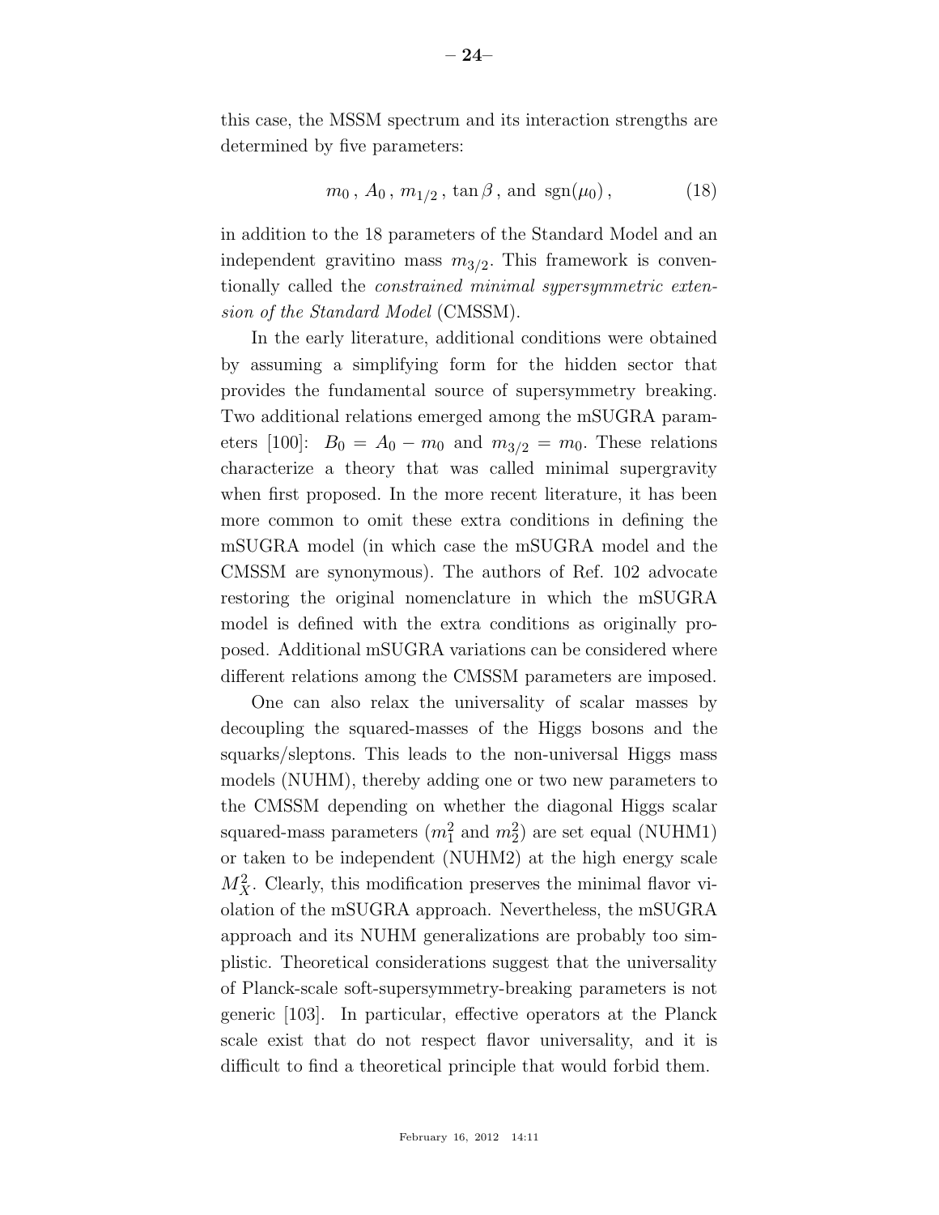this case, the MSSM spectrum and its interaction strengths are determined by five parameters:

$$m_0\,,\, A_0\,,\, m_{1/2}\,,\, \tan\beta\,, \text{ and } \operatorname{sgn}(\mu_0)\,, \tag{18}$$

in addition to the 18 parameters of the Standard Model and an independent gravitino mass $m_{3/2}$. This framework is conventionally called the *constrained minimal supersymmetric extension of the Standard Model* (CMSSM).

In the early literature, additional conditions were obtained by assuming a simplifying form for the hidden sector that provides the fundamental source of supersymmetry breaking. Two additional relations emerged among the mSUGRA parameters [100]: $B_0 = A_0 - m_0$ and $m_{3/2} = m_0$. These relations characterize a theory that was called minimal supergravity when first proposed. In the more recent literature, it has been more common to omit these extra conditions in defining the mSUGRA model (in which case the mSUGRA model and the CMSSM are synonymous). The authors of Ref. 102 advocate restoring the original nomenclature in which the mSUGRA model is defined with the extra conditions as originally proposed. Additional mSUGRA variations can be considered where different relations among the CMSSM parameters are imposed.

One can also relax the universality of scalar masses by decoupling the squared-masses of the Higgs bosons and the squarks/sleptons. This leads to the non-universal Higgs mass models (NUHM), thereby adding one or two new parameters to the CMSSM depending on whether the diagonal Higgs scalar squared-mass parameters ($m_1^2$ and $m_2^2$) are set equal (NUHM1) or taken to be independent (NUHM2) at the high energy scale $M_X^2$. Clearly, this modification preserves the minimal flavor violation of the mSUGRA approach. Nevertheless, the mSUGRA approach and its NUHM generalizations are probably too simplistic. Theoretical considerations suggest that the universality of Planck-scale soft-supersymmetry-breaking parameters is not generic [103]. In particular, effective operators at the Planck scale exist that do not respect flavor universality, and it is difficult to find a theoretical principle that would forbid them.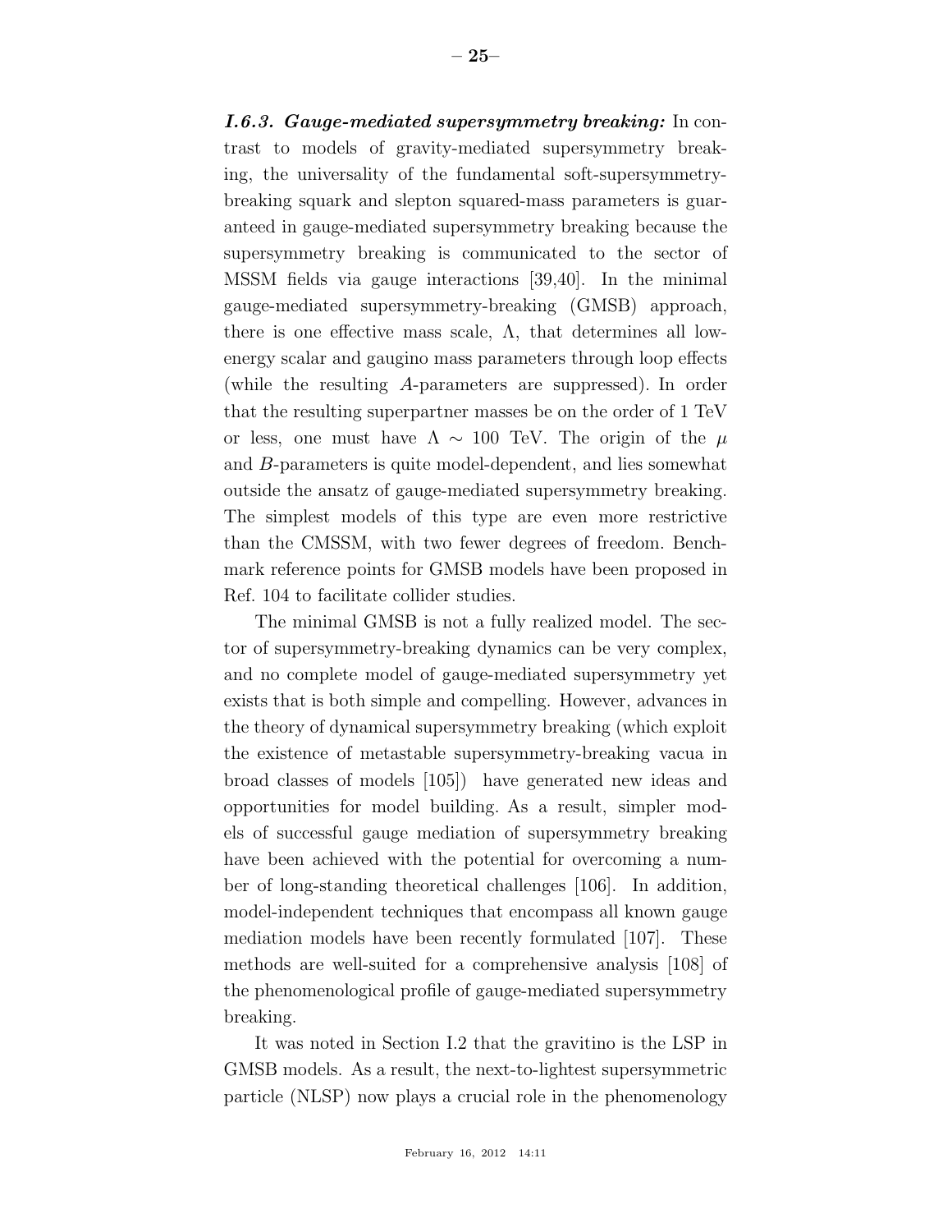***I.6.3. Gauge-mediated supersymmetry breaking:*** In contrast to models of gravity-mediated supersymmetry breaking, the universality of the fundamental soft-supersymmetry-breaking squark and slepton squared-mass parameters is guaranteed in gauge-mediated supersymmetry breaking because the supersymmetry breaking is communicated to the sector of MSSM fields via gauge interactions [39,40]. In the minimal gauge-mediated supersymmetry-breaking (GMSB) approach, there is one effective mass scale, $\Lambda$, that determines all low-energy scalar and gaugino mass parameters through loop effects (while the resulting $A$-parameters are suppressed). In order that the resulting superpartner masses be on the order of 1 TeV or less, one must have $\Lambda \sim 100$ TeV. The origin of the $\mu$ and $B$-parameters is quite model-dependent, and lies somewhat outside the ansatz of gauge-mediated supersymmetry breaking. The simplest models of this type are even more restrictive than the CMSSM, with two fewer degrees of freedom. Benchmark reference points for GMSB models have been proposed in Ref. 104 to facilitate collider studies.

The minimal GMSB is not a fully realized model. The sector of supersymmetry-breaking dynamics can be very complex, and no complete model of gauge-mediated supersymmetry yet exists that is both simple and compelling. However, advances in the theory of dynamical supersymmetry breaking (which exploit the existence of metastable supersymmetry-breaking vacua in broad classes of models [105]) have generated new ideas and opportunities for model building. As a result, simpler models of successful gauge mediation of supersymmetry breaking have been achieved with the potential for overcoming a number of long-standing theoretical challenges [106]. In addition, model-independent techniques that encompass all known gauge mediation models have been recently formulated [107]. These methods are well-suited for a comprehensive analysis [108] of the phenomenological profile of gauge-mediated supersymmetry breaking.

It was noted in Section I.2 that the gravitino is the LSP in GMSB models. As a result, the next-to-lightest supersymmetric particle (NLSP) now plays a crucial role in the phenomenology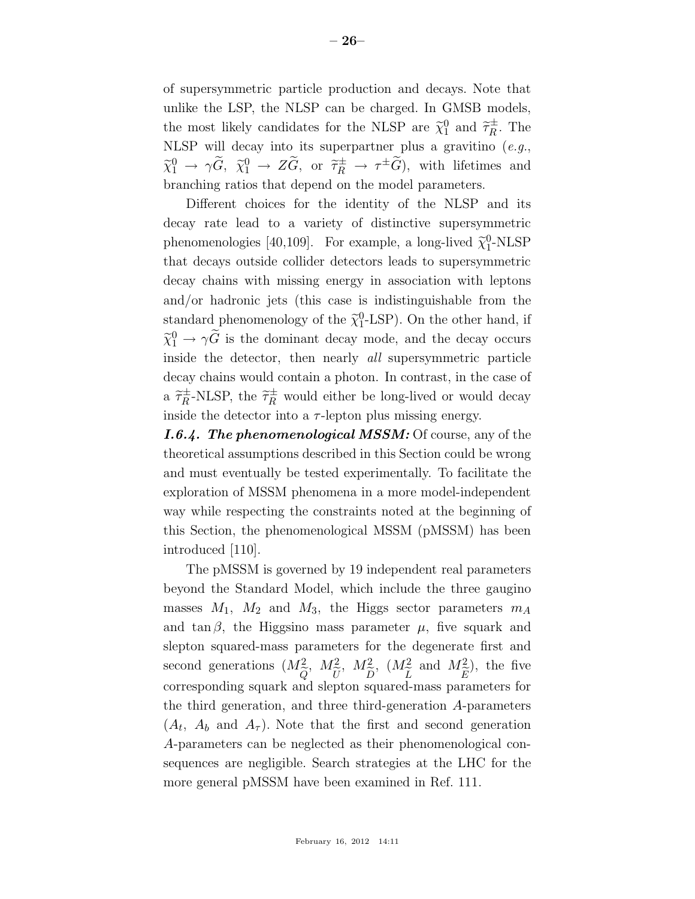of supersymmetric particle production and decays. Note that unlike the LSP, the NLSP can be charged. In GMSB models, the most likely candidates for the NLSP are $\widetilde{\chi}_1^0$ and $\widetilde{\tau}_R^\pm$. The NLSP will decay into its superpartner plus a gravitino (*e.g.*, $\widetilde{\chi}_1^0 \to \gamma\widetilde{G}$, $\widetilde{\chi}_1^0 \to Z\widetilde{G}$, or $\widetilde{\tau}_R^\pm \to \tau^\pm\widetilde{G}$), with lifetimes and branching ratios that depend on the model parameters.

Different choices for the identity of the NLSP and its decay rate lead to a variety of distinctive supersymmetric phenomenologies [40,109]. For example, a long-lived $\widetilde{\chi}_1^0$-NLSP that decays outside collider detectors leads to supersymmetric decay chains with missing energy in association with leptons and/or hadronic jets (this case is indistinguishable from the standard phenomenology of the $\widetilde{\chi}_1^0$-LSP). On the other hand, if $\widetilde{\chi}_1^0 \to \gamma\widetilde{G}$ is the dominant decay mode, and the decay occurs inside the detector, then nearly *all* supersymmetric particle decay chains would contain a photon. In contrast, in the case of a $\widetilde{\tau}_R^\pm$-NLSP, the $\widetilde{\tau}_R^\pm$ would either be long-lived or would decay inside the detector into a $\tau$-lepton plus missing energy.

***I.6.4. The phenomenological MSSM:*** Of course, any of the theoretical assumptions described in this Section could be wrong and must eventually be tested experimentally. To facilitate the exploration of MSSM phenomena in a more model-independent way while respecting the constraints noted at the beginning of this Section, the phenomenological MSSM (pMSSM) has been introduced [110].

The pMSSM is governed by 19 independent real parameters beyond the Standard Model, which include the three gaugino masses $M_1$, $M_2$ and $M_3$, the Higgs sector parameters $m_A$ and $\tan\beta$, the Higgsino mass parameter $\mu$, five squark and slepton squared-mass parameters for the degenerate first and second generations ($M^2_{\widetilde{Q}}$, $M^2_{\widetilde{U}}$, $M^2_{\widetilde{D}}$, ($M^2_{\widetilde{L}}$ and $M^2_{\widetilde{E}}$), the five corresponding squark and slepton squared-mass parameters for the third generation, and three third-generation $A$-parameters ($A_t$, $A_b$ and $A_\tau$). Note that the first and second generation $A$-parameters can be neglected as their phenomenological consequences are negligible. Search strategies at the LHC for the more general pMSSM have been examined in Ref. 111.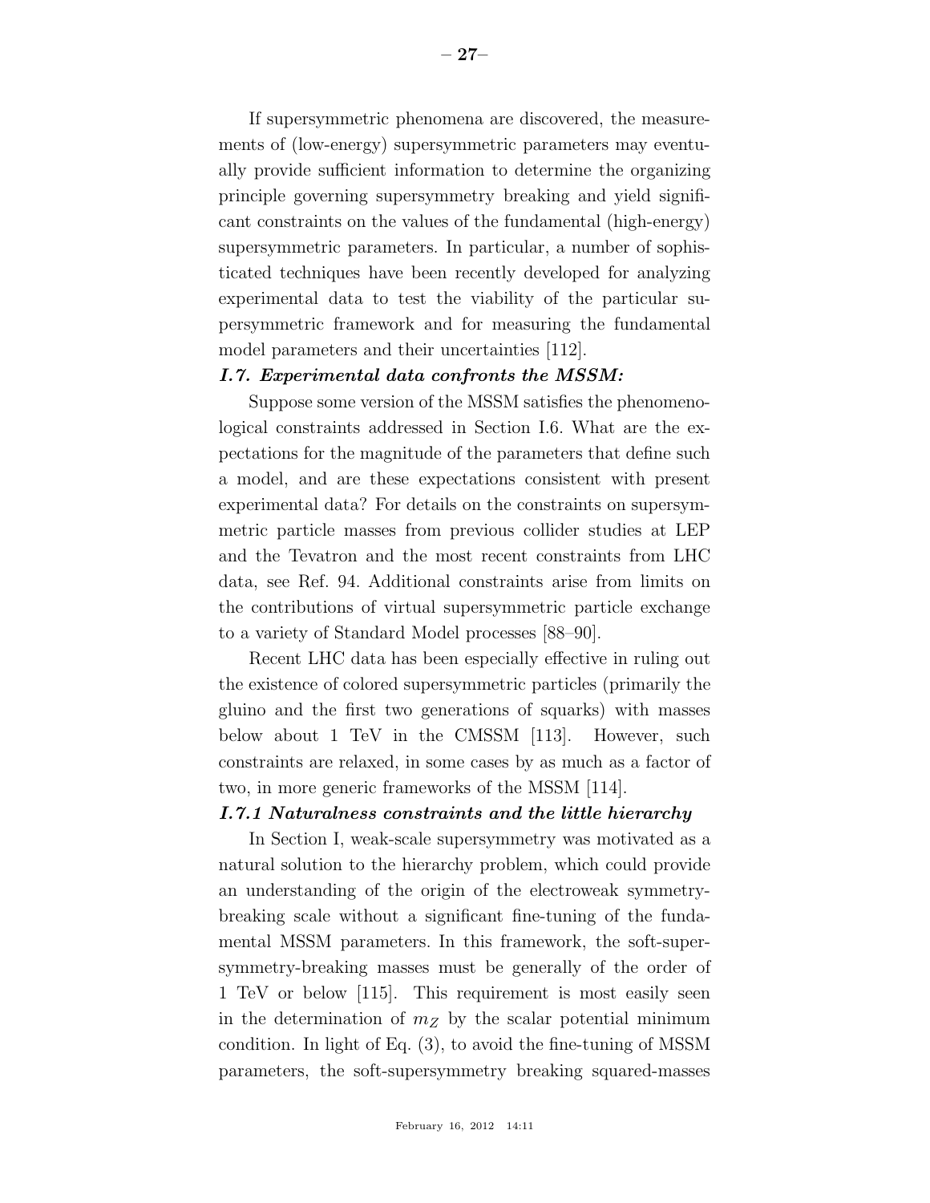If supersymmetric phenomena are discovered, the measurements of (low-energy) supersymmetric parameters may eventually provide sufficient information to determine the organizing principle governing supersymmetry breaking and yield significant constraints on the values of the fundamental (high-energy) supersymmetric parameters. In particular, a number of sophisticated techniques have been recently developed for analyzing experimental data to test the viability of the particular supersymmetric framework and for measuring the fundamental model parameters and their uncertainties [112].

### *I.7. Experimental data confronts the MSSM:*

Suppose some version of the MSSM satisfies the phenomenological constraints addressed in Section I.6. What are the expectations for the magnitude of the parameters that define such a model, and are these expectations consistent with present experimental data? For details on the constraints on supersymmetric particle masses from previous collider studies at LEP and the Tevatron and the most recent constraints from LHC data, see Ref. 94. Additional constraints arise from limits on the contributions of virtual supersymmetric particle exchange to a variety of Standard Model processes [88–90].

Recent LHC data has been especially effective in ruling out the existence of colored supersymmetric particles (primarily the gluino and the first two generations of squarks) with masses below about 1 TeV in the CMSSM [113]. However, such constraints are relaxed, in some cases by as much as a factor of two, in more generic frameworks of the MSSM [114].

#### *I.7.1 Naturalness constraints and the little hierarchy*

In Section I, weak-scale supersymmetry was motivated as a natural solution to the hierarchy problem, which could provide an understanding of the origin of the electroweak symmetry-breaking scale without a significant fine-tuning of the fundamental MSSM parameters. In this framework, the soft-supersymmetry-breaking masses must be generally of the order of 1 TeV or below [115]. This requirement is most easily seen in the determination of $m_Z$ by the scalar potential minimum condition. In light of Eq. (3), to avoid the fine-tuning of MSSM parameters, the soft-supersymmetry breaking squared-masses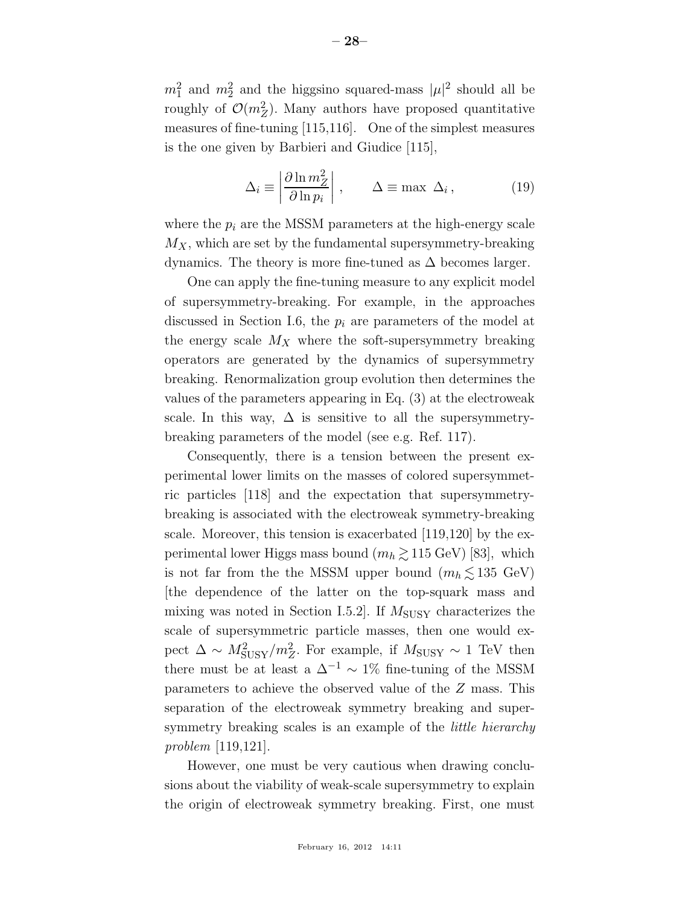$m_1^2$ and $m_2^2$ and the higgsino squared-mass $|\mu|^2$ should all be roughly of $\mathcal{O}(m_Z^2)$. Many authors have proposed quantitative measures of fine-tuning [115,116]. One of the simplest measures is the one given by Barbieri and Giudice [115],

$$\Delta_i \equiv \left| \frac{\partial \ln m_Z^2}{\partial \ln p_i} \right| , \qquad \Delta \equiv \max \ \Delta_i \, , \tag{19}$$

where the $p_i$ are the MSSM parameters at the high-energy scale $M_X$, which are set by the fundamental supersymmetry-breaking dynamics. The theory is more fine-tuned as $\Delta$ becomes larger.

One can apply the fine-tuning measure to any explicit model of supersymmetry-breaking. For example, in the approaches discussed in Section I.6, the $p_i$ are parameters of the model at the energy scale $M_X$ where the soft-supersymmetry breaking operators are generated by the dynamics of supersymmetry breaking. Renormalization group evolution then determines the values of the parameters appearing in Eq. (3) at the electroweak scale. In this way, $\Delta$ is sensitive to all the supersymmetry-breaking parameters of the model (see e.g. Ref. 117).

Consequently, there is a tension between the present experimental lower limits on the masses of colored supersymmetric particles [118] and the expectation that supersymmetry-breaking is associated with the electroweak symmetry-breaking scale. Moreover, this tension is exacerbated [119,120] by the experimental lower Higgs mass bound ($m_h \gtrsim 115$ GeV) [83], which is not far from the the MSSM upper bound ($m_h \lesssim 135$ GeV) [the dependence of the latter on the top-squark mass and mixing was noted in Section I.5.2]. If $M_{\rm SUSY}$ characterizes the scale of supersymmetric particle masses, then one would expect $\Delta \sim M_{\rm SUSY}^2/m_Z^2$. For example, if $M_{\rm SUSY} \sim 1$ TeV then there must be at least a $\Delta^{-1} \sim 1\%$ fine-tuning of the MSSM parameters to achieve the observed value of the $Z$ mass. This separation of the electroweak symmetry breaking and supersymmetry breaking scales is an example of the *little hierarchy problem* [119,121].

However, one must be very cautious when drawing conclusions about the viability of weak-scale supersymmetry to explain the origin of electroweak symmetry breaking. First, one must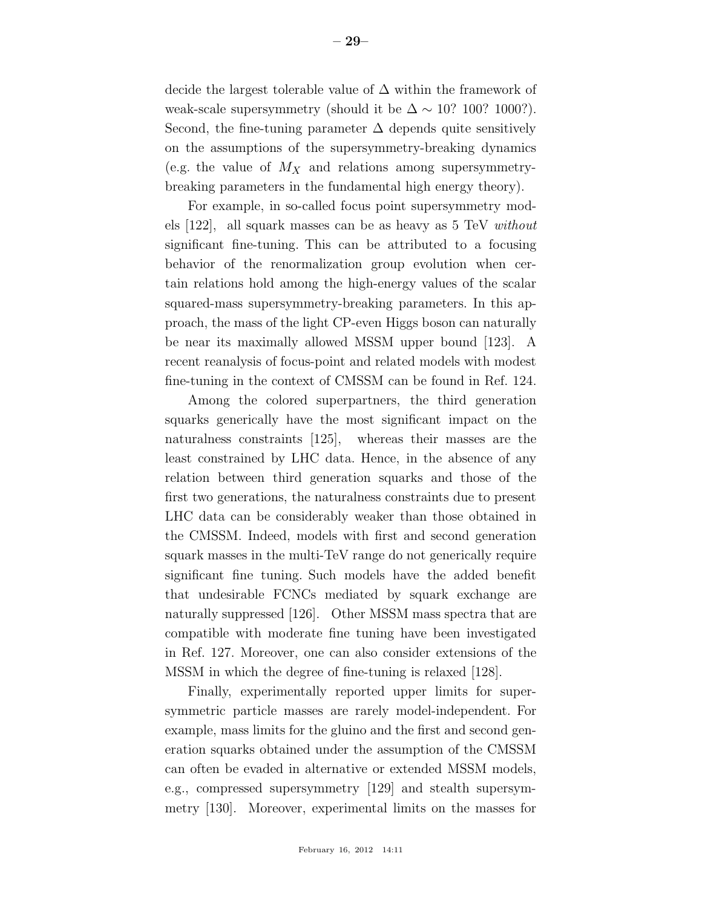decide the largest tolerable value of $\Delta$ within the framework of weak-scale supersymmetry (should it be $\Delta \sim 10$? 100? 1000?). Second, the fine-tuning parameter $\Delta$ depends quite sensitively on the assumptions of the supersymmetry-breaking dynamics (e.g. the value of $M_X$ and relations among supersymmetry-breaking parameters in the fundamental high energy theory).

For example, in so-called focus point supersymmetry models [122], all squark masses can be as heavy as 5 TeV *without* significant fine-tuning. This can be attributed to a focusing behavior of the renormalization group evolution when certain relations hold among the high-energy values of the scalar squared-mass supersymmetry-breaking parameters. In this approach, the mass of the light CP-even Higgs boson can naturally be near its maximally allowed MSSM upper bound [123]. A recent reanalysis of focus-point and related models with modest fine-tuning in the context of CMSSM can be found in Ref. 124.

Among the colored superpartners, the third generation squarks generically have the most significant impact on the naturalness constraints [125], whereas their masses are the least constrained by LHC data. Hence, in the absence of any relation between third generation squarks and those of the first two generations, the naturalness constraints due to present LHC data can be considerably weaker than those obtained in the CMSSM. Indeed, models with first and second generation squark masses in the multi-TeV range do not generically require significant fine tuning. Such models have the added benefit that undesirable FCNCs mediated by squark exchange are naturally suppressed [126]. Other MSSM mass spectra that are compatible with moderate fine tuning have been investigated in Ref. 127. Moreover, one can also consider extensions of the MSSM in which the degree of fine-tuning is relaxed [128].

Finally, experimentally reported upper limits for supersymmetric particle masses are rarely model-independent. For example, mass limits for the gluino and the first and second generation squarks obtained under the assumption of the CMSSM can often be evaded in alternative or extended MSSM models, e.g., compressed supersymmetry [129] and stealth supersymmetry [130]. Moreover, experimental limits on the masses for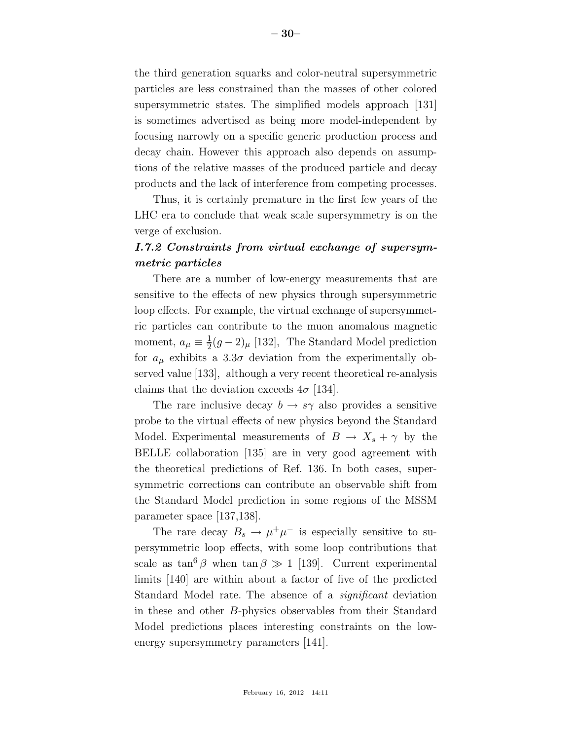the third generation squarks and color-neutral supersymmetric particles are less constrained than the masses of other colored supersymmetric states. The simplified models approach [131] is sometimes advertised as being more model-independent by focusing narrowly on a specific generic production process and decay chain. However this approach also depends on assumptions of the relative masses of the produced particle and decay products and the lack of interference from competing processes.

Thus, it is certainly premature in the first few years of the LHC era to conclude that weak scale supersymmetry is on the verge of exclusion.

### *I.7.2 Constraints from virtual exchange of supersymmetric particles*

There are a number of low-energy measurements that are sensitive to the effects of new physics through supersymmetric loop effects. For example, the virtual exchange of supersymmetric particles can contribute to the muon anomalous magnetic moment, $a_\mu \equiv \frac{1}{2}(g-2)_\mu$ [132], The Standard Model prediction for $a_\mu$ exhibits a $3.3\sigma$ deviation from the experimentally observed value [133], although a very recent theoretical re-analysis claims that the deviation exceeds $4\sigma$ [134].

The rare inclusive decay $b \to s\gamma$ also provides a sensitive probe to the virtual effects of new physics beyond the Standard Model. Experimental measurements of $B \to X_s + \gamma$ by the BELLE collaboration [135] are in very good agreement with the theoretical predictions of Ref. 136. In both cases, supersymmetric corrections can contribute an observable shift from the Standard Model prediction in some regions of the MSSM parameter space [137,138].

The rare decay $B_s \to \mu^+\mu^-$ is especially sensitive to supersymmetric loop effects, with some loop contributions that scale as $\tan^6\beta$ when $\tan\beta \gg 1$ [139]. Current experimental limits [140] are within about a factor of five of the predicted Standard Model rate. The absence of a *significant* deviation in these and other $B$-physics observables from their Standard Model predictions places interesting constraints on the low-energy supersymmetry parameters [141].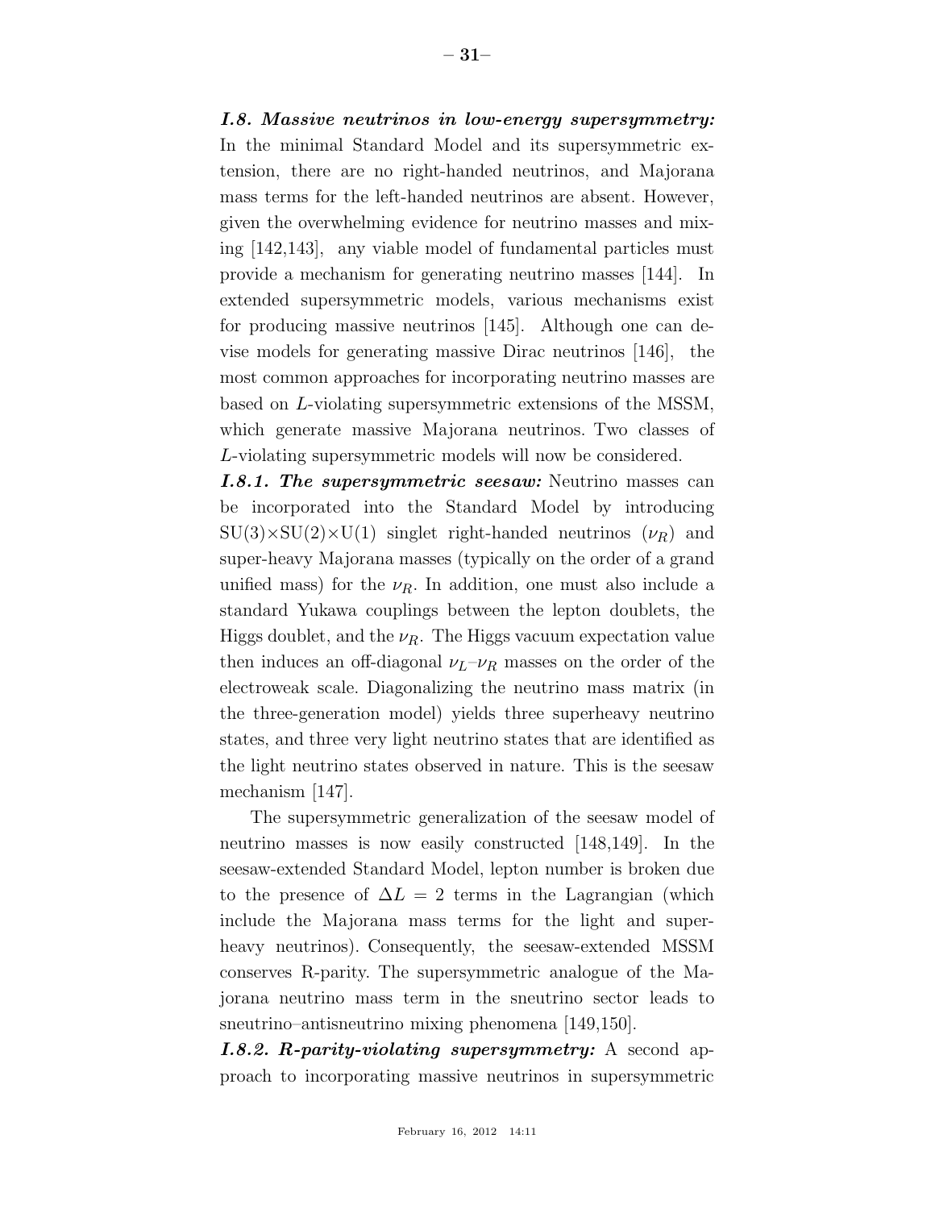***I.8. Massive neutrinos in low-energy supersymmetry:*** In the minimal Standard Model and its supersymmetric extension, there are no right-handed neutrinos, and Majorana mass terms for the left-handed neutrinos are absent. However, given the overwhelming evidence for neutrino masses and mixing [142,143], any viable model of fundamental particles must provide a mechanism for generating neutrino masses [144]. In extended supersymmetric models, various mechanisms exist for producing massive neutrinos [145]. Although one can devise models for generating massive Dirac neutrinos [146], the most common approaches for incorporating neutrino masses are based on $L$-violating supersymmetric extensions of the MSSM, which generate massive Majorana neutrinos. Two classes of $L$-violating supersymmetric models will now be considered.

***I.8.1. The supersymmetric seesaw:*** Neutrino masses can be incorporated into the Standard Model by introducing SU(3)×SU(2)×U(1) singlet right-handed neutrinos ($\nu_R$) and super-heavy Majorana masses (typically on the order of a grand unified mass) for the $\nu_R$. In addition, one must also include a standard Yukawa couplings between the lepton doublets, the Higgs doublet, and the $\nu_R$. The Higgs vacuum expectation value then induces an off-diagonal $\nu_L$–$\nu_R$ masses on the order of the electroweak scale. Diagonalizing the neutrino mass matrix (in the three-generation model) yields three superheavy neutrino states, and three very light neutrino states that are identified as the light neutrino states observed in nature. This is the seesaw mechanism [147].

The supersymmetric generalization of the seesaw model of neutrino masses is now easily constructed [148,149]. In the seesaw-extended Standard Model, lepton number is broken due to the presence of $\Delta L = 2$ terms in the Lagrangian (which include the Majorana mass terms for the light and superheavy neutrinos). Consequently, the seesaw-extended MSSM conserves R-parity. The supersymmetric analogue of the Majorana neutrino mass term in the sneutrino sector leads to sneutrino–antisneutrino mixing phenomena [149,150].

***I.8.2. R-parity-violating supersymmetry:*** A second approach to incorporating massive neutrinos in supersymmetric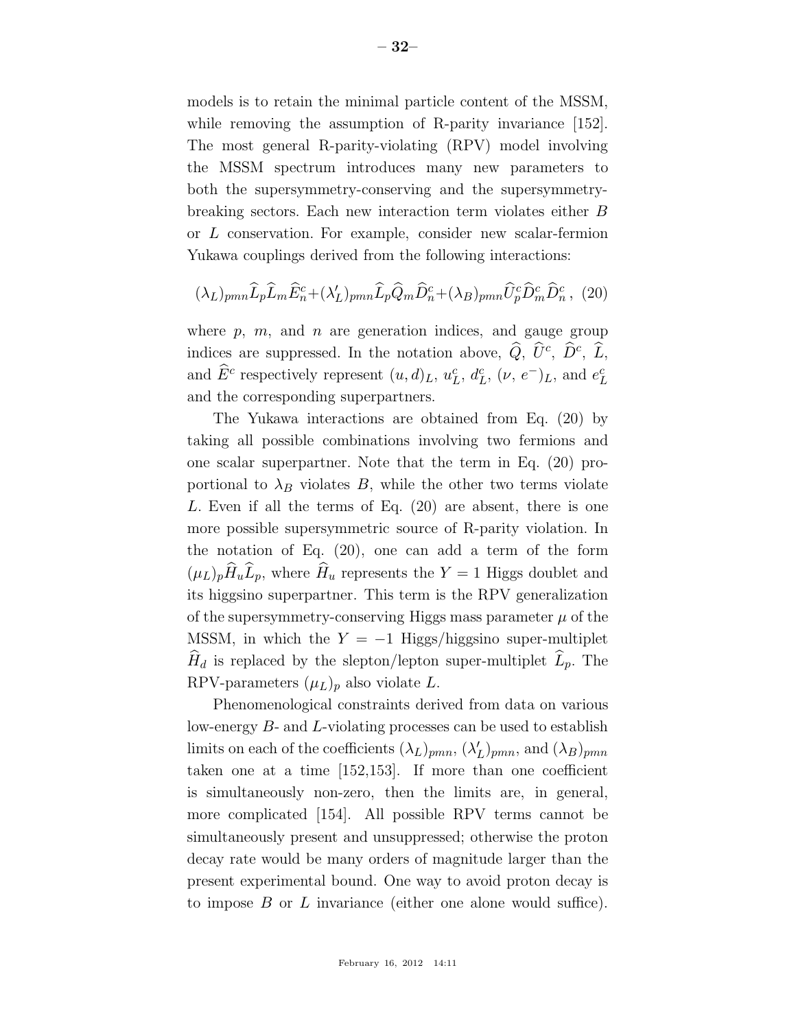models is to retain the minimal particle content of the MSSM, while removing the assumption of R-parity invariance [152]. The most general R-parity-violating (RPV) model involving the MSSM spectrum introduces many new parameters to both the supersymmetry-conserving and the supersymmetry-breaking sectors. Each new interaction term violates either $B$ or $L$ conservation. For example, consider new scalar-fermion Yukawa couplings derived from the following interactions:

$$(\lambda_L)_{pmn}\widehat{L}_p\widehat{L}_m\widehat{E}^c_n+(\lambda'_L)_{pmn}\widehat{L}_p\widehat{Q}_m\widehat{D}^c_n+(\lambda_B)_{pmn}\widehat{U}^c_p\widehat{D}^c_m\widehat{D}^c_n\,, \quad (20)$$

where $p$, $m$, and $n$ are generation indices, and gauge group indices are suppressed. In the notation above, $\widehat{Q}$, $\widehat{U}^c$, $\widehat{D}^c$, $\widehat{L}$, and $\widehat{E}^c$ respectively represent $(u,d)_L$, $u^c_L$, $d^c_L$, $(\nu,\, e^-)_L$, and $e^c_L$ and the corresponding superpartners.

The Yukawa interactions are obtained from Eq. (20) by taking all possible combinations involving two fermions and one scalar superpartner. Note that the term in Eq. (20) proportional to $\lambda_B$ violates $B$, while the other two terms violate $L$. Even if all the terms of Eq. (20) are absent, there is one more possible supersymmetric source of R-parity violation. In the notation of Eq. (20), one can add a term of the form $(\mu_L)_p\widehat{H}_u\widehat{L}_p$, where $\widehat{H}_u$ represents the $Y=1$ Higgs doublet and its higgsino superpartner. This term is the RPV generalization of the supersymmetry-conserving Higgs mass parameter $\mu$ of the MSSM, in which the $Y=-1$ Higgs/higgsino super-multiplet $\widehat{H}_d$ is replaced by the slepton/lepton super-multiplet $\widehat{L}_p$. The RPV-parameters $(\mu_L)_p$ also violate $L$.

Phenomenological constraints derived from data on various low-energy $B$- and $L$-violating processes can be used to establish limits on each of the coefficients $(\lambda_L)_{pmn}$, $(\lambda'_L)_{pmn}$, and $(\lambda_B)_{pmn}$ taken one at a time [152,153]. If more than one coefficient is simultaneously non-zero, then the limits are, in general, more complicated [154]. All possible RPV terms cannot be simultaneously present and unsuppressed; otherwise the proton decay rate would be many orders of magnitude larger than the present experimental bound. One way to avoid proton decay is to impose $B$ or $L$ invariance (either one alone would suffice).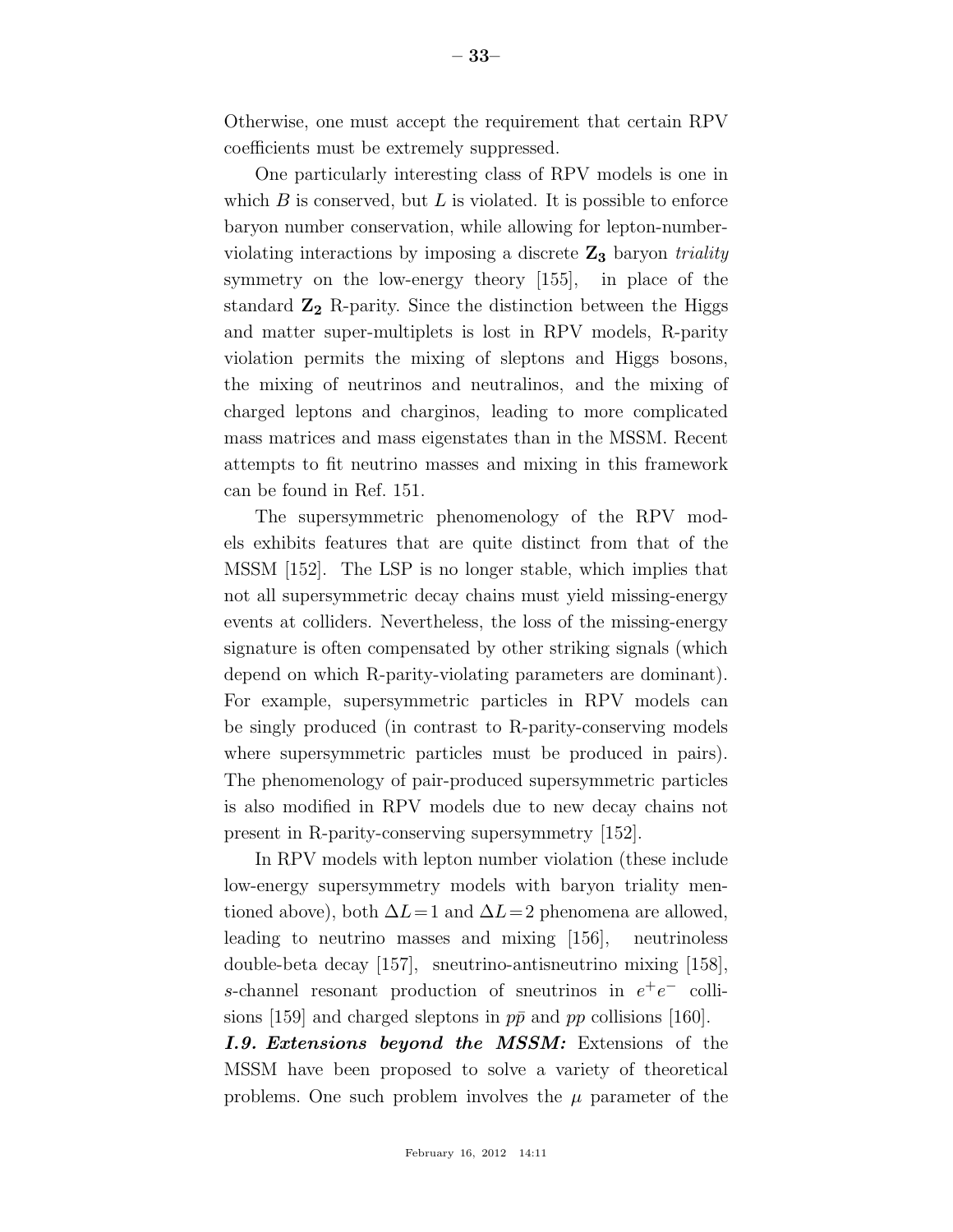Otherwise, one must accept the requirement that certain RPV coefficients must be extremely suppressed.

One particularly interesting class of RPV models is one in which $B$ is conserved, but $L$ is violated. It is possible to enforce baryon number conservation, while allowing for lepton-number-violating interactions by imposing a discrete $\mathbf{Z_3}$ baryon *triality* symmetry on the low-energy theory [155], in place of the standard $\mathbf{Z_2}$ R-parity. Since the distinction between the Higgs and matter super-multiplets is lost in RPV models, R-parity violation permits the mixing of sleptons and Higgs bosons, the mixing of neutrinos and neutralinos, and the mixing of charged leptons and charginos, leading to more complicated mass matrices and mass eigenstates than in the MSSM. Recent attempts to fit neutrino masses and mixing in this framework can be found in Ref. 151.

The supersymmetric phenomenology of the RPV models exhibits features that are quite distinct from that of the MSSM [152]. The LSP is no longer stable, which implies that not all supersymmetric decay chains must yield missing-energy events at colliders. Nevertheless, the loss of the missing-energy signature is often compensated by other striking signals (which depend on which R-parity-violating parameters are dominant). For example, supersymmetric particles in RPV models can be singly produced (in contrast to R-parity-conserving models where supersymmetric particles must be produced in pairs). The phenomenology of pair-produced supersymmetric particles is also modified in RPV models due to new decay chains not present in R-parity-conserving supersymmetry [152].

In RPV models with lepton number violation (these include low-energy supersymmetry models with baryon triality mentioned above), both $\Delta L = 1$ and $\Delta L = 2$ phenomena are allowed, leading to neutrino masses and mixing [156], neutrinoless double-beta decay [157], sneutrino-antisneutrino mixing [158], $s$-channel resonant production of sneutrinos in $e^+e^-$ collisions [159] and charged sleptons in $p\bar{p}$ and $pp$ collisions [160].

***I.9. Extensions beyond the MSSM:*** Extensions of the MSSM have been proposed to solve a variety of theoretical problems. One such problem involves the $\mu$ parameter of the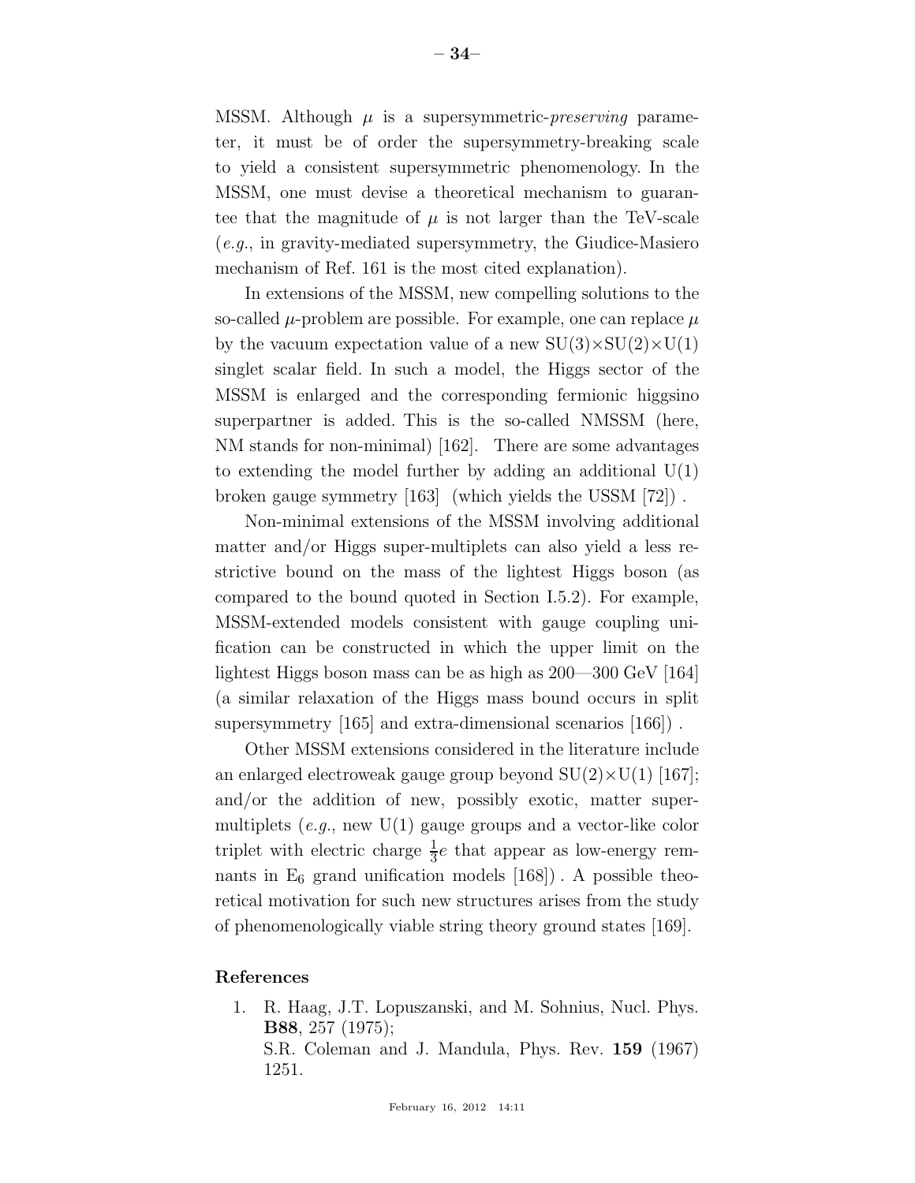MSSM. Although $\mu$ is a supersymmetric-*preserving* parameter, it must be of order the supersymmetry-breaking scale to yield a consistent supersymmetric phenomenology. In the MSSM, one must devise a theoretical mechanism to guarantee that the magnitude of $\mu$ is not larger than the TeV-scale (*e.g.*, in gravity-mediated supersymmetry, the Giudice-Masiero mechanism of Ref. 161 is the most cited explanation).

In extensions of the MSSM, new compelling solutions to the so-called $\mu$-problem are possible. For example, one can replace $\mu$ by the vacuum expectation value of a new $SU(3)\times SU(2)\times U(1)$ singlet scalar field. In such a model, the Higgs sector of the MSSM is enlarged and the corresponding fermionic higgsino superpartner is added. This is the so-called NMSSM (here, NM stands for non-minimal) [162]. There are some advantages to extending the model further by adding an additional U(1) broken gauge symmetry [163] (which yields the USSM [72]) .

Non-minimal extensions of the MSSM involving additional matter and/or Higgs super-multiplets can also yield a less restrictive bound on the mass of the lightest Higgs boson (as compared to the bound quoted in Section I.5.2). For example, MSSM-extended models consistent with gauge coupling unification can be constructed in which the upper limit on the lightest Higgs boson mass can be as high as 200—300 GeV [164] (a similar relaxation of the Higgs mass bound occurs in split supersymmetry [165] and extra-dimensional scenarios [166]) .

Other MSSM extensions considered in the literature include an enlarged electroweak gauge group beyond $SU(2)\times U(1)$ [167]; and/or the addition of new, possibly exotic, matter super-multiplets (*e.g.*, new U(1) gauge groups and a vector-like color triplet with electric charge $\frac{1}{3}e$ that appear as low-energy remnants in $E_6$ grand unification models [168]) . A possible theoretical motivation for such new structures arises from the study of phenomenologically viable string theory ground states [169].

## References

1. R. Haag, J.T. Lopuszanski, and M. Sohnius, Nucl. Phys. **B88**, 257 (1975);
   S.R. Coleman and J. Mandula, Phys. Rev. **159** (1967) 1251.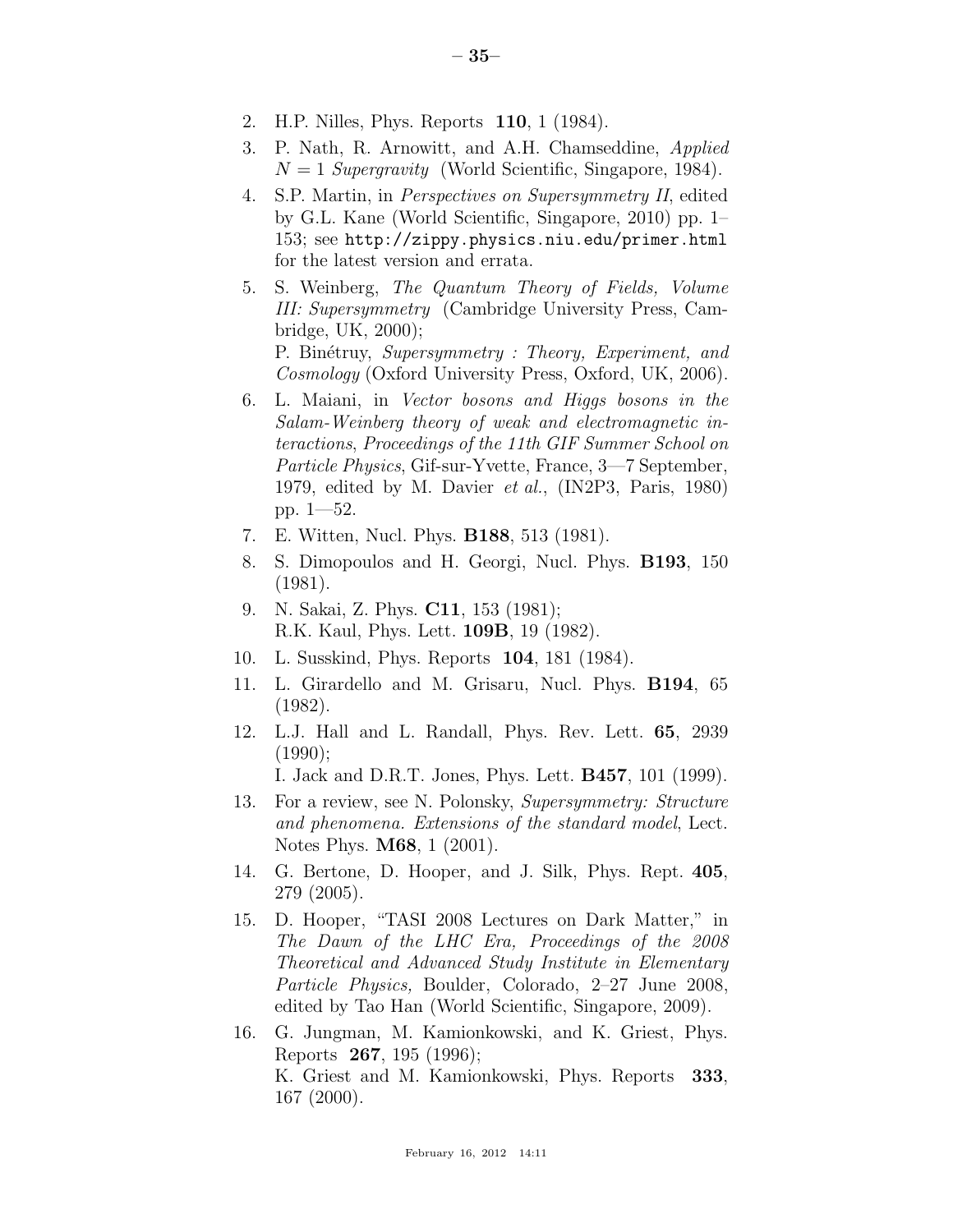2. H.P. Nilles, Phys. Reports **110**, 1 (1984).
3. P. Nath, R. Arnowitt, and A.H. Chamseddine, *Applied $N = 1$ Supergravity* (World Scientific, Singapore, 1984).
4. S.P. Martin, in *Perspectives on Supersymmetry II*, edited by G.L. Kane (World Scientific, Singapore, 2010) pp. 1–153; see `http://zippy.physics.niu.edu/primer.html` for the latest version and errata.
5. S. Weinberg, *The Quantum Theory of Fields, Volume III: Supersymmetry* (Cambridge University Press, Cambridge, UK, 2000);  
   P. Binétruy, *Supersymmetry : Theory, Experiment, and Cosmology* (Oxford University Press, Oxford, UK, 2006).
6. L. Maiani, in *Vector bosons and Higgs bosons in the Salam-Weinberg theory of weak and electromagnetic interactions*, *Proceedings of the 11th GIF Summer School on Particle Physics*, Gif-sur-Yvette, France, 3—7 September, 1979, edited by M. Davier *et al.*, (IN2P3, Paris, 1980) pp. 1—52.
7. E. Witten, Nucl. Phys. **B188**, 513 (1981).
8. S. Dimopoulos and H. Georgi, Nucl. Phys. **B193**, 150 (1981).
9. N. Sakai, Z. Phys. **C11**, 153 (1981);  
   R.K. Kaul, Phys. Lett. **109B**, 19 (1982).
10. L. Susskind, Phys. Reports **104**, 181 (1984).
11. L. Girardello and M. Grisaru, Nucl. Phys. **B194**, 65 (1982).
12. L.J. Hall and L. Randall, Phys. Rev. Lett. **65**, 2939 (1990);  
    I. Jack and D.R.T. Jones, Phys. Lett. **B457**, 101 (1999).
13. For a review, see N. Polonsky, *Supersymmetry: Structure and phenomena. Extensions of the standard model*, Lect. Notes Phys. **M68**, 1 (2001).
14. G. Bertone, D. Hooper, and J. Silk, Phys. Rept. **405**, 279 (2005).
15. D. Hooper, "TASI 2008 Lectures on Dark Matter," in *The Dawn of the LHC Era, Proceedings of the 2008 Theoretical and Advanced Study Institute in Elementary Particle Physics,* Boulder, Colorado, 2–27 June 2008, edited by Tao Han (World Scientific, Singapore, 2009).
16. G. Jungman, M. Kamionkowski, and K. Griest, Phys. Reports **267**, 195 (1996);  
    K. Griest and M. Kamionkowski, Phys. Reports **333**, 167 (2000).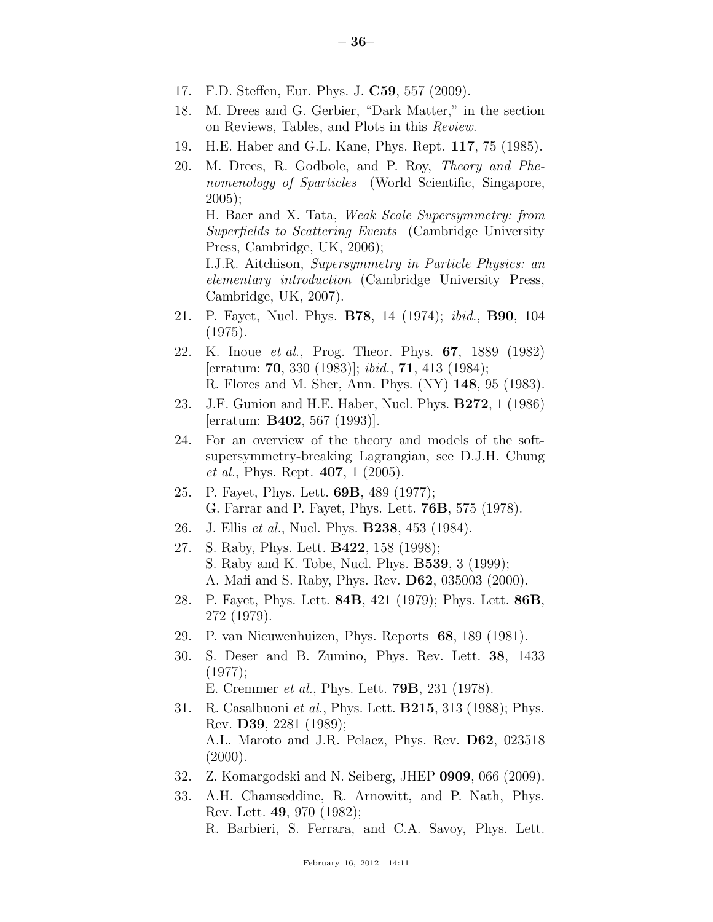17. F.D. Steffen, Eur. Phys. J. **C59**, 557 (2009).
18. M. Drees and G. Gerbier, "Dark Matter," in the section on Reviews, Tables, and Plots in this *Review*.
19. H.E. Haber and G.L. Kane, Phys. Rept. **117**, 75 (1985).
20. M. Drees, R. Godbole, and P. Roy, *Theory and Phenomenology of Sparticles* (World Scientific, Singapore, 2005);
    H. Baer and X. Tata, *Weak Scale Supersymmetry: from Superfields to Scattering Events* (Cambridge University Press, Cambridge, UK, 2006);
    I.J.R. Aitchison, *Supersymmetry in Particle Physics: an elementary introduction* (Cambridge University Press, Cambridge, UK, 2007).
21. P. Fayet, Nucl. Phys. **B78**, 14 (1974); *ibid.*, **B90**, 104 (1975).
22. K. Inoue *et al.*, Prog. Theor. Phys. **67**, 1889 (1982) [erratum: **70**, 330 (1983)]; *ibid.*, **71**, 413 (1984);
    R. Flores and M. Sher, Ann. Phys. (NY) **148**, 95 (1983).
23. J.F. Gunion and H.E. Haber, Nucl. Phys. **B272**, 1 (1986) [erratum: **B402**, 567 (1993)].
24. For an overview of the theory and models of the soft-supersymmetry-breaking Lagrangian, see D.J.H. Chung *et al.*, Phys. Rept. **407**, 1 (2005).
25. P. Fayet, Phys. Lett. **69B**, 489 (1977);
    G. Farrar and P. Fayet, Phys. Lett. **76B**, 575 (1978).
26. J. Ellis *et al.*, Nucl. Phys. **B238**, 453 (1984).
27. S. Raby, Phys. Lett. **B422**, 158 (1998);
    S. Raby and K. Tobe, Nucl. Phys. **B539**, 3 (1999);
    A. Mafi and S. Raby, Phys. Rev. **D62**, 035003 (2000).
28. P. Fayet, Phys. Lett. **84B**, 421 (1979); Phys. Lett. **86B**, 272 (1979).
29. P. van Nieuwenhuizen, Phys. Reports **68**, 189 (1981).
30. S. Deser and B. Zumino, Phys. Rev. Lett. **38**, 1433 (1977);
    E. Cremmer *et al.*, Phys. Lett. **79B**, 231 (1978).
31. R. Casalbuoni *et al.*, Phys. Lett. **B215**, 313 (1988); Phys. Rev. **D39**, 2281 (1989);
    A.L. Maroto and J.R. Pelaez, Phys. Rev. **D62**, 023518 (2000).
32. Z. Komargodski and N. Seiberg, JHEP **0909**, 066 (2009).
33. A.H. Chamseddine, R. Arnowitt, and P. Nath, Phys. Rev. Lett. **49**, 970 (1982);
    R. Barbieri, S. Ferrara, and C.A. Savoy, Phys. Lett.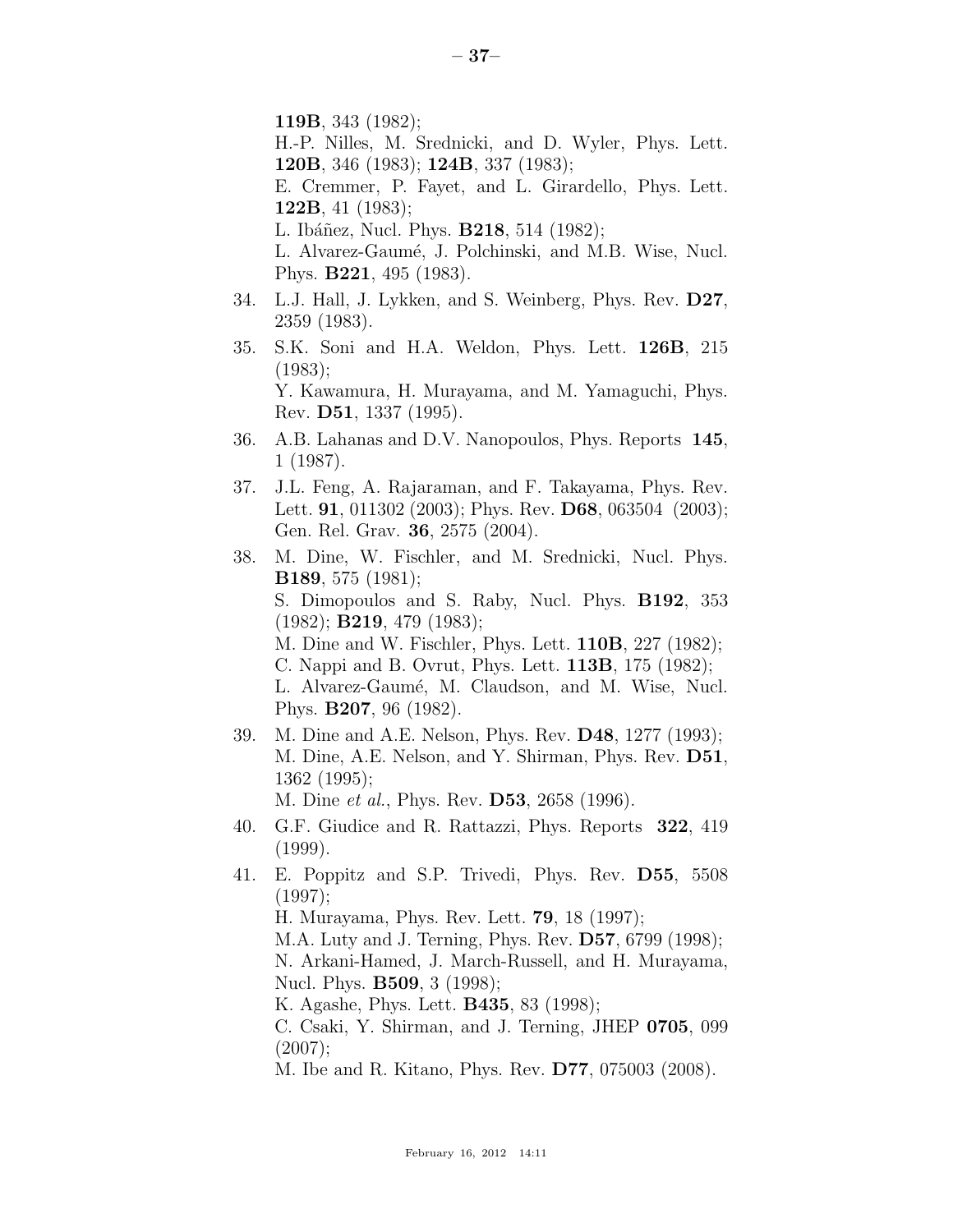**119B**, 343 (1982);
H.-P. Nilles, M. Srednicki, and D. Wyler, Phys. Lett. **120B**, 346 (1983); **124B**, 337 (1983);
E. Cremmer, P. Fayet, and L. Girardello, Phys. Lett. **122B**, 41 (1983);
L. Ibáñez, Nucl. Phys. **B218**, 514 (1982);
L. Alvarez-Gaumé, J. Polchinski, and M.B. Wise, Nucl. Phys. **B221**, 495 (1983).

34. L.J. Hall, J. Lykken, and S. Weinberg, Phys. Rev. **D27**, 2359 (1983).
35. S.K. Soni and H.A. Weldon, Phys. Lett. **126B**, 215 (1983);
Y. Kawamura, H. Murayama, and M. Yamaguchi, Phys. Rev. **D51**, 1337 (1995).
36. A.B. Lahanas and D.V. Nanopoulos, Phys. Reports **145**, 1 (1987).
37. J.L. Feng, A. Rajaraman, and F. Takayama, Phys. Rev. Lett. **91**, 011302 (2003); Phys. Rev. **D68**, 063504 (2003); Gen. Rel. Grav. **36**, 2575 (2004).
38. M. Dine, W. Fischler, and M. Srednicki, Nucl. Phys. **B189**, 575 (1981);
S. Dimopoulos and S. Raby, Nucl. Phys. **B192**, 353 (1982); **B219**, 479 (1983);
M. Dine and W. Fischler, Phys. Lett. **110B**, 227 (1982);
C. Nappi and B. Ovrut, Phys. Lett. **113B**, 175 (1982);
L. Alvarez-Gaumé, M. Claudson, and M. Wise, Nucl. Phys. **B207**, 96 (1982).
39. M. Dine and A.E. Nelson, Phys. Rev. **D48**, 1277 (1993);
M. Dine, A.E. Nelson, and Y. Shirman, Phys. Rev. **D51**, 1362 (1995);
M. Dine *et al.*, Phys. Rev. **D53**, 2658 (1996).
40. G.F. Giudice and R. Rattazzi, Phys. Reports **322**, 419 (1999).
41. E. Poppitz and S.P. Trivedi, Phys. Rev. **D55**, 5508 (1997);
H. Murayama, Phys. Rev. Lett. **79**, 18 (1997);
M.A. Luty and J. Terning, Phys. Rev. **D57**, 6799 (1998);
N. Arkani-Hamed, J. March-Russell, and H. Murayama, Nucl. Phys. **B509**, 3 (1998);
K. Agashe, Phys. Lett. **B435**, 83 (1998);
C. Csaki, Y. Shirman, and J. Terning, JHEP **0705**, 099 (2007);
M. Ibe and R. Kitano, Phys. Rev. **D77**, 075003 (2008).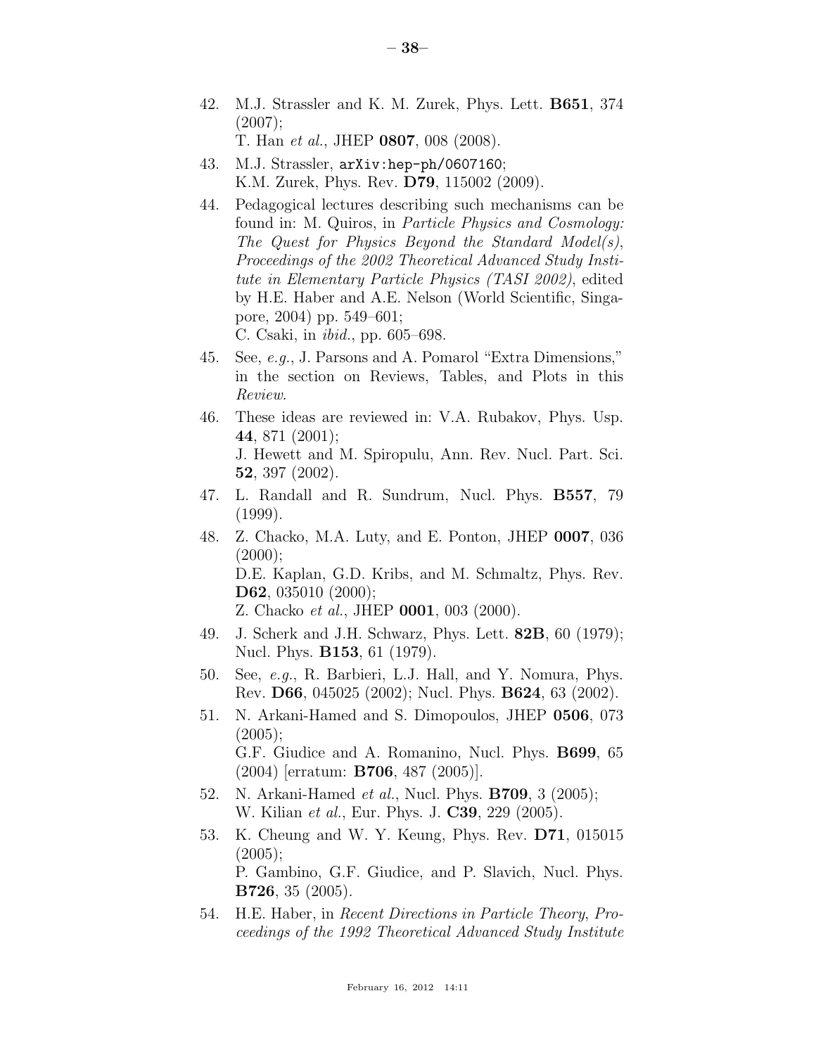42. M.J. Strassler and K. M. Zurek, Phys. Lett. **B651**, 374 (2007);
    T. Han *et al.*, JHEP **0807**, 008 (2008).
43. M.J. Strassler, `arXiv:hep-ph/0607160`;
    K.M. Zurek, Phys. Rev. **D79**, 115002 (2009).
44. Pedagogical lectures describing such mechanisms can be found in: M. Quiros, in *Particle Physics and Cosmology: The Quest for Physics Beyond the Standard Model(s), Proceedings of the 2002 Theoretical Advanced Study Institute in Elementary Particle Physics (TASI 2002)*, edited by H.E. Haber and A.E. Nelson (World Scientific, Singapore, 2004) pp. 549–601;
    C. Csaki, in *ibid.*, pp. 605–698.
45. See, *e.g.*, J. Parsons and A. Pomarol "Extra Dimensions," in the section on Reviews, Tables, and Plots in this *Review*.
46. These ideas are reviewed in: V.A. Rubakov, Phys. Usp. **44**, 871 (2001);
    J. Hewett and M. Spiropulu, Ann. Rev. Nucl. Part. Sci. **52**, 397 (2002).
47. L. Randall and R. Sundrum, Nucl. Phys. **B557**, 79 (1999).
48. Z. Chacko, M.A. Luty, and E. Ponton, JHEP **0007**, 036 (2000);
    D.E. Kaplan, G.D. Kribs, and M. Schmaltz, Phys. Rev. **D62**, 035010 (2000);
    Z. Chacko *et al.*, JHEP **0001**, 003 (2000).
49. J. Scherk and J.H. Schwarz, Phys. Lett. **82B**, 60 (1979); Nucl. Phys. **B153**, 61 (1979).
50. See, *e.g.*, R. Barbieri, L.J. Hall, and Y. Nomura, Phys. Rev. **D66**, 045025 (2002); Nucl. Phys. **B624**, 63 (2002).
51. N. Arkani-Hamed and S. Dimopoulos, JHEP **0506**, 073 (2005);
    G.F. Giudice and A. Romanino, Nucl. Phys. **B699**, 65 (2004) [erratum: **B706**, 487 (2005)].
52. N. Arkani-Hamed *et al.*, Nucl. Phys. **B709**, 3 (2005);
    W. Kilian *et al.*, Eur. Phys. J. **C39**, 229 (2005).
53. K. Cheung and W. Y. Keung, Phys. Rev. **D71**, 015015 (2005);
    P. Gambino, G.F. Giudice, and P. Slavich, Nucl. Phys. **B726**, 35 (2005).
54. H.E. Haber, in *Recent Directions in Particle Theory, Proceedings of the 1992 Theoretical Advanced Study Institute*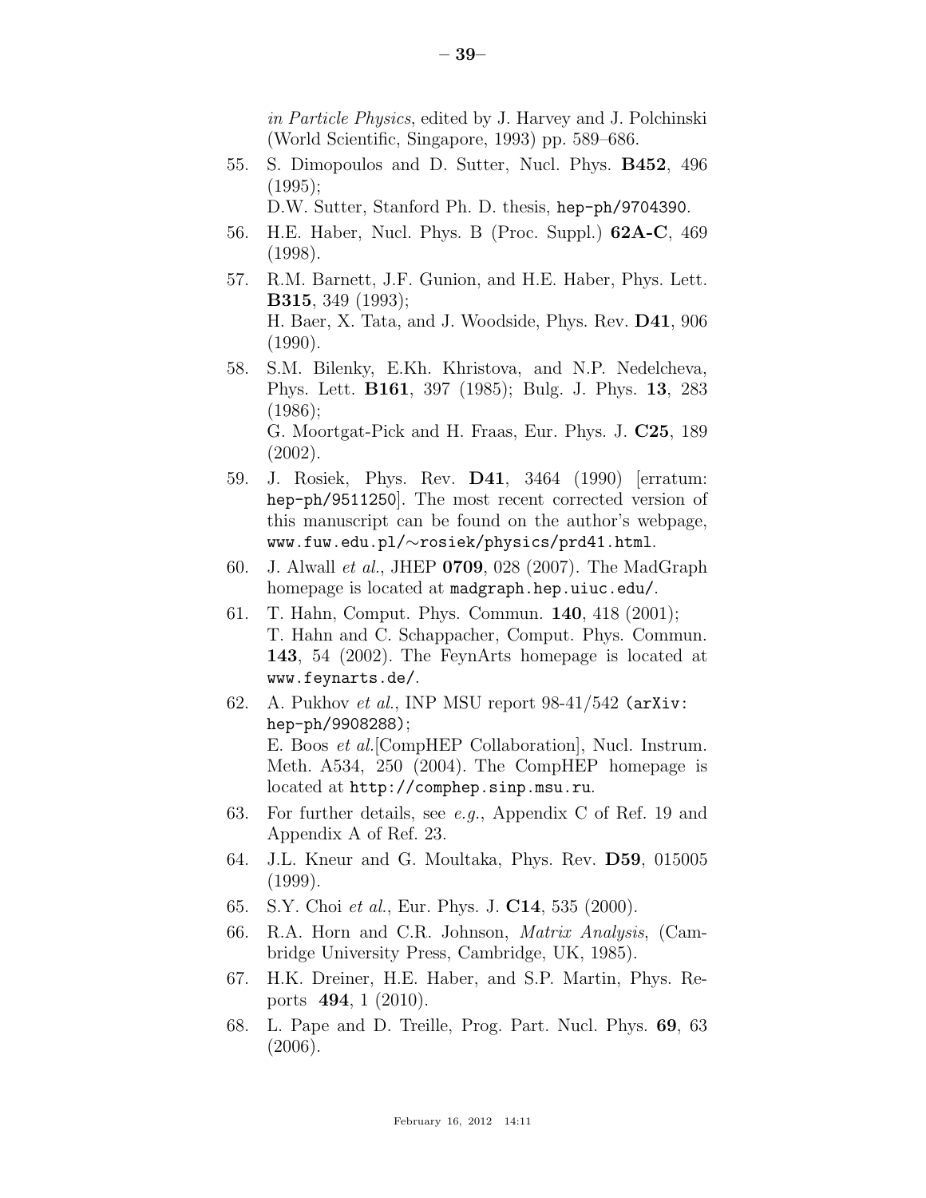*in Particle Physics*, edited by J. Harvey and J. Polchinski (World Scientific, Singapore, 1993) pp. 589–686.

55. S. Dimopoulos and D. Sutter, Nucl. Phys. **B452**, 496 (1995);
    D.W. Sutter, Stanford Ph. D. thesis, `hep-ph/9704390`.
56. H.E. Haber, Nucl. Phys. B (Proc. Suppl.) **62A-C**, 469 (1998).
57. R.M. Barnett, J.F. Gunion, and H.E. Haber, Phys. Lett. **B315**, 349 (1993);
    H. Baer, X. Tata, and J. Woodside, Phys. Rev. **D41**, 906 (1990).
58. S.M. Bilenky, E.Kh. Khristova, and N.P. Nedelcheva, Phys. Lett. **B161**, 397 (1985); Bulg. J. Phys. **13**, 283 (1986);
    G. Moortgat-Pick and H. Fraas, Eur. Phys. J. **C25**, 189 (2002).
59. J. Rosiek, Phys. Rev. **D41**, 3464 (1990) [erratum: `hep-ph/9511250`]. The most recent corrected version of this manuscript can be found on the author's webpage, `www.fuw.edu.pl/~rosiek/physics/prd41.html`.
60. J. Alwall *et al.*, JHEP **0709**, 028 (2007). The MadGraph homepage is located at `madgraph.hep.uiuc.edu/`.
61. T. Hahn, Comput. Phys. Commun. **140**, 418 (2001);
    T. Hahn and C. Schappacher, Comput. Phys. Commun. **143**, 54 (2002). The FeynArts homepage is located at `www.feynarts.de/`.
62. A. Pukhov *et al.*, INP MSU report 98-41/542 (`arXiv: hep-ph/9908288`);
    E. Boos *et al.*[CompHEP Collaboration], Nucl. Instrum. Meth. A534, 250 (2004). The CompHEP homepage is located at `http://comphep.sinp.msu.ru`.
63. For further details, see *e.g.*, Appendix C of Ref. 19 and Appendix A of Ref. 23.
64. J.L. Kneur and G. Moultaka, Phys. Rev. **D59**, 015005 (1999).
65. S.Y. Choi *et al.*, Eur. Phys. J. **C14**, 535 (2000).
66. R.A. Horn and C.R. Johnson, *Matrix Analysis*, (Cambridge University Press, Cambridge, UK, 1985).
67. H.K. Dreiner, H.E. Haber, and S.P. Martin, Phys. Reports **494**, 1 (2010).
68. L. Pape and D. Treille, Prog. Part. Nucl. Phys. **69**, 63 (2006).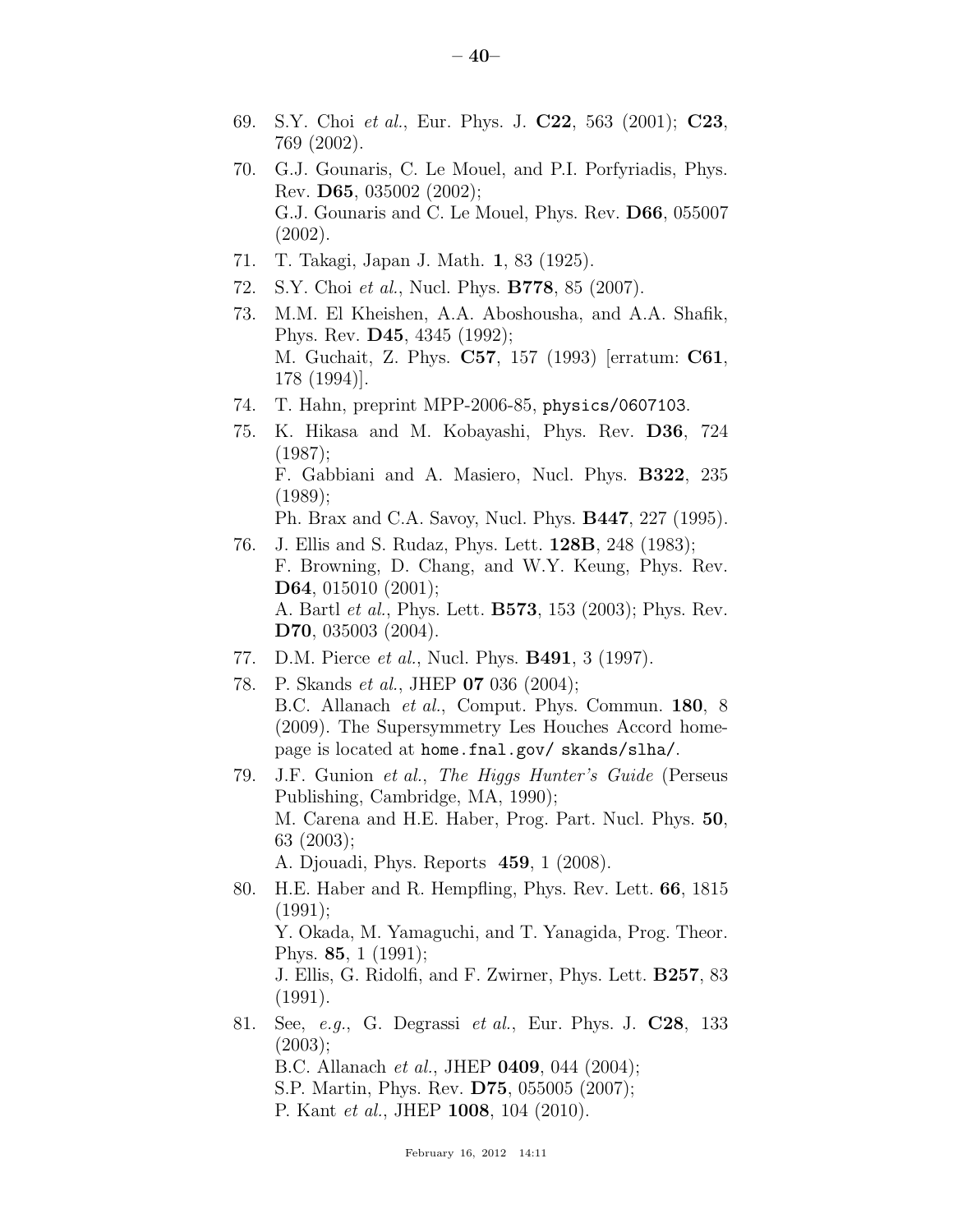69. S.Y. Choi *et al.*, Eur. Phys. J. **C22**, 563 (2001); **C23**, 769 (2002).
70. G.J. Gounaris, C. Le Mouel, and P.I. Porfyriadis, Phys. Rev. **D65**, 035002 (2002);
    G.J. Gounaris and C. Le Mouel, Phys. Rev. **D66**, 055007 (2002).
71. T. Takagi, Japan J. Math. **1**, 83 (1925).
72. S.Y. Choi *et al.*, Nucl. Phys. **B778**, 85 (2007).
73. M.M. El Kheishen, A.A. Aboshousha, and A.A. Shafik, Phys. Rev. **D45**, 4345 (1992);
    M. Guchait, Z. Phys. **C57**, 157 (1993) [erratum: **C61**, 178 (1994)].
74. T. Hahn, preprint MPP-2006-85, `physics/0607103`.
75. K. Hikasa and M. Kobayashi, Phys. Rev. **D36**, 724 (1987);
    F. Gabbiani and A. Masiero, Nucl. Phys. **B322**, 235 (1989);
    Ph. Brax and C.A. Savoy, Nucl. Phys. **B447**, 227 (1995).
76. J. Ellis and S. Rudaz, Phys. Lett. **128B**, 248 (1983);
    F. Browning, D. Chang, and W.Y. Keung, Phys. Rev. **D64**, 015010 (2001);
    A. Bartl *et al.*, Phys. Lett. **B573**, 153 (2003); Phys. Rev. **D70**, 035003 (2004).
77. D.M. Pierce *et al.*, Nucl. Phys. **B491**, 3 (1997).
78. P. Skands *et al.*, JHEP **07** 036 (2004);
    B.C. Allanach *et al.*, Comput. Phys. Commun. **180**, 8 (2009). The Supersymmetry Les Houches Accord homepage is located at `home.fnal.gov/ skands/slha/`.
79. J.F. Gunion *et al.*, *The Higgs Hunter's Guide* (Perseus Publishing, Cambridge, MA, 1990);
    M. Carena and H.E. Haber, Prog. Part. Nucl. Phys. **50**, 63 (2003);
    A. Djouadi, Phys. Reports **459**, 1 (2008).
80. H.E. Haber and R. Hempfling, Phys. Rev. Lett. **66**, 1815 (1991);
    Y. Okada, M. Yamaguchi, and T. Yanagida, Prog. Theor. Phys. **85**, 1 (1991);
    J. Ellis, G. Ridolfi, and F. Zwirner, Phys. Lett. **B257**, 83 (1991).
81. See, *e.g.*, G. Degrassi *et al.*, Eur. Phys. J. **C28**, 133 (2003);
    B.C. Allanach *et al.*, JHEP **0409**, 044 (2004);
    S.P. Martin, Phys. Rev. **D75**, 055005 (2007);
    P. Kant *et al.*, JHEP **1008**, 104 (2010).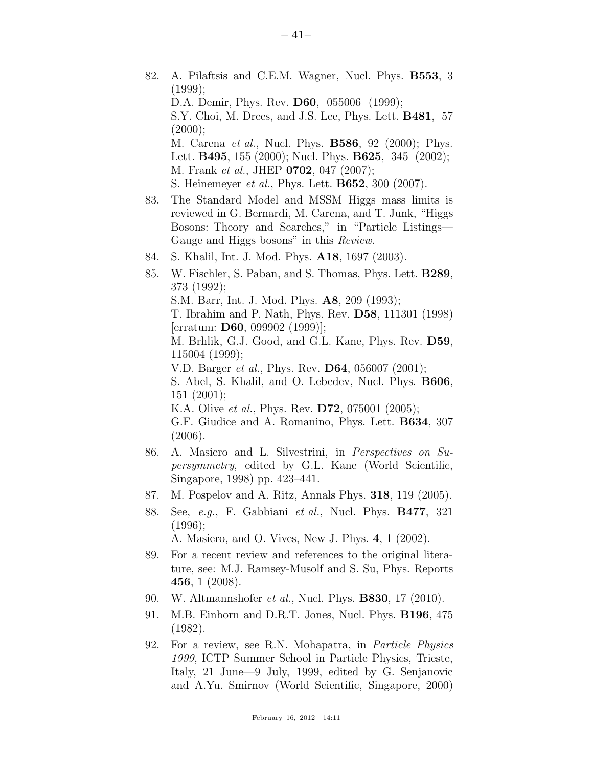82. A. Pilaftsis and C.E.M. Wagner, Nucl. Phys. **B553**, 3 (1999);
    D.A. Demir, Phys. Rev. **D60**, 055006 (1999);
    S.Y. Choi, M. Drees, and J.S. Lee, Phys. Lett. **B481**, 57 (2000);
    M. Carena *et al.*, Nucl. Phys. **B586**, 92 (2000); Phys. Lett. **B495**, 155 (2000); Nucl. Phys. **B625**, 345 (2002);
    M. Frank *et al.*, JHEP **0702**, 047 (2007);
    S. Heinemeyer *et al.*, Phys. Lett. **B652**, 300 (2007).
83. The Standard Model and MSSM Higgs mass limits is reviewed in G. Bernardi, M. Carena, and T. Junk, "Higgs Bosons: Theory and Searches," in "Particle Listings—Gauge and Higgs bosons" in this *Review*.
84. S. Khalil, Int. J. Mod. Phys. **A18**, 1697 (2003).
85. W. Fischler, S. Paban, and S. Thomas, Phys. Lett. **B289**, 373 (1992);
    S.M. Barr, Int. J. Mod. Phys. **A8**, 209 (1993);
    T. Ibrahim and P. Nath, Phys. Rev. **D58**, 111301 (1998) [erratum: **D60**, 099902 (1999)];
    M. Brhlik, G.J. Good, and G.L. Kane, Phys. Rev. **D59**, 115004 (1999);
    V.D. Barger *et al.*, Phys. Rev. **D64**, 056007 (2001);
    S. Abel, S. Khalil, and O. Lebedev, Nucl. Phys. **B606**, 151 (2001);
    K.A. Olive *et al.*, Phys. Rev. **D72**, 075001 (2005);
    G.F. Giudice and A. Romanino, Phys. Lett. **B634**, 307 (2006).
86. A. Masiero and L. Silvestrini, in *Perspectives on Supersymmetry*, edited by G.L. Kane (World Scientific, Singapore, 1998) pp. 423–441.
87. M. Pospelov and A. Ritz, Annals Phys. **318**, 119 (2005).
88. See, *e.g.*, F. Gabbiani *et al.*, Nucl. Phys. **B477**, 321 (1996);
    A. Masiero, and O. Vives, New J. Phys. **4**, 1 (2002).
89. For a recent review and references to the original literature, see: M.J. Ramsey-Musolf and S. Su, Phys. Reports **456**, 1 (2008).
90. W. Altmannshofer *et al.*, Nucl. Phys. **B830**, 17 (2010).
91. M.B. Einhorn and D.R.T. Jones, Nucl. Phys. **B196**, 475 (1982).
92. For a review, see R.N. Mohapatra, in *Particle Physics 1999*, ICTP Summer School in Particle Physics, Trieste, Italy, 21 June—9 July, 1999, edited by G. Senjanovic and A.Yu. Smirnov (World Scientific, Singapore, 2000)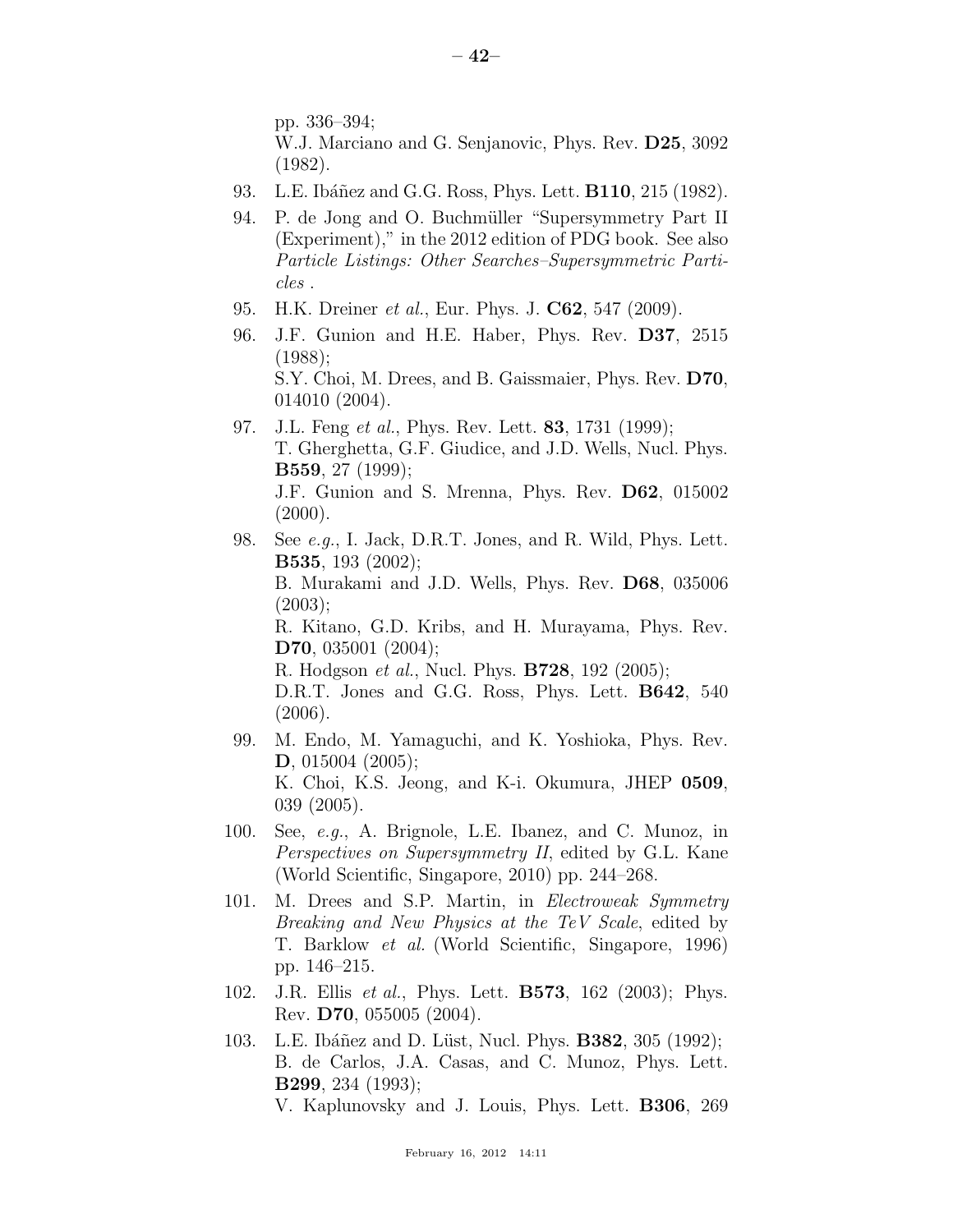pp. 336–394;
W.J. Marciano and G. Senjanovic, Phys. Rev. **D25**, 3092 (1982).

93. L.E. Ibáñez and G.G. Ross, Phys. Lett. **B110**, 215 (1982).

94. P. de Jong and O. Buchmüller "Supersymmetry Part II (Experiment)," in the 2012 edition of PDG book. See also *Particle Listings: Other Searches–Supersymmetric Particles* .

95. H.K. Dreiner *et al.*, Eur. Phys. J. **C62**, 547 (2009).

96. J.F. Gunion and H.E. Haber, Phys. Rev. **D37**, 2515 (1988);
S.Y. Choi, M. Drees, and B. Gaissmaier, Phys. Rev. **D70**, 014010 (2004).

97. J.L. Feng *et al.*, Phys. Rev. Lett. **83**, 1731 (1999);
T. Gherghetta, G.F. Giudice, and J.D. Wells, Nucl. Phys. **B559**, 27 (1999);
J.F. Gunion and S. Mrenna, Phys. Rev. **D62**, 015002 (2000).

98. See *e.g.*, I. Jack, D.R.T. Jones, and R. Wild, Phys. Lett. **B535**, 193 (2002);
B. Murakami and J.D. Wells, Phys. Rev. **D68**, 035006 (2003);
R. Kitano, G.D. Kribs, and H. Murayama, Phys. Rev. **D70**, 035001 (2004);
R. Hodgson *et al.*, Nucl. Phys. **B728**, 192 (2005);
D.R.T. Jones and G.G. Ross, Phys. Lett. **B642**, 540 (2006).

99. M. Endo, M. Yamaguchi, and K. Yoshioka, Phys. Rev. **D**, 015004 (2005);
K. Choi, K.S. Jeong, and K-i. Okumura, JHEP **0509**, 039 (2005).

100. See, *e.g.*, A. Brignole, L.E. Ibanez, and C. Munoz, in *Perspectives on Supersymmetry II*, edited by G.L. Kane (World Scientific, Singapore, 2010) pp. 244–268.

101. M. Drees and S.P. Martin, in *Electroweak Symmetry Breaking and New Physics at the TeV Scale*, edited by T. Barklow *et al.* (World Scientific, Singapore, 1996) pp. 146–215.

102. J.R. Ellis *et al.*, Phys. Lett. **B573**, 162 (2003); Phys. Rev. **D70**, 055005 (2004).

103. L.E. Ibáñez and D. Lüst, Nucl. Phys. **B382**, 305 (1992);
B. de Carlos, J.A. Casas, and C. Munoz, Phys. Lett. **B299**, 234 (1993);
V. Kaplunovsky and J. Louis, Phys. Lett. **B306**, 269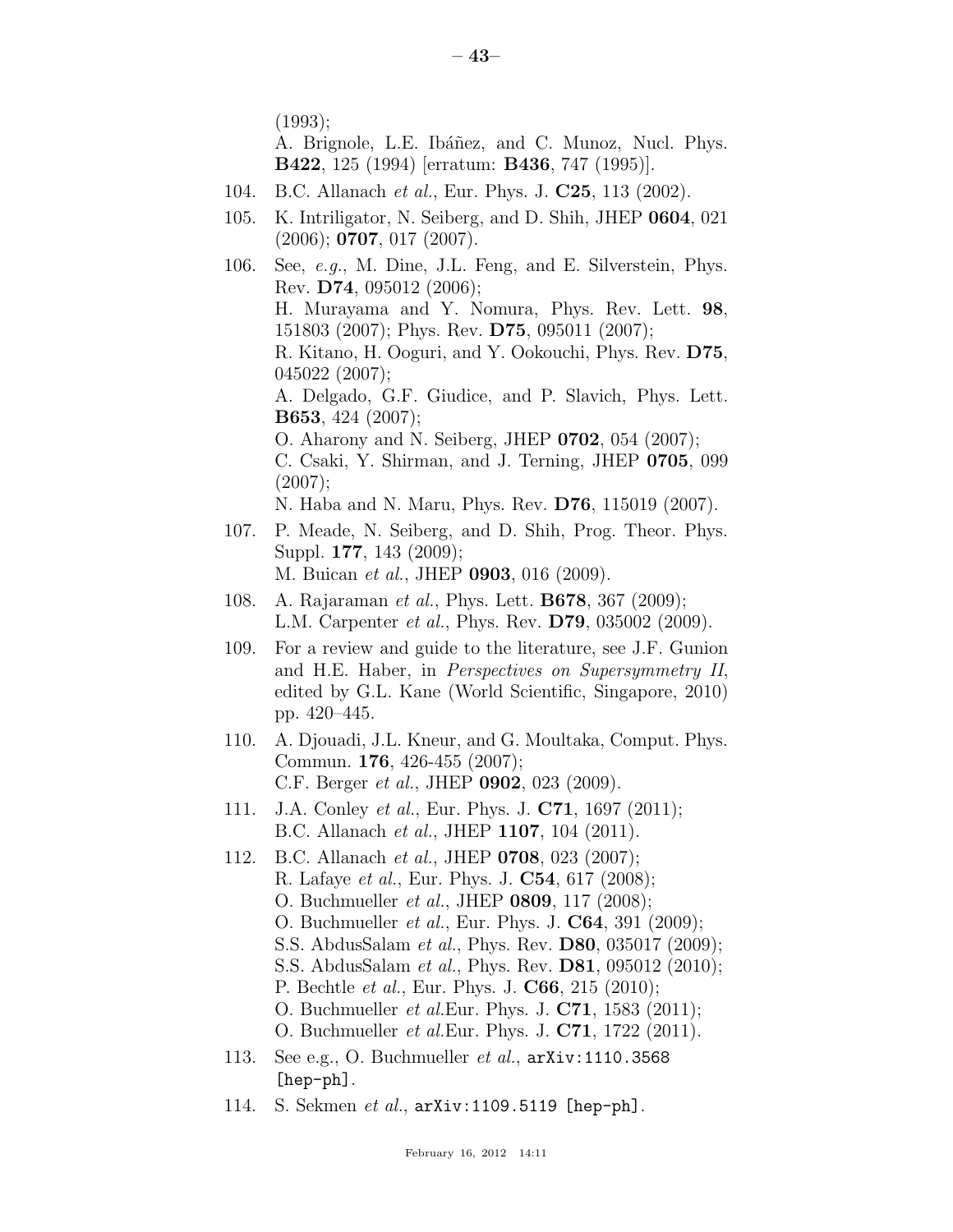(1993);
A. Brignole, L.E. Ibáñez, and C. Munoz, Nucl. Phys. **B422**, 125 (1994) [erratum: **B436**, 747 (1995)].

104. B.C. Allanach *et al.*, Eur. Phys. J. **C25**, 113 (2002).

105. K. Intriligator, N. Seiberg, and D. Shih, JHEP **0604**, 021 (2006); **0707**, 017 (2007).

106. See, *e.g.*, M. Dine, J.L. Feng, and E. Silverstein, Phys. Rev. **D74**, 095012 (2006);
H. Murayama and Y. Nomura, Phys. Rev. Lett. **98**, 151803 (2007); Phys. Rev. **D75**, 095011 (2007);
R. Kitano, H. Ooguri, and Y. Ookouchi, Phys. Rev. **D75**, 045022 (2007);
A. Delgado, G.F. Giudice, and P. Slavich, Phys. Lett. **B653**, 424 (2007);
O. Aharony and N. Seiberg, JHEP **0702**, 054 (2007);
C. Csaki, Y. Shirman, and J. Terning, JHEP **0705**, 099 (2007);
N. Haba and N. Maru, Phys. Rev. **D76**, 115019 (2007).

107. P. Meade, N. Seiberg, and D. Shih, Prog. Theor. Phys. Suppl. **177**, 143 (2009);
M. Buican *et al.*, JHEP **0903**, 016 (2009).

108. A. Rajaraman *et al.*, Phys. Lett. **B678**, 367 (2009);
L.M. Carpenter *et al.*, Phys. Rev. **D79**, 035002 (2009).

109. For a review and guide to the literature, see J.F. Gunion and H.E. Haber, in *Perspectives on Supersymmetry II*, edited by G.L. Kane (World Scientific, Singapore, 2010) pp. 420–445.

110. A. Djouadi, J.L. Kneur, and G. Moultaka, Comput. Phys. Commun. **176**, 426-455 (2007);
C.F. Berger *et al.*, JHEP **0902**, 023 (2009).

111. J.A. Conley *et al.*, Eur. Phys. J. **C71**, 1697 (2011);
B.C. Allanach *et al.*, JHEP **1107**, 104 (2011).

112. B.C. Allanach *et al.*, JHEP **0708**, 023 (2007);
R. Lafaye *et al.*, Eur. Phys. J. **C54**, 617 (2008);
O. Buchmueller *et al.*, JHEP **0809**, 117 (2008);
O. Buchmueller *et al.*, Eur. Phys. J. **C64**, 391 (2009);
S.S. AbdusSalam *et al.*, Phys. Rev. **D80**, 035017 (2009);
S.S. AbdusSalam *et al.*, Phys. Rev. **D81**, 095012 (2010);
P. Bechtle *et al.*, Eur. Phys. J. **C66**, 215 (2010);
O. Buchmueller *et al.*Eur. Phys. J. **C71**, 1583 (2011);
O. Buchmueller *et al.*Eur. Phys. J. **C71**, 1722 (2011).

113. See e.g., O. Buchmueller *et al.*, `arXiv:1110.3568 [hep-ph]`.

114. S. Sekmen *et al.*, `arXiv:1109.5119 [hep-ph]`.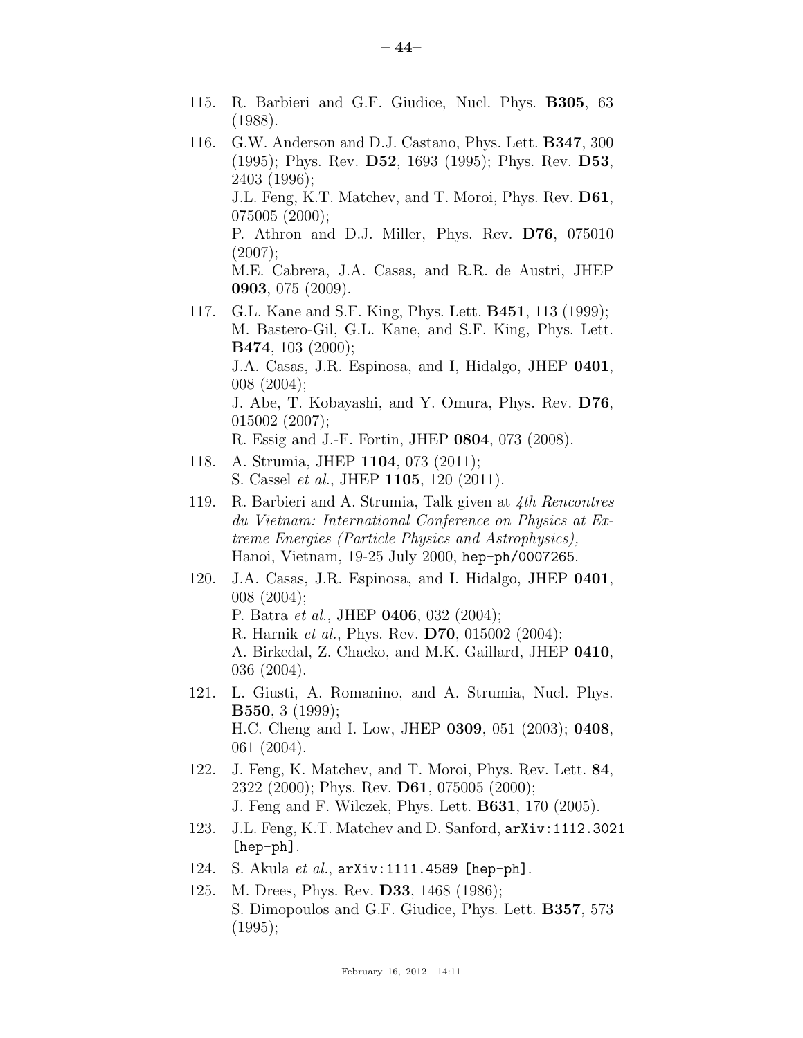115. R. Barbieri and G.F. Giudice, Nucl. Phys. **B305**, 63 (1988).

116. G.W. Anderson and D.J. Castano, Phys. Lett. **B347**, 300 (1995); Phys. Rev. **D52**, 1693 (1995); Phys. Rev. **D53**, 2403 (1996);
J.L. Feng, K.T. Matchev, and T. Moroi, Phys. Rev. **D61**, 075005 (2000);
P. Athron and D.J. Miller, Phys. Rev. **D76**, 075010 (2007);
M.E. Cabrera, J.A. Casas, and R.R. de Austri, JHEP **0903**, 075 (2009).

117. G.L. Kane and S.F. King, Phys. Lett. **B451**, 113 (1999);
M. Bastero-Gil, G.L. Kane, and S.F. King, Phys. Lett. **B474**, 103 (2000);
J.A. Casas, J.R. Espinosa, and I, Hidalgo, JHEP **0401**, 008 (2004);
J. Abe, T. Kobayashi, and Y. Omura, Phys. Rev. **D76**, 015002 (2007);
R. Essig and J.-F. Fortin, JHEP **0804**, 073 (2008).

118. A. Strumia, JHEP **1104**, 073 (2011);
S. Cassel *et al.*, JHEP **1105**, 120 (2011).

119. R. Barbieri and A. Strumia, Talk given at *4th Rencontres du Vietnam: International Conference on Physics at Extreme Energies (Particle Physics and Astrophysics),* Hanoi, Vietnam, 19-25 July 2000, `hep-ph/0007265`.

120. J.A. Casas, J.R. Espinosa, and I. Hidalgo, JHEP **0401**, 008 (2004);
P. Batra *et al.*, JHEP **0406**, 032 (2004);
R. Harnik *et al.*, Phys. Rev. **D70**, 015002 (2004);
A. Birkedal, Z. Chacko, and M.K. Gaillard, JHEP **0410**, 036 (2004).

121. L. Giusti, A. Romanino, and A. Strumia, Nucl. Phys. **B550**, 3 (1999);
H.C. Cheng and I. Low, JHEP **0309**, 051 (2003); **0408**, 061 (2004).

122. J. Feng, K. Matchev, and T. Moroi, Phys. Rev. Lett. **84**, 2322 (2000); Phys. Rev. **D61**, 075005 (2000);
J. Feng and F. Wilczek, Phys. Lett. **B631**, 170 (2005).

123. J.L. Feng, K.T. Matchev and D. Sanford, `arXiv:1112.3021 [hep-ph]`.

124. S. Akula *et al.*, `arXiv:1111.4589 [hep-ph]`.

125. M. Drees, Phys. Rev. **D33**, 1468 (1986);
S. Dimopoulos and G.F. Giudice, Phys. Lett. **B357**, 573 (1995);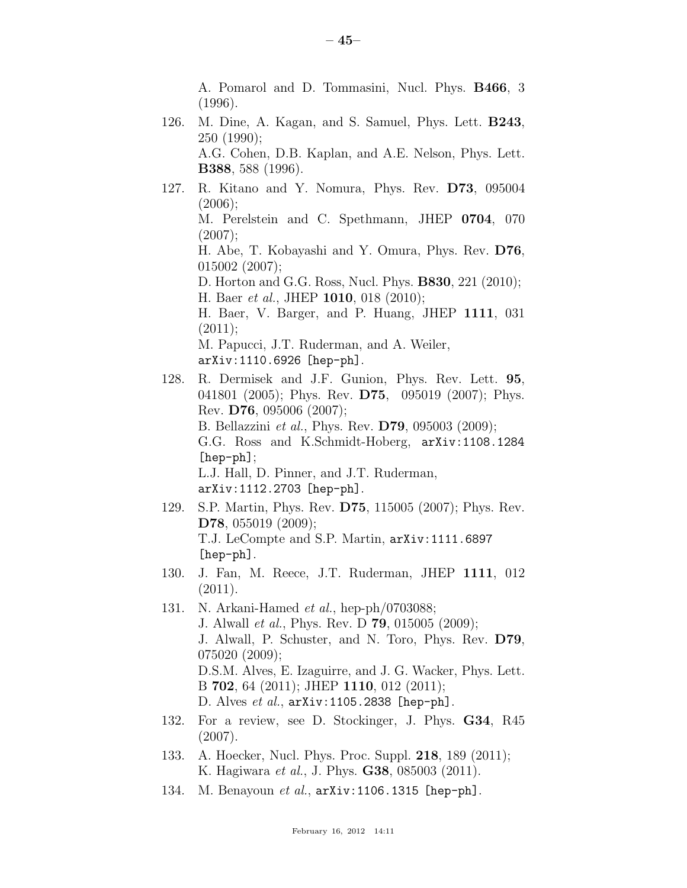A. Pomarol and D. Tommasini, Nucl. Phys. **B466**, 3 (1996).

126. M. Dine, A. Kagan, and S. Samuel, Phys. Lett. **B243**, 250 (1990);
A.G. Cohen, D.B. Kaplan, and A.E. Nelson, Phys. Lett. **B388**, 588 (1996).

127. R. Kitano and Y. Nomura, Phys. Rev. **D73**, 095004 (2006);
M. Perelstein and C. Spethmann, JHEP **0704**, 070 (2007);
H. Abe, T. Kobayashi and Y. Omura, Phys. Rev. **D76**, 015002 (2007);
D. Horton and G.G. Ross, Nucl. Phys. **B830**, 221 (2010);
H. Baer *et al.*, JHEP **1010**, 018 (2010);
H. Baer, V. Barger, and P. Huang, JHEP **1111**, 031 (2011);
M. Papucci, J.T. Ruderman, and A. Weiler, `arXiv:1110.6926 [hep-ph]`.

128. R. Dermisek and J.F. Gunion, Phys. Rev. Lett. **95**, 041801 (2005); Phys. Rev. **D75**, 095019 (2007); Phys. Rev. **D76**, 095006 (2007);
B. Bellazzini *et al.*, Phys. Rev. **D79**, 095003 (2009);
G.G. Ross and K.Schmidt-Hoberg, `arXiv:1108.1284 [hep-ph]`;
L.J. Hall, D. Pinner, and J.T. Ruderman, `arXiv:1112.2703 [hep-ph]`.

129. S.P. Martin, Phys. Rev. **D75**, 115005 (2007); Phys. Rev. **D78**, 055019 (2009);
T.J. LeCompte and S.P. Martin, `arXiv:1111.6897 [hep-ph]`.

130. J. Fan, M. Reece, J.T. Ruderman, JHEP **1111**, 012 (2011).

131. N. Arkani-Hamed *et al.*, hep-ph/0703088;
J. Alwall *et al.*, Phys. Rev. D **79**, 015005 (2009);
J. Alwall, P. Schuster, and N. Toro, Phys. Rev. **D79**, 075020 (2009);
D.S.M. Alves, E. Izaguirre, and J. G. Wacker, Phys. Lett. B **702**, 64 (2011); JHEP **1110**, 012 (2011);
D. Alves *et al.*, `arXiv:1105.2838 [hep-ph]`.

132. For a review, see D. Stockinger, J. Phys. **G34**, R45 (2007).

133. A. Hoecker, Nucl. Phys. Proc. Suppl. **218**, 189 (2011);
K. Hagiwara *et al.*, J. Phys. **G38**, 085003 (2011).

134. M. Benayoun *et al.*, `arXiv:1106.1315 [hep-ph]`.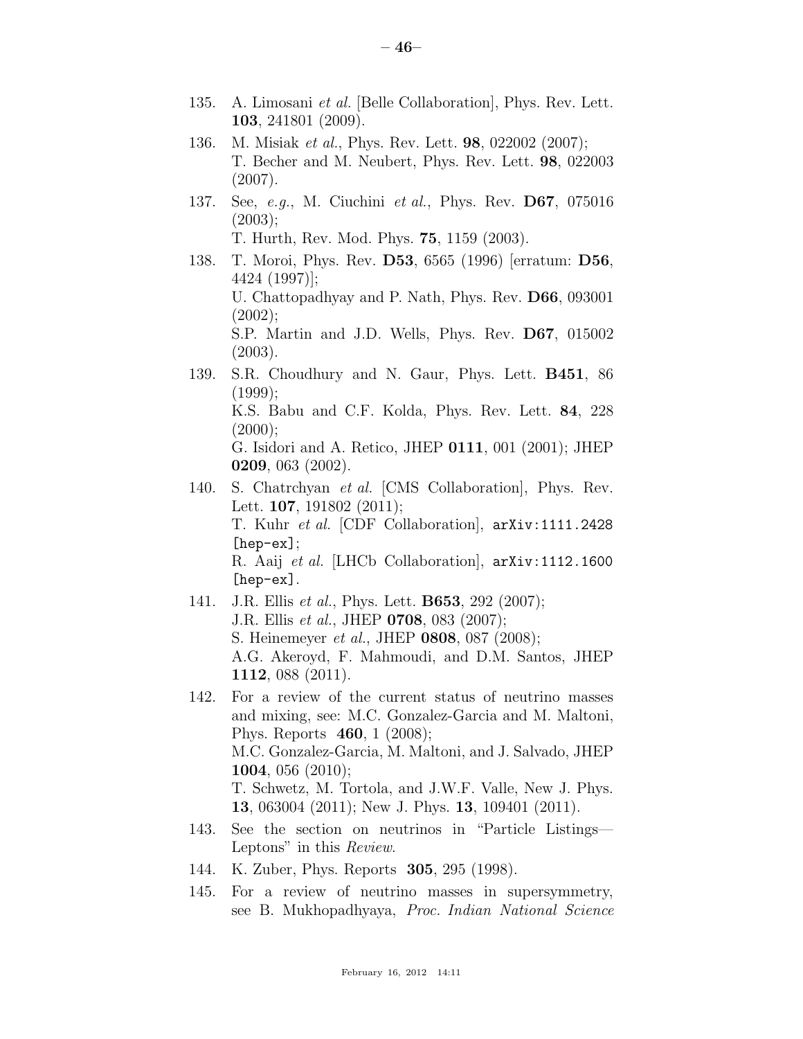135. A. Limosani *et al.* [Belle Collaboration], Phys. Rev. Lett. **103**, 241801 (2009).
136. M. Misiak *et al.*, Phys. Rev. Lett. **98**, 022002 (2007); T. Becher and M. Neubert, Phys. Rev. Lett. **98**, 022003 (2007).
137. See, *e.g.*, M. Ciuchini *et al.*, Phys. Rev. **D67**, 075016 (2003); T. Hurth, Rev. Mod. Phys. **75**, 1159 (2003).
138. T. Moroi, Phys. Rev. **D53**, 6565 (1996) [erratum: **D56**, 4424 (1997)]; U. Chattopadhyay and P. Nath, Phys. Rev. **D66**, 093001 (2002); S.P. Martin and J.D. Wells, Phys. Rev. **D67**, 015002 (2003).
139. S.R. Choudhury and N. Gaur, Phys. Lett. **B451**, 86 (1999); K.S. Babu and C.F. Kolda, Phys. Rev. Lett. **84**, 228 (2000); G. Isidori and A. Retico, JHEP **0111**, 001 (2001); JHEP **0209**, 063 (2002).
140. S. Chatrchyan *et al.* [CMS Collaboration], Phys. Rev. Lett. **107**, 191802 (2011); T. Kuhr *et al.* [CDF Collaboration], `arXiv:1111.2428 [hep-ex]`; R. Aaij *et al.* [LHCb Collaboration], `arXiv:1112.1600 [hep-ex]`.
141. J.R. Ellis *et al.*, Phys. Lett. **B653**, 292 (2007); J.R. Ellis *et al.*, JHEP **0708**, 083 (2007); S. Heinemeyer *et al.*, JHEP **0808**, 087 (2008); A.G. Akeroyd, F. Mahmoudi, and D.M. Santos, JHEP **1112**, 088 (2011).
142. For a review of the current status of neutrino masses and mixing, see: M.C. Gonzalez-Garcia and M. Maltoni, Phys. Reports **460**, 1 (2008); M.C. Gonzalez-Garcia, M. Maltoni, and J. Salvado, JHEP **1004**, 056 (2010); T. Schwetz, M. Tortola, and J.W.F. Valle, New J. Phys. **13**, 063004 (2011); New J. Phys. **13**, 109401 (2011).
143. See the section on neutrinos in "Particle Listings—Leptons" in this *Review*.
144. K. Zuber, Phys. Reports **305**, 295 (1998).
145. For a review of neutrino masses in supersymmetry, see B. Mukhopadhyaya, *Proc. Indian National Science*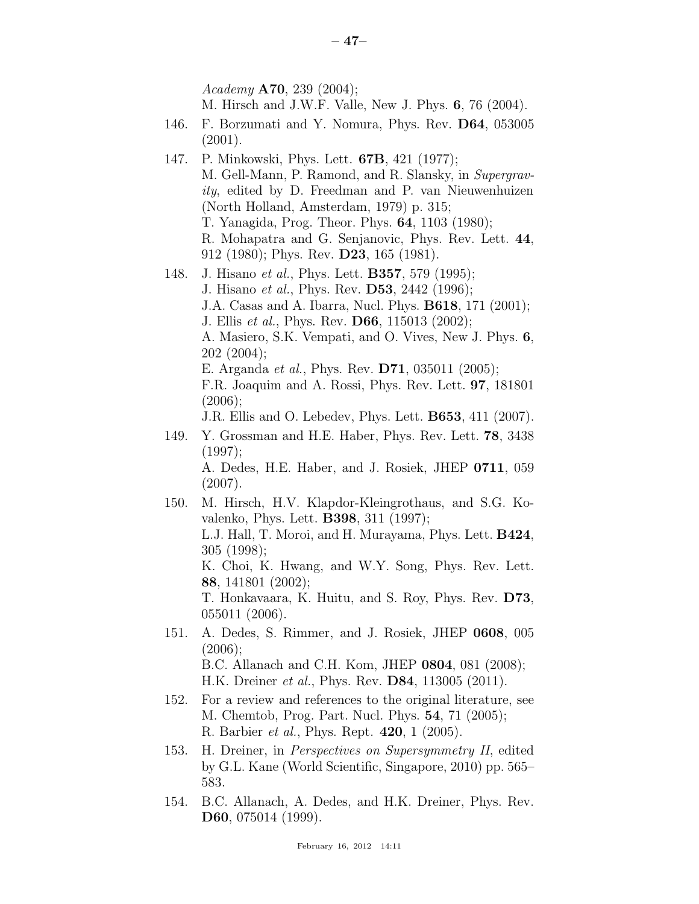*Academy* **A70**, 239 (2004);
M. Hirsch and J.W.F. Valle, New J. Phys. **6**, 76 (2004).

146. F. Borzumati and Y. Nomura, Phys. Rev. **D64**, 053005 (2001).

147. P. Minkowski, Phys. Lett. **67B**, 421 (1977);
M. Gell-Mann, P. Ramond, and R. Slansky, in *Supergravity*, edited by D. Freedman and P. van Nieuwenhuizen (North Holland, Amsterdam, 1979) p. 315;
T. Yanagida, Prog. Theor. Phys. **64**, 1103 (1980);
R. Mohapatra and G. Senjanovic, Phys. Rev. Lett. **44**, 912 (1980); Phys. Rev. **D23**, 165 (1981).

148. J. Hisano *et al.*, Phys. Lett. **B357**, 579 (1995);
J. Hisano *et al.*, Phys. Rev. **D53**, 2442 (1996);
J.A. Casas and A. Ibarra, Nucl. Phys. **B618**, 171 (2001);
J. Ellis *et al.*, Phys. Rev. **D66**, 115013 (2002);
A. Masiero, S.K. Vempati, and O. Vives, New J. Phys. **6**, 202 (2004);
E. Arganda *et al.*, Phys. Rev. **D71**, 035011 (2005);
F.R. Joaquim and A. Rossi, Phys. Rev. Lett. **97**, 181801 (2006);
J.R. Ellis and O. Lebedev, Phys. Lett. **B653**, 411 (2007).

149. Y. Grossman and H.E. Haber, Phys. Rev. Lett. **78**, 3438 (1997);
A. Dedes, H.E. Haber, and J. Rosiek, JHEP **0711**, 059 (2007).

150. M. Hirsch, H.V. Klapdor-Kleingrothaus, and S.G. Kovalenko, Phys. Lett. **B398**, 311 (1997);
L.J. Hall, T. Moroi, and H. Murayama, Phys. Lett. **B424**, 305 (1998);
K. Choi, K. Hwang, and W.Y. Song, Phys. Rev. Lett. **88**, 141801 (2002);
T. Honkavaara, K. Huitu, and S. Roy, Phys. Rev. **D73**, 055011 (2006).

151. A. Dedes, S. Rimmer, and J. Rosiek, JHEP **0608**, 005 (2006);
B.C. Allanach and C.H. Kom, JHEP **0804**, 081 (2008);
H.K. Dreiner *et al.*, Phys. Rev. **D84**, 113005 (2011).

152. For a review and references to the original literature, see M. Chemtob, Prog. Part. Nucl. Phys. **54**, 71 (2005);
R. Barbier *et al.*, Phys. Rept. **420**, 1 (2005).

153. H. Dreiner, in *Perspectives on Supersymmetry II*, edited by G.L. Kane (World Scientific, Singapore, 2010) pp. 565–583.

154. B.C. Allanach, A. Dedes, and H.K. Dreiner, Phys. Rev. **D60**, 075014 (1999).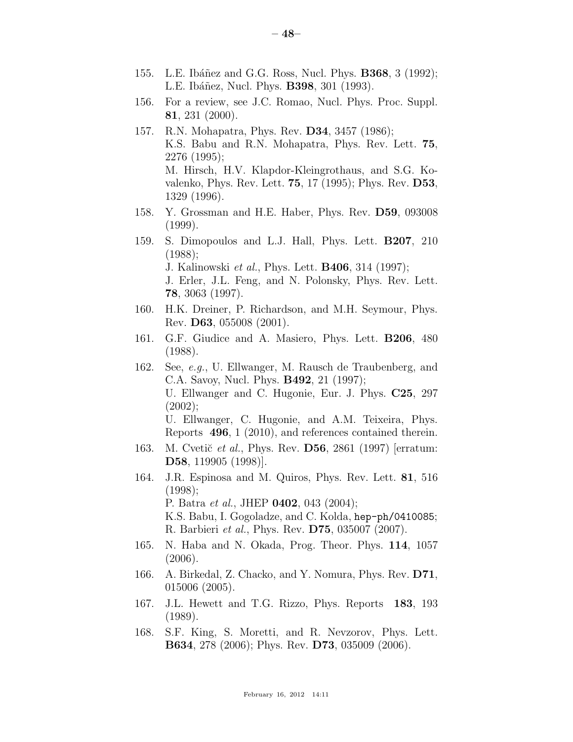155. L.E. Ibáñez and G.G. Ross, Nucl. Phys. **B368**, 3 (1992); L.E. Ibáñez, Nucl. Phys. **B398**, 301 (1993).

156. For a review, see J.C. Romao, Nucl. Phys. Proc. Suppl. **81**, 231 (2000).

157. R.N. Mohapatra, Phys. Rev. **D34**, 3457 (1986);
K.S. Babu and R.N. Mohapatra, Phys. Rev. Lett. **75**, 2276 (1995);
M. Hirsch, H.V. Klapdor-Kleingrothaus, and S.G. Kovalenko, Phys. Rev. Lett. **75**, 17 (1995); Phys. Rev. **D53**, 1329 (1996).

158. Y. Grossman and H.E. Haber, Phys. Rev. **D59**, 093008 (1999).

159. S. Dimopoulos and L.J. Hall, Phys. Lett. **B207**, 210 (1988);
J. Kalinowski *et al.*, Phys. Lett. **B406**, 314 (1997);
J. Erler, J.L. Feng, and N. Polonsky, Phys. Rev. Lett. **78**, 3063 (1997).

160. H.K. Dreiner, P. Richardson, and M.H. Seymour, Phys. Rev. **D63**, 055008 (2001).

161. G.F. Giudice and A. Masiero, Phys. Lett. **B206**, 480 (1988).

162. See, *e.g.*, U. Ellwanger, M. Rausch de Traubenberg, and C.A. Savoy, Nucl. Phys. **B492**, 21 (1997);
U. Ellwanger and C. Hugonie, Eur. J. Phys. **C25**, 297 (2002);
U. Ellwanger, C. Hugonie, and A.M. Teixeira, Phys. Reports **496**, 1 (2010), and references contained therein.

163. M. Cvetič *et al.*, Phys. Rev. **D56**, 2861 (1997) [erratum: **D58**, 119905 (1998)].

164. J.R. Espinosa and M. Quiros, Phys. Rev. Lett. **81**, 516 (1998);
P. Batra *et al.*, JHEP **0402**, 043 (2004);
K.S. Babu, I. Gogoladze, and C. Kolda, `hep-ph/0410085`;
R. Barbieri *et al.*, Phys. Rev. **D75**, 035007 (2007).

165. N. Haba and N. Okada, Prog. Theor. Phys. **114**, 1057 (2006).

166. A. Birkedal, Z. Chacko, and Y. Nomura, Phys. Rev. **D71**, 015006 (2005).

167. J.L. Hewett and T.G. Rizzo, Phys. Reports **183**, 193 (1989).

168. S.F. King, S. Moretti, and R. Nevzorov, Phys. Lett. **B634**, 278 (2006); Phys. Rev. **D73**, 035009 (2006).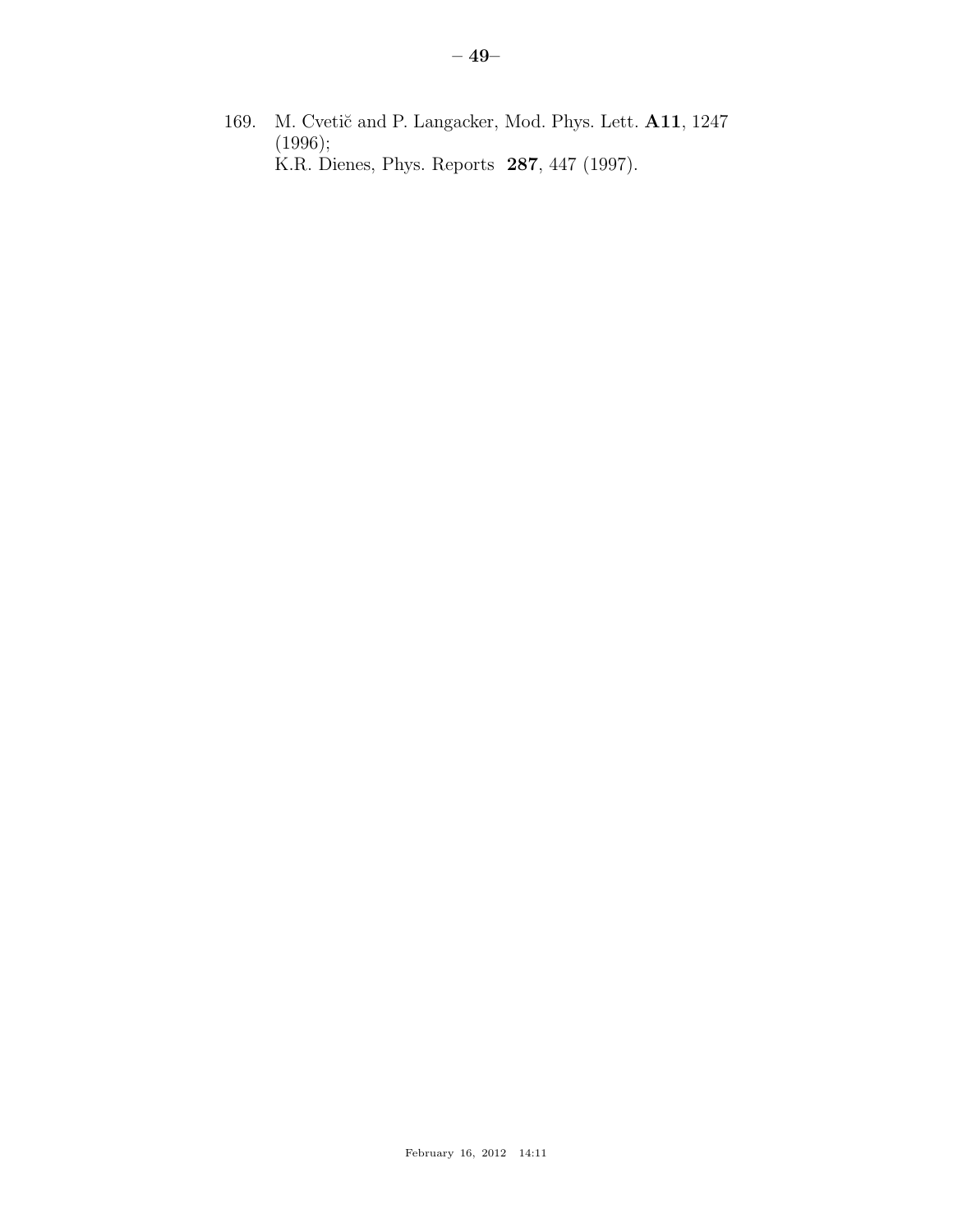169. M. Cvetič and P. Langacker, Mod. Phys. Lett. **A11**, 1247 (1996);
K.R. Dienes, Phys. Reports **287**, 447 (1997).